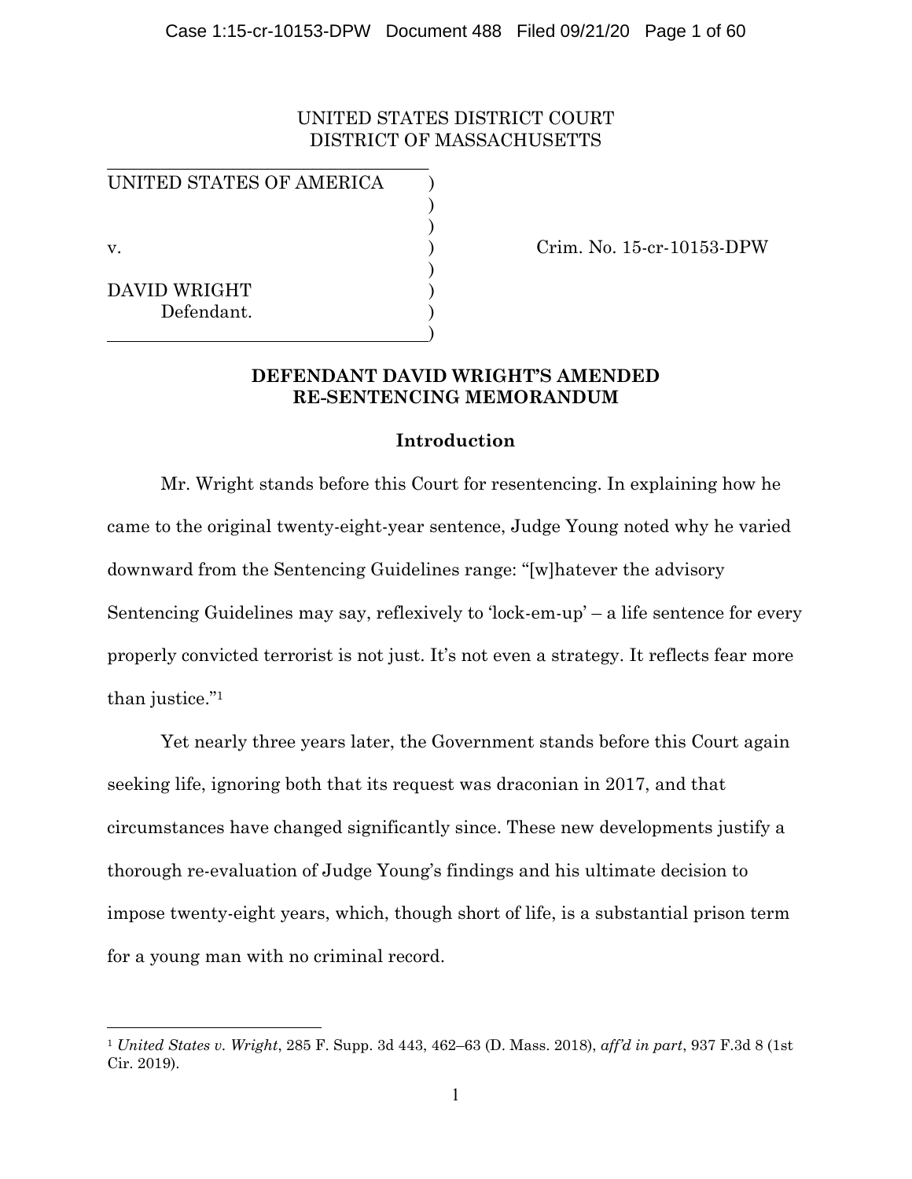UNITED STATES DISTRICT COURT
DISTRICT OF MASSACHUSETTS

| | | |
|---|---|---|
| UNITED STATES OF AMERICA | ) | |
| | ) | |
| v. | ) | Crim. No. 15-cr-10153-DPW |
| | ) | |
| DAVID WRIGHT | ) | |
| Defendant. | ) | |

**DEFENDANT DAVID WRIGHT'S AMENDED RE-SENTENCING MEMORANDUM**

## Introduction

Mr. Wright stands before this Court for resentencing. In explaining how he came to the original twenty-eight-year sentence, Judge Young noted why he varied downward from the Sentencing Guidelines range: "[w]hatever the advisory Sentencing Guidelines may say, reflexively to 'lock-em-up' – a life sentence for every properly convicted terrorist is not just. It's not even a strategy. It reflects fear more than justice."[1]

Yet nearly three years later, the Government stands before this Court again seeking life, ignoring both that its request was draconian in 2017, and that circumstances have changed significantly since. These new developments justify a thorough re-evaluation of Judge Young's findings and his ultimate decision to impose twenty-eight years, which, though short of life, is a substantial prison term for a young man with no criminal record.

---

[1] *United States v. Wright*, 285 F. Supp. 3d 443, 462–63 (D. Mass. 2018), *aff'd in part*, 937 F.3d 8 (1st Cir. 2019).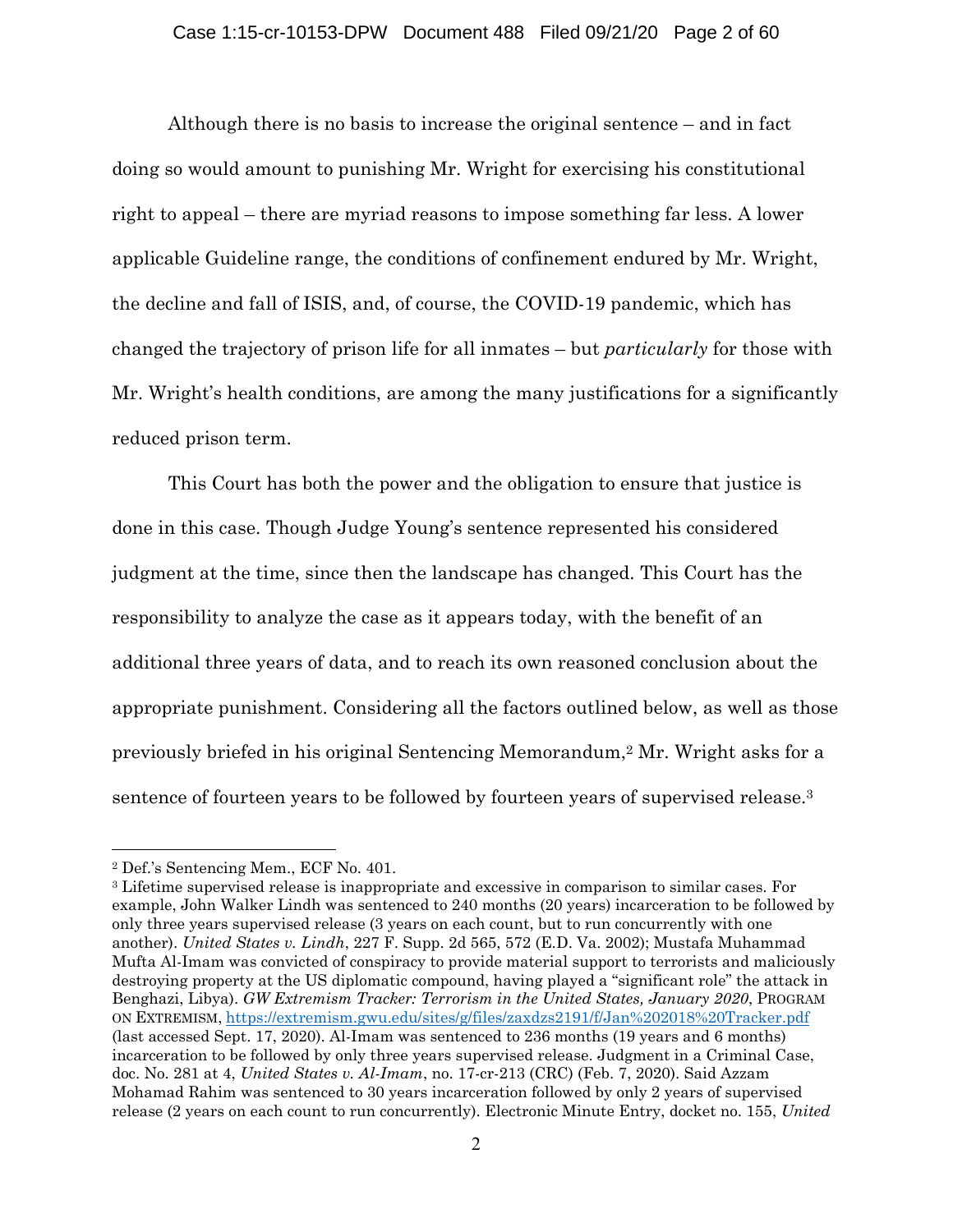Although there is no basis to increase the original sentence – and in fact doing so would amount to punishing Mr. Wright for exercising his constitutional right to appeal – there are myriad reasons to impose something far less. A lower applicable Guideline range, the conditions of confinement endured by Mr. Wright, the decline and fall of ISIS, and, of course, the COVID-19 pandemic, which has changed the trajectory of prison life for all inmates – but *particularly* for those with Mr. Wright's health conditions, are among the many justifications for a significantly reduced prison term.

This Court has both the power and the obligation to ensure that justice is done in this case. Though Judge Young's sentence represented his considered judgment at the time, since then the landscape has changed. This Court has the responsibility to analyze the case as it appears today, with the benefit of an additional three years of data, and to reach its own reasoned conclusion about the appropriate punishment. Considering all the factors outlined below, as well as those previously briefed in his original Sentencing Memorandum,[2] Mr. Wright asks for a sentence of fourteen years to be followed by fourteen years of supervised release.[3]

---

[2] Def.'s Sentencing Mem., ECF No. 401.

[3] Lifetime supervised release is inappropriate and excessive in comparison to similar cases. For example, John Walker Lindh was sentenced to 240 months (20 years) incarceration to be followed by only three years supervised release (3 years on each count, but to run concurrently with one another). *United States v. Lindh*, 227 F. Supp. 2d 565, 572 (E.D. Va. 2002); Mustafa Muhammad Mufta Al-Imam was convicted of conspiracy to provide material support to terrorists and maliciously destroying property at the US diplomatic compound, having played a "significant role" the attack in Benghazi, Libya). *GW Extremism Tracker: Terrorism in the United States, January 2020*, PROGRAM ON EXTREMISM, https://extremism.gwu.edu/sites/g/files/zaxdzs2191/f/Jan%202018%20Tracker.pdf (last accessed Sept. 17, 2020). Al-Imam was sentenced to 236 months (19 years and 6 months) incarceration to be followed by only three years supervised release. Judgment in a Criminal Case, doc. No. 281 at 4, *United States v. Al-Imam*, no. 17-cr-213 (CRC) (Feb. 7, 2020). Said Azzam Mohamad Rahim was sentenced to 30 years incarceration followed by only 2 years of supervised release (2 years on each count to run concurrently). Electronic Minute Entry, docket no. 155, *United*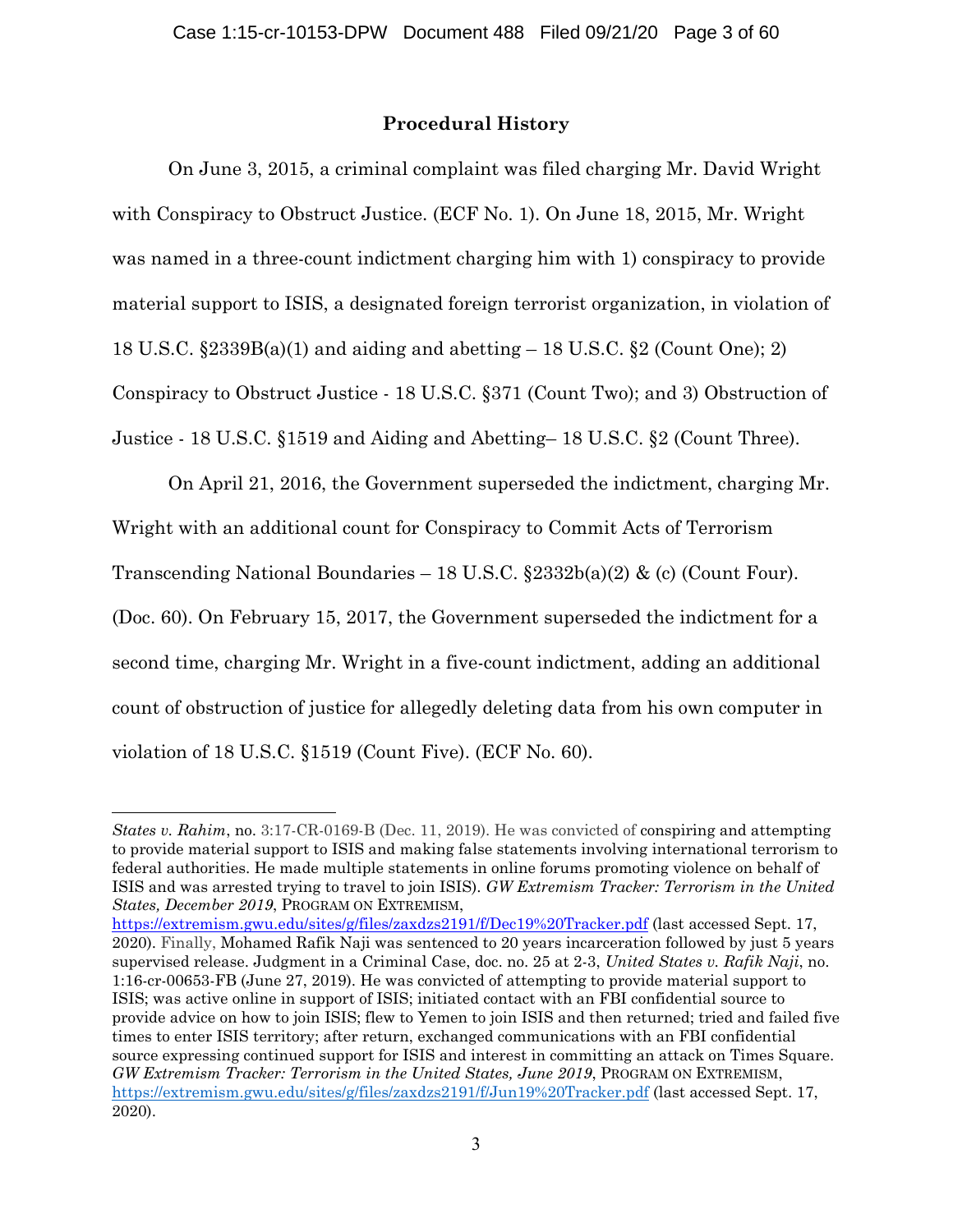## Procedural History

On June 3, 2015, a criminal complaint was filed charging Mr. David Wright with Conspiracy to Obstruct Justice. (ECF No. 1). On June 18, 2015, Mr. Wright was named in a three-count indictment charging him with 1) conspiracy to provide material support to ISIS, a designated foreign terrorist organization, in violation of 18 U.S.C. §2339B(a)(1) and aiding and abetting – 18 U.S.C. §2 (Count One); 2) Conspiracy to Obstruct Justice - 18 U.S.C. §371 (Count Two); and 3) Obstruction of Justice - 18 U.S.C. §1519 and Aiding and Abetting– 18 U.S.C. §2 (Count Three).

On April 21, 2016, the Government superseded the indictment, charging Mr. Wright with an additional count for Conspiracy to Commit Acts of Terrorism Transcending National Boundaries – 18 U.S.C. §2332b(a)(2) & (c) (Count Four). (Doc. 60). On February 15, 2017, the Government superseded the indictment for a second time, charging Mr. Wright in a five-count indictment, adding an additional count of obstruction of justice for allegedly deleting data from his own computer in violation of 18 U.S.C. §1519 (Count Five). (ECF No. 60).

---

*States v. Rahim*, no. 3:17-CR-0169-B (Dec. 11, 2019). He was convicted of conspiring and attempting to provide material support to ISIS and making false statements involving international terrorism to federal authorities. He made multiple statements in online forums promoting violence on behalf of ISIS and was arrested trying to travel to join ISIS). *GW Extremism Tracker: Terrorism in the United States, December 2019*, PROGRAM ON EXTREMISM, https://extremism.gwu.edu/sites/g/files/zaxdzs2191/f/Dec19%20Tracker.pdf (last accessed Sept. 17, 2020). Finally, Mohamed Rafik Naji was sentenced to 20 years incarceration followed by just 5 years supervised release. Judgment in a Criminal Case, doc. no. 25 at 2-3, *United States v. Rafik Naji*, no. 1:16-cr-00653-FB (June 27, 2019). He was convicted of attempting to provide material support to ISIS; was active online in support of ISIS; initiated contact with an FBI confidential source to provide advice on how to join ISIS; flew to Yemen to join ISIS and then returned; tried and failed five times to enter ISIS territory; after return, exchanged communications with an FBI confidential source expressing continued support for ISIS and interest in committing an attack on Times Square. *GW Extremism Tracker: Terrorism in the United States, June 2019*, PROGRAM ON EXTREMISM, https://extremism.gwu.edu/sites/g/files/zaxdzs2191/f/Jun19%20Tracker.pdf (last accessed Sept. 17, 2020).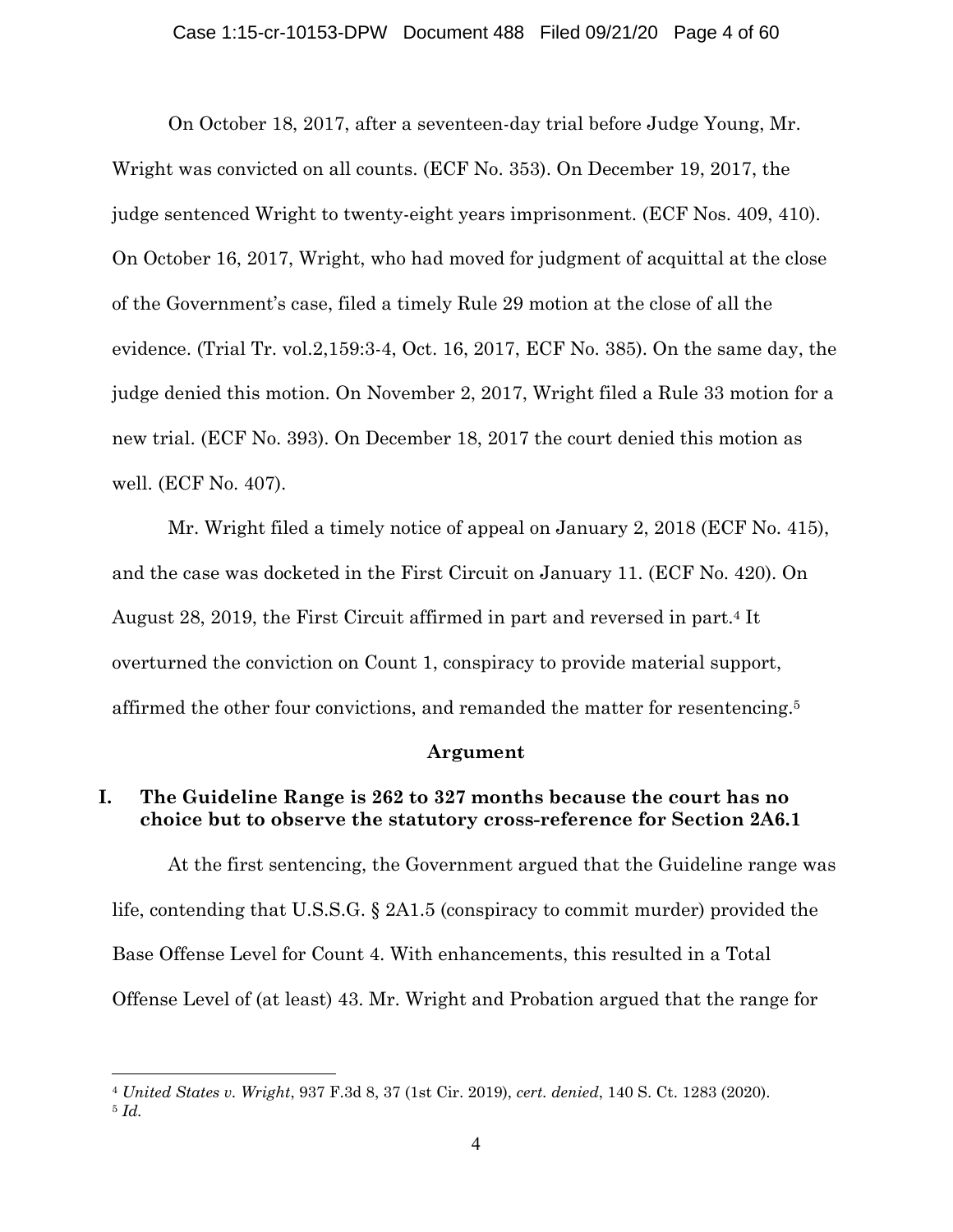On October 18, 2017, after a seventeen-day trial before Judge Young, Mr. Wright was convicted on all counts. (ECF No. 353). On December 19, 2017, the judge sentenced Wright to twenty-eight years imprisonment. (ECF Nos. 409, 410). On October 16, 2017, Wright, who had moved for judgment of acquittal at the close of the Government's case, filed a timely Rule 29 motion at the close of all the evidence. (Trial Tr. vol.2,159:3-4, Oct. 16, 2017, ECF No. 385). On the same day, the judge denied this motion. On November 2, 2017, Wright filed a Rule 33 motion for a new trial. (ECF No. 393). On December 18, 2017 the court denied this motion as well. (ECF No. 407).

Mr. Wright filed a timely notice of appeal on January 2, 2018 (ECF No. 415), and the case was docketed in the First Circuit on January 11. (ECF No. 420). On August 28, 2019, the First Circuit affirmed in part and reversed in part.[4] It overturned the conviction on Count 1, conspiracy to provide material support, affirmed the other four convictions, and remanded the matter for resentencing.[5]

## Argument

### I. The Guideline Range is 262 to 327 months because the court has no choice but to observe the statutory cross-reference for Section 2A6.1

At the first sentencing, the Government argued that the Guideline range was life, contending that U.S.S.G. § 2A1.5 (conspiracy to commit murder) provided the Base Offense Level for Count 4. With enhancements, this resulted in a Total Offense Level of (at least) 43. Mr. Wright and Probation argued that the range for

---

[4] *United States v. Wright*, 937 F.3d 8, 37 (1st Cir. 2019), *cert. denied*, 140 S. Ct. 1283 (2020).

[5] *Id.*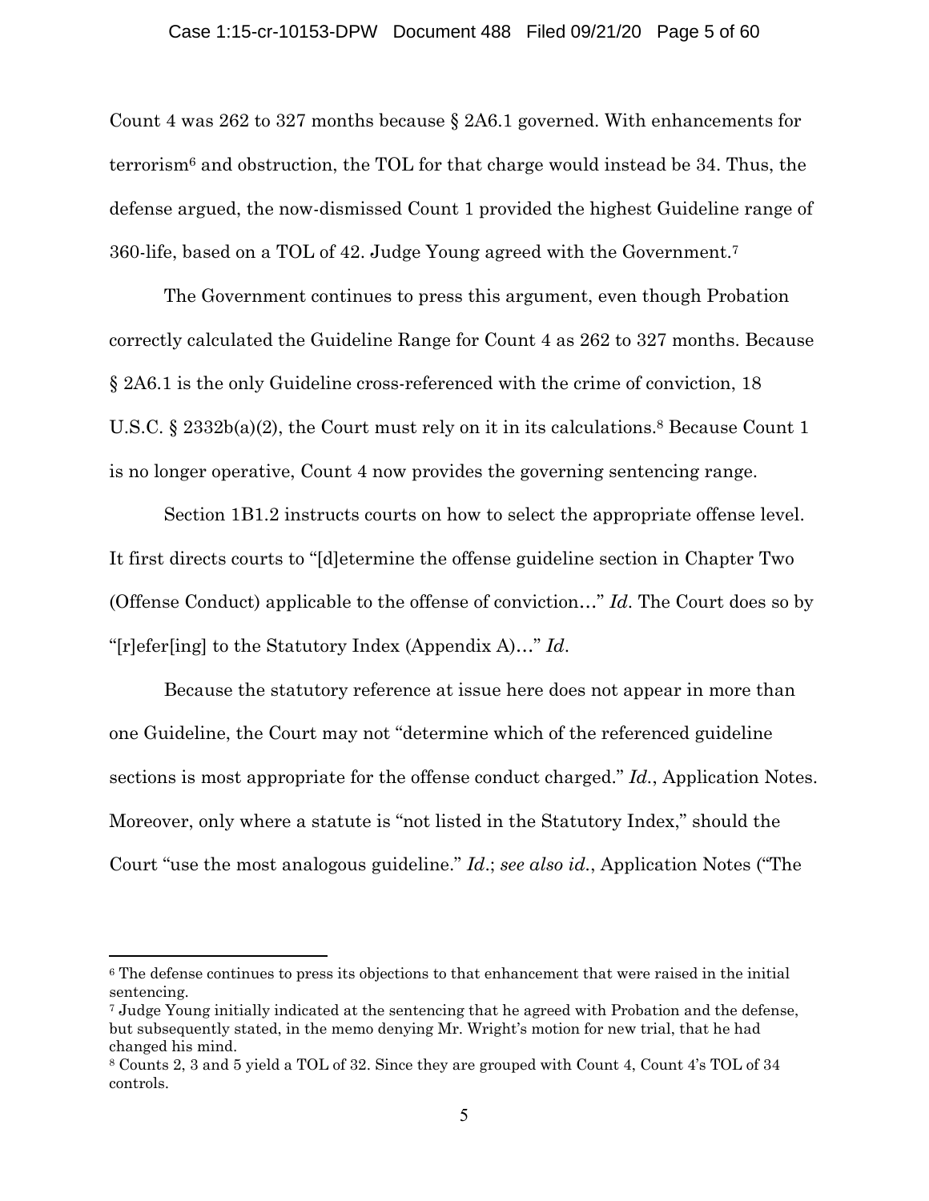Count 4 was 262 to 327 months because § 2A6.1 governed. With enhancements for terrorism[6] and obstruction, the TOL for that charge would instead be 34. Thus, the defense argued, the now-dismissed Count 1 provided the highest Guideline range of 360-life, based on a TOL of 42. Judge Young agreed with the Government.[7]

The Government continues to press this argument, even though Probation correctly calculated the Guideline Range for Count 4 as 262 to 327 months. Because § 2A6.1 is the only Guideline cross-referenced with the crime of conviction, 18 U.S.C. § 2332b(a)(2), the Court must rely on it in its calculations.[8] Because Count 1 is no longer operative, Count 4 now provides the governing sentencing range.

Section 1B1.2 instructs courts on how to select the appropriate offense level. It first directs courts to "[d]etermine the offense guideline section in Chapter Two (Offense Conduct) applicable to the offense of conviction…" *Id*. The Court does so by "[r]efer[ing] to the Statutory Index (Appendix A)…" *Id*.

Because the statutory reference at issue here does not appear in more than one Guideline, the Court may not "determine which of the referenced guideline sections is most appropriate for the offense conduct charged." *Id.*, Application Notes. Moreover, only where a statute is "not listed in the Statutory Index," should the Court "use the most analogous guideline." *Id.*; *see also id.*, Application Notes ("The

---

[6] The defense continues to press its objections to that enhancement that were raised in the initial sentencing.

[7] Judge Young initially indicated at the sentencing that he agreed with Probation and the defense, but subsequently stated, in the memo denying Mr. Wright's motion for new trial, that he had changed his mind.

[8] Counts 2, 3 and 5 yield a TOL of 32. Since they are grouped with Count 4, Count 4's TOL of 34 controls.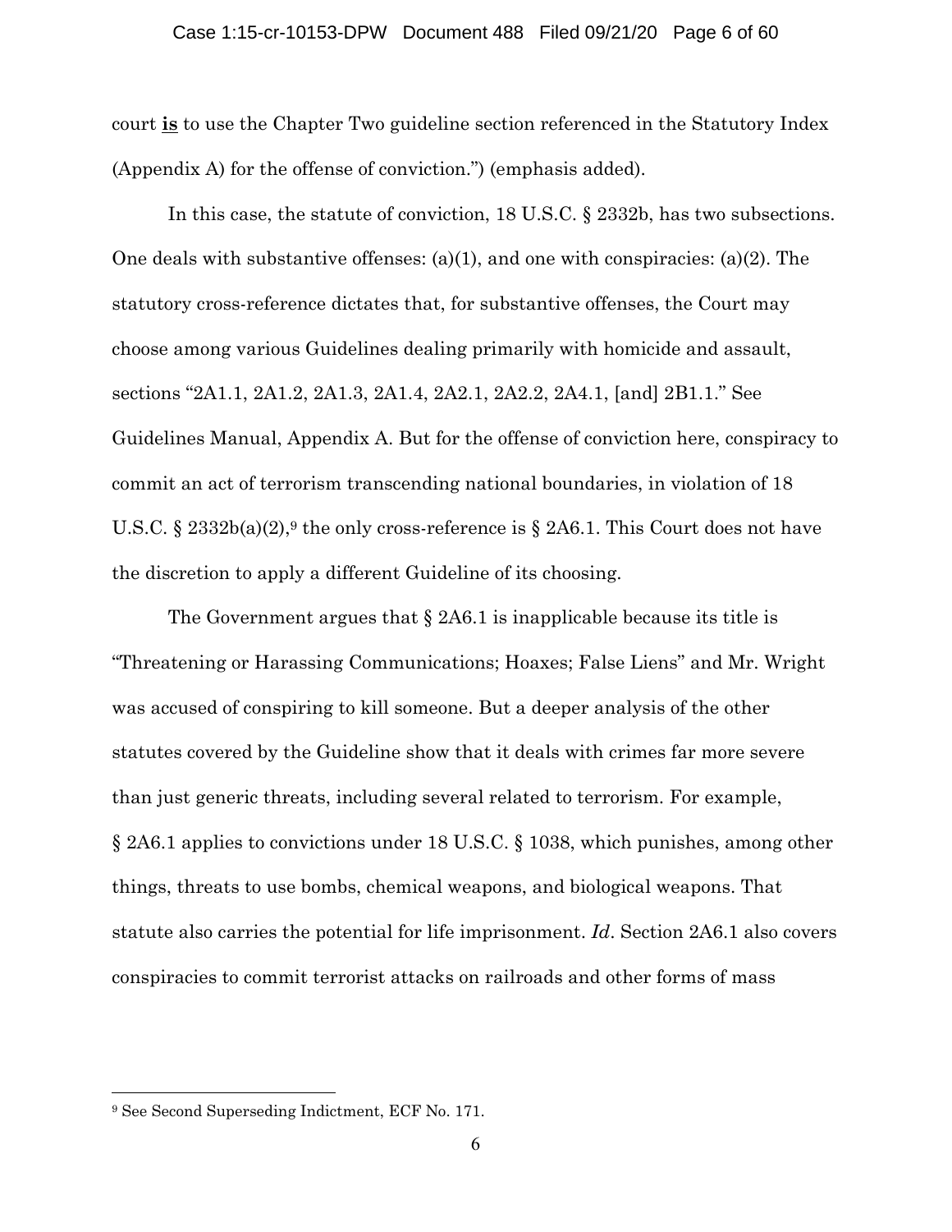court **is** to use the Chapter Two guideline section referenced in the Statutory Index (Appendix A) for the offense of conviction.") (emphasis added).

In this case, the statute of conviction, 18 U.S.C. § 2332b, has two subsections. One deals with substantive offenses: (a)(1), and one with conspiracies: (a)(2). The statutory cross-reference dictates that, for substantive offenses, the Court may choose among various Guidelines dealing primarily with homicide and assault, sections "2A1.1, 2A1.2, 2A1.3, 2A1.4, 2A2.1, 2A2.2, 2A4.1, [and] 2B1.1." See Guidelines Manual, Appendix A. But for the offense of conviction here, conspiracy to commit an act of terrorism transcending national boundaries, in violation of 18 U.S.C. § 2332b(a)(2),[9] the only cross-reference is § 2A6.1. This Court does not have the discretion to apply a different Guideline of its choosing.

The Government argues that § 2A6.1 is inapplicable because its title is "Threatening or Harassing Communications; Hoaxes; False Liens" and Mr. Wright was accused of conspiring to kill someone. But a deeper analysis of the other statutes covered by the Guideline show that it deals with crimes far more severe than just generic threats, including several related to terrorism. For example, § 2A6.1 applies to convictions under 18 U.S.C. § 1038, which punishes, among other things, threats to use bombs, chemical weapons, and biological weapons. That statute also carries the potential for life imprisonment. *Id*. Section 2A6.1 also covers conspiracies to commit terrorist attacks on railroads and other forms of mass

---

[9] See Second Superseding Indictment, ECF No. 171.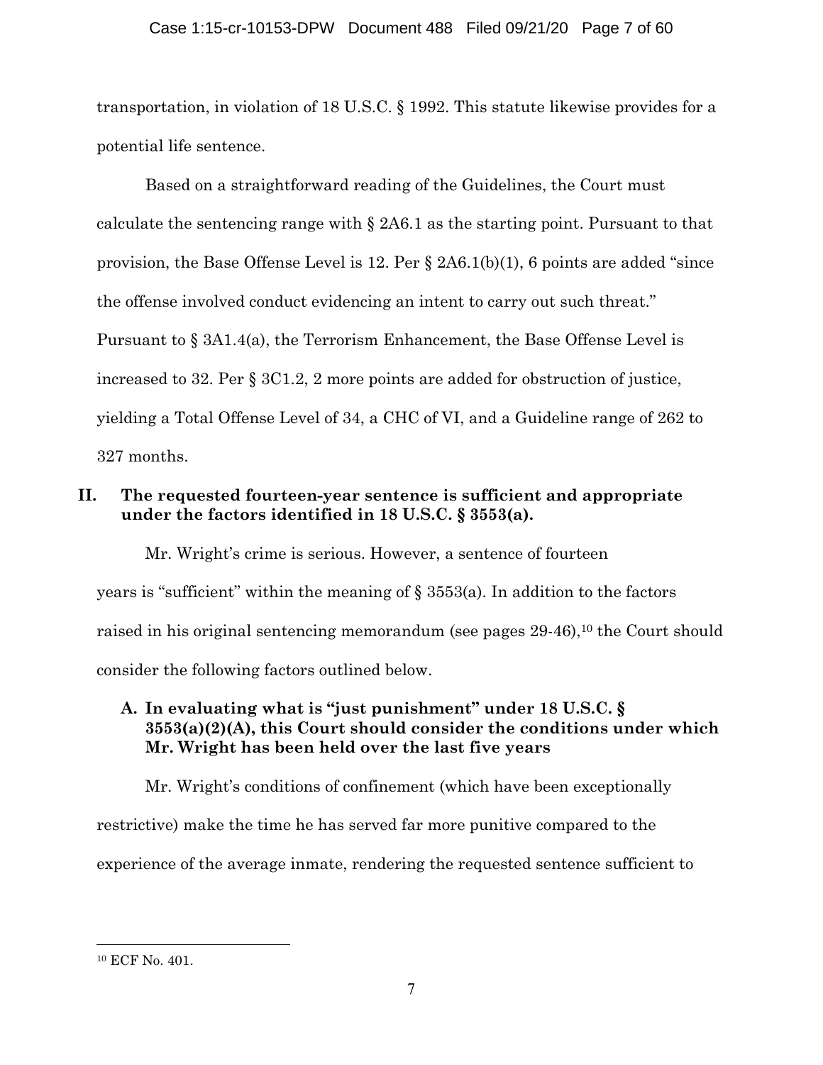transportation, in violation of 18 U.S.C. § 1992. This statute likewise provides for a potential life sentence.

Based on a straightforward reading of the Guidelines, the Court must calculate the sentencing range with § 2A6.1 as the starting point. Pursuant to that provision, the Base Offense Level is 12. Per § 2A6.1(b)(1), 6 points are added "since the offense involved conduct evidencing an intent to carry out such threat." Pursuant to § 3A1.4(a), the Terrorism Enhancement, the Base Offense Level is increased to 32. Per § 3C1.2, 2 more points are added for obstruction of justice, yielding a Total Offense Level of 34, a CHC of VI, and a Guideline range of 262 to 327 months.

## II. The requested fourteen-year sentence is sufficient and appropriate under the factors identified in 18 U.S.C. § 3553(a).

Mr. Wright's crime is serious. However, a sentence of fourteen years is "sufficient" within the meaning of § 3553(a). In addition to the factors raised in his original sentencing memorandum (see pages 29-46),[10] the Court should consider the following factors outlined below.

### A. In evaluating what is "just punishment" under 18 U.S.C. § 3553(a)(2)(A), this Court should consider the conditions under which Mr. Wright has been held over the last five years

Mr. Wright's conditions of confinement (which have been exceptionally restrictive) make the time he has served far more punitive compared to the experience of the average inmate, rendering the requested sentence sufficient to

---

[10] ECF No. 401.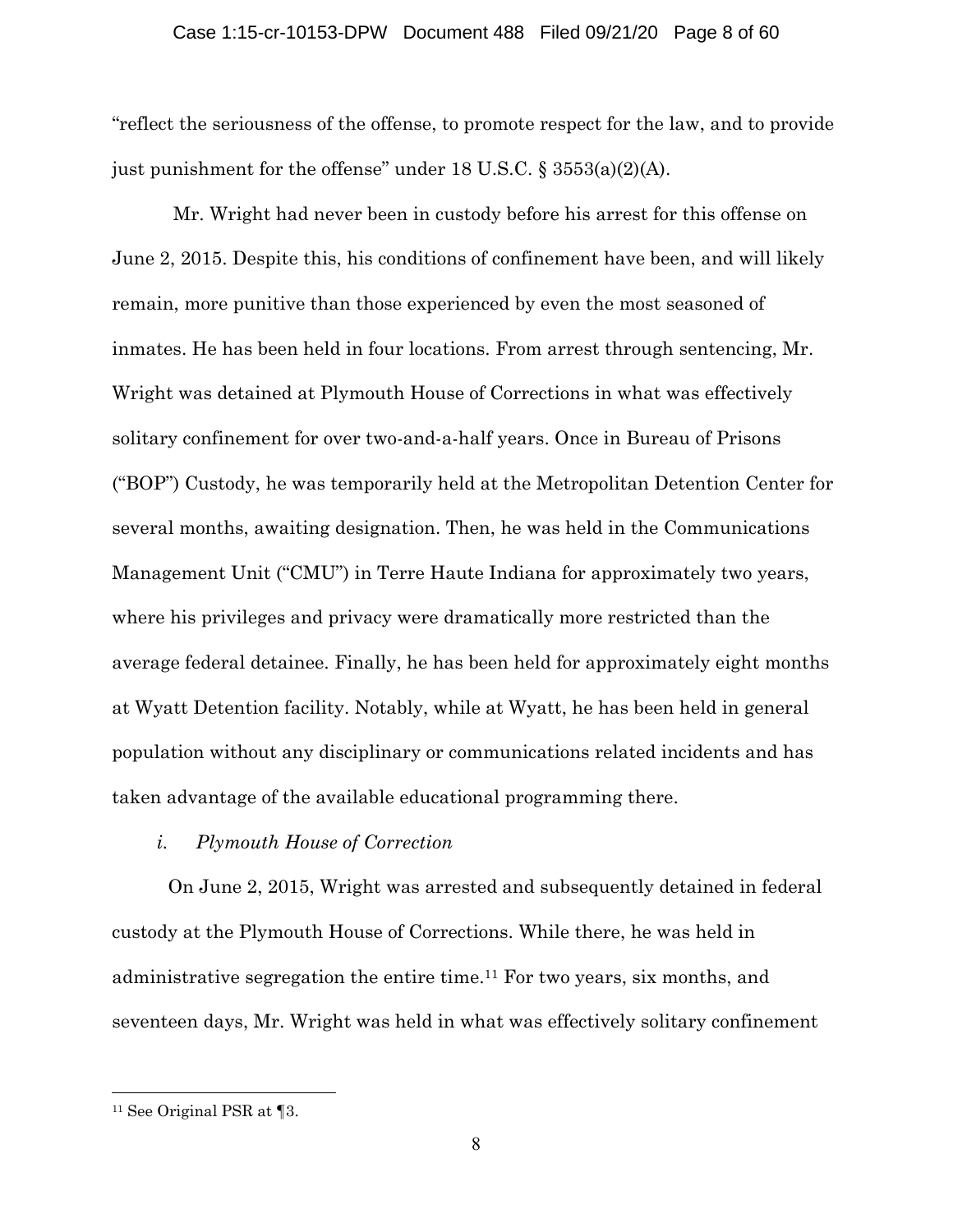"reflect the seriousness of the offense, to promote respect for the law, and to provide just punishment for the offense" under 18 U.S.C. § 3553(a)(2)(A).

Mr. Wright had never been in custody before his arrest for this offense on June 2, 2015. Despite this, his conditions of confinement have been, and will likely remain, more punitive than those experienced by even the most seasoned of inmates. He has been held in four locations. From arrest through sentencing, Mr. Wright was detained at Plymouth House of Corrections in what was effectively solitary confinement for over two-and-a-half years. Once in Bureau of Prisons ("BOP") Custody, he was temporarily held at the Metropolitan Detention Center for several months, awaiting designation. Then, he was held in the Communications Management Unit ("CMU") in Terre Haute Indiana for approximately two years, where his privileges and privacy were dramatically more restricted than the average federal detainee. Finally, he has been held for approximately eight months at Wyatt Detention facility. Notably, while at Wyatt, he has been held in general population without any disciplinary or communications related incidents and has taken advantage of the available educational programming there.

*i. Plymouth House of Correction*

On June 2, 2015, Wright was arrested and subsequently detained in federal custody at the Plymouth House of Corrections. While there, he was held in administrative segregation the entire time.[11] For two years, six months, and seventeen days, Mr. Wright was held in what was effectively solitary confinement

[11] See Original PSR at ¶3.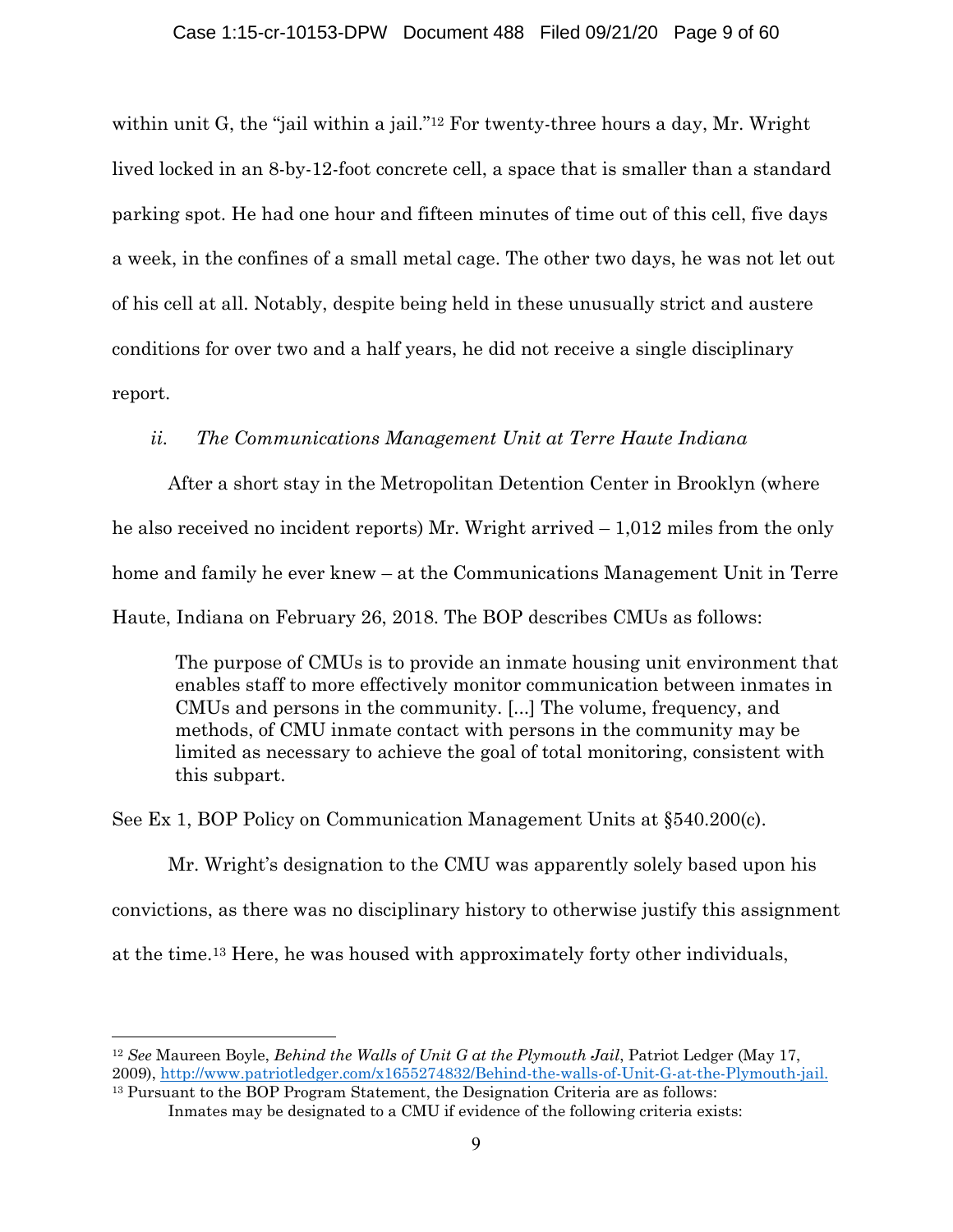within unit G, the "jail within a jail."[12] For twenty-three hours a day, Mr. Wright lived locked in an 8-by-12-foot concrete cell, a space that is smaller than a standard parking spot. He had one hour and fifteen minutes of time out of this cell, five days a week, in the confines of a small metal cage. The other two days, he was not let out of his cell at all. Notably, despite being held in these unusually strict and austere conditions for over two and a half years, he did not receive a single disciplinary report.

*ii. The Communications Management Unit at Terre Haute Indiana*

After a short stay in the Metropolitan Detention Center in Brooklyn (where he also received no incident reports) Mr. Wright arrived – 1,012 miles from the only home and family he ever knew – at the Communications Management Unit in Terre Haute, Indiana on February 26, 2018. The BOP describes CMUs as follows:

> The purpose of CMUs is to provide an inmate housing unit environment that enables staff to more effectively monitor communication between inmates in CMUs and persons in the community. [...] The volume, frequency, and methods, of CMU inmate contact with persons in the community may be limited as necessary to achieve the goal of total monitoring, consistent with this subpart.

See Ex 1, BOP Policy on Communication Management Units at §540.200(c).

Mr. Wright's designation to the CMU was apparently solely based upon his convictions, as there was no disciplinary history to otherwise justify this assignment at the time.[13] Here, he was housed with approximately forty other individuals,

---

[12] *See* Maureen Boyle, *Behind the Walls of Unit G at the Plymouth Jail*, Patriot Ledger (May 17, 2009), http://www.patriotledger.com/x1655274832/Behind-the-walls-of-Unit-G-at-the-Plymouth-jail.

[13] Pursuant to the BOP Program Statement, the Designation Criteria are as follows:

> Inmates may be designated to a CMU if evidence of the following criteria exists: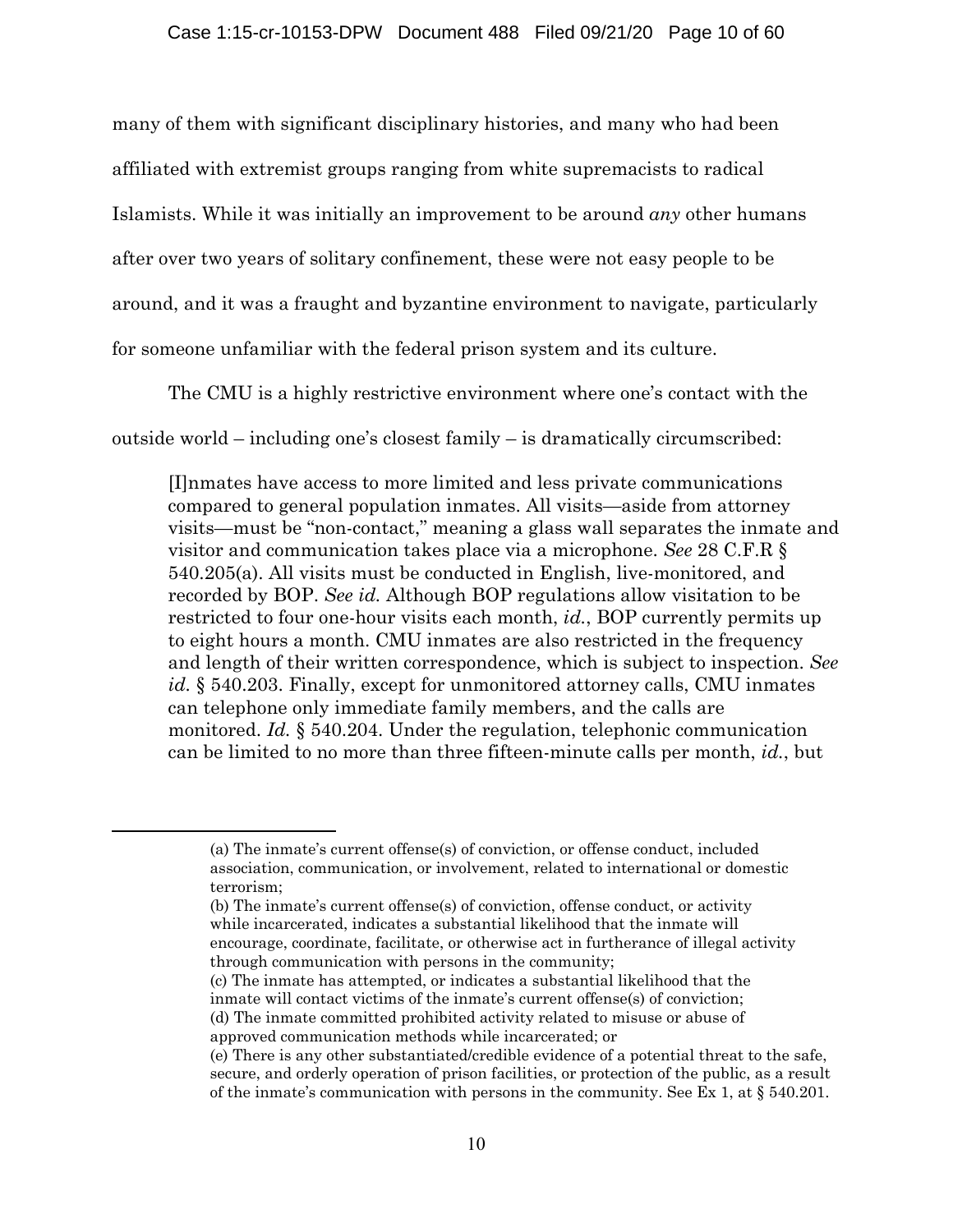many of them with significant disciplinary histories, and many who had been affiliated with extremist groups ranging from white supremacists to radical Islamists. While it was initially an improvement to be around *any* other humans after over two years of solitary confinement, these were not easy people to be around, and it was a fraught and byzantine environment to navigate, particularly for someone unfamiliar with the federal prison system and its culture.

The CMU is a highly restrictive environment where one's contact with the outside world – including one's closest family – is dramatically circumscribed:

> [I]nmates have access to more limited and less private communications compared to general population inmates. All visits—aside from attorney visits—must be "non-contact," meaning a glass wall separates the inmate and visitor and communication takes place via a microphone. *See* 28 C.F.R § 540.205(a). All visits must be conducted in English, live-monitored, and recorded by BOP. *See id.* Although BOP regulations allow visitation to be restricted to four one-hour visits each month, *id.*, BOP currently permits up to eight hours a month. CMU inmates are also restricted in the frequency and length of their written correspondence, which is subject to inspection. *See id.* § 540.203. Finally, except for unmonitored attorney calls, CMU inmates can telephone only immediate family members, and the calls are monitored. *Id.* § 540.204. Under the regulation, telephonic communication can be limited to no more than three fifteen-minute calls per month, *id.*, but

---

> (a) The inmate's current offense(s) of conviction, or offense conduct, included association, communication, or involvement, related to international or domestic terrorism;
>
> (b) The inmate's current offense(s) of conviction, offense conduct, or activity while incarcerated, indicates a substantial likelihood that the inmate will encourage, coordinate, facilitate, or otherwise act in furtherance of illegal activity through communication with persons in the community;
>
> (c) The inmate has attempted, or indicates a substantial likelihood that the inmate will contact victims of the inmate's current offense(s) of conviction;
>
> (d) The inmate committed prohibited activity related to misuse or abuse of approved communication methods while incarcerated; or
>
> (e) There is any other substantiated/credible evidence of a potential threat to the safe, secure, and orderly operation of prison facilities, or protection of the public, as a result of the inmate's communication with persons in the community. See Ex 1, at § 540.201.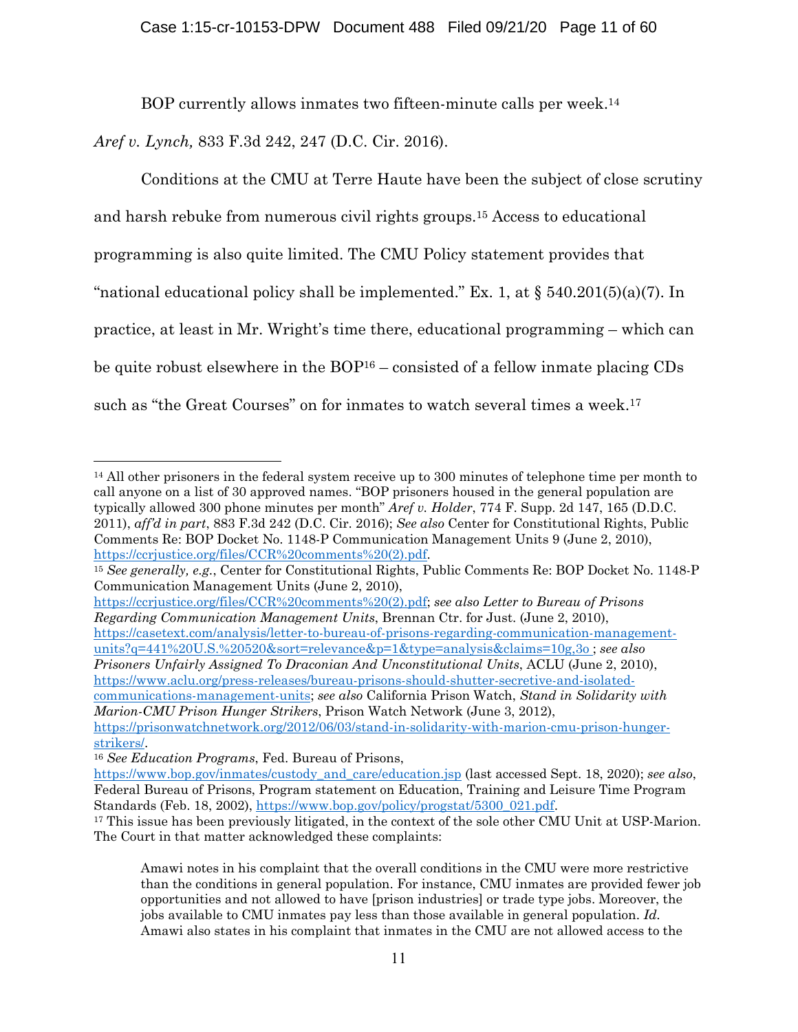BOP currently allows inmates two fifteen-minute calls per week.[14]

*Aref v. Lynch,* 833 F.3d 242, 247 (D.C. Cir. 2016).

Conditions at the CMU at Terre Haute have been the subject of close scrutiny and harsh rebuke from numerous civil rights groups.[15] Access to educational programming is also quite limited. The CMU Policy statement provides that "national educational policy shall be implemented." Ex. 1, at § 540.201(5)(a)(7). In practice, at least in Mr. Wright's time there, educational programming – which can be quite robust elsewhere in the BOP[16] – consisted of a fellow inmate placing CDs such as "the Great Courses" on for inmates to watch several times a week.[17]

---

[14] All other prisoners in the federal system receive up to 300 minutes of telephone time per month to call anyone on a list of 30 approved names. "BOP prisoners housed in the general population are typically allowed 300 phone minutes per month" *Aref v. Holder*, 774 F. Supp. 2d 147, 165 (D.D.C. 2011), *aff'd in part*, 883 F.3d 242 (D.C. Cir. 2016); *See also* Center for Constitutional Rights, Public Comments Re: BOP Docket No. 1148-P Communication Management Units 9 (June 2, 2010), https://ccrjustice.org/files/CCR%20comments%20(2).pdf.

[15] *See generally, e.g.*, Center for Constitutional Rights, Public Comments Re: BOP Docket No. 1148-P Communication Management Units (June 2, 2010), https://ccrjustice.org/files/CCR%20comments%20(2).pdf; *see also Letter to Bureau of Prisons Regarding Communication Management Units*, Brennan Ctr. for Just. (June 2, 2010), https://casetext.com/analysis/letter-to-bureau-of-prisons-regarding-communication-management-units?q=441%20U.S.%20520&sort=relevance&p=1&type=analysis&claims=10g,3o ; *see also Prisoners Unfairly Assigned To Draconian And Unconstitutional Units*, ACLU (June 2, 2010), https://www.aclu.org/press-releases/bureau-prisons-should-shutter-secretive-and-isolated-communications-management-units; *see also* California Prison Watch, *Stand in Solidarity with Marion-CMU Prison Hunger Strikers*, Prison Watch Network (June 3, 2012), https://prisonwatchnetwork.org/2012/06/03/stand-in-solidarity-with-marion-cmu-prison-hunger-strikers/.

[16] *See Education Programs*, Fed. Bureau of Prisons, https://www.bop.gov/inmates/custody_and_care/education.jsp (last accessed Sept. 18, 2020); *see also*, Federal Bureau of Prisons, Program statement on Education, Training and Leisure Time Program Standards (Feb. 18, 2002), https://www.bop.gov/policy/progstat/5300_021.pdf.

[17] This issue has been previously litigated, in the context of the sole other CMU Unit at USP-Marion. The Court in that matter acknowledged these complaints:

> Amawi notes in his complaint that the overall conditions in the CMU were more restrictive than the conditions in general population. For instance, CMU inmates are provided fewer job opportunities and not allowed to have [prison industries] or trade type jobs. Moreover, the jobs available to CMU inmates pay less than those available in general population. *Id.* Amawi also states in his complaint that inmates in the CMU are not allowed access to the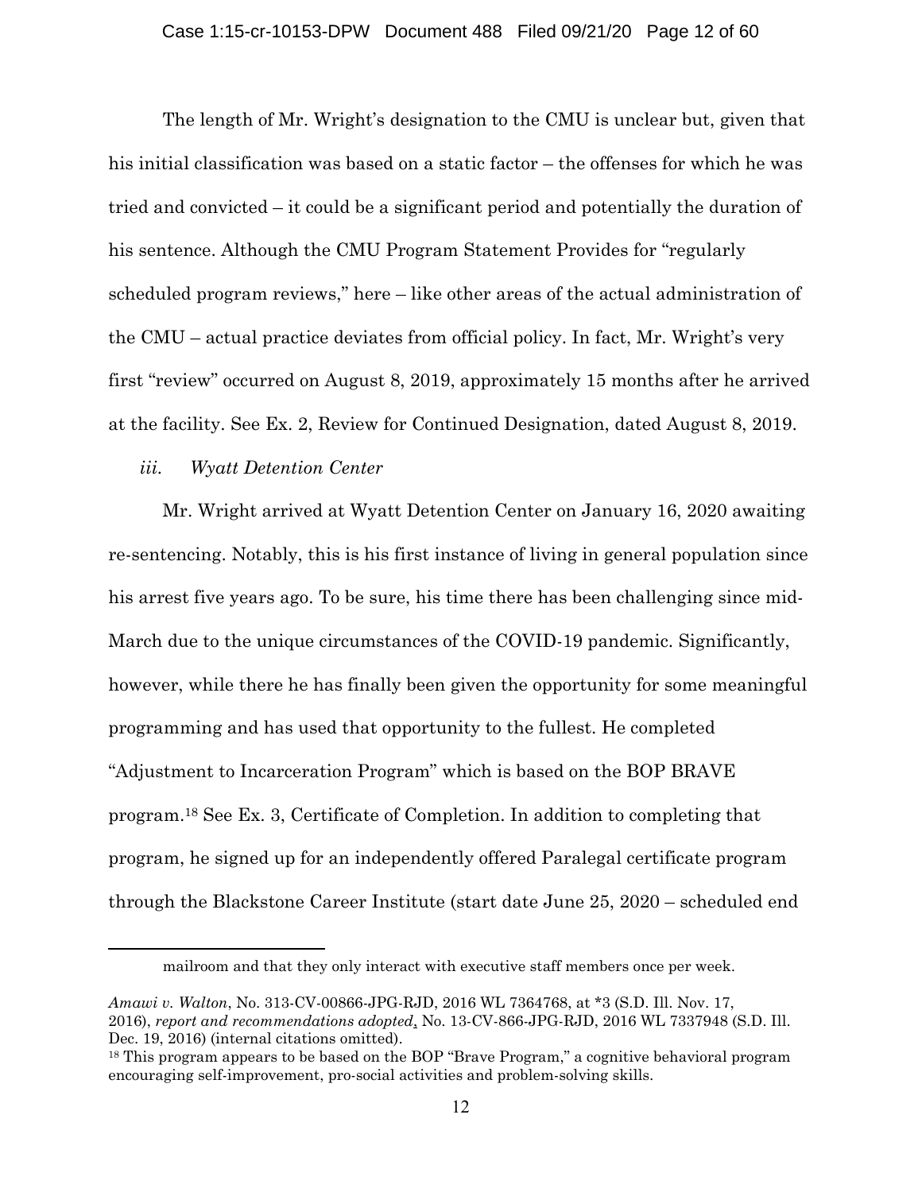The length of Mr. Wright's designation to the CMU is unclear but, given that his initial classification was based on a static factor – the offenses for which he was tried and convicted – it could be a significant period and potentially the duration of his sentence. Although the CMU Program Statement Provides for "regularly scheduled program reviews," here – like other areas of the actual administration of the CMU – actual practice deviates from official policy. In fact, Mr. Wright's very first "review" occurred on August 8, 2019, approximately 15 months after he arrived at the facility. See Ex. 2, Review for Continued Designation, dated August 8, 2019.

*iii. Wyatt Detention Center*

Mr. Wright arrived at Wyatt Detention Center on January 16, 2020 awaiting re-sentencing. Notably, this is his first instance of living in general population since his arrest five years ago. To be sure, his time there has been challenging since mid-March due to the unique circumstances of the COVID-19 pandemic. Significantly, however, while there he has finally been given the opportunity for some meaningful programming and has used that opportunity to the fullest. He completed "Adjustment to Incarceration Program" which is based on the BOP BRAVE program.[18] See Ex. 3, Certificate of Completion. In addition to completing that program, he signed up for an independently offered Paralegal certificate program through the Blackstone Career Institute (start date June 25, 2020 – scheduled end

---

mailroom and that they only interact with executive staff members once per week.

*Amawi v. Walton*, No. 313-CV-00866-JPG-RJD, 2016 WL 7364768, at *3 (S.D. Ill. Nov. 17, 2016), *report and recommendations adopted*, No. 13-CV-866-JPG-RJD, 2016 WL 7337948 (S.D. Ill. Dec. 19, 2016) (internal citations omitted).

[18] This program appears to be based on the BOP "Brave Program," a cognitive behavioral program encouraging self-improvement, pro-social activities and problem-solving skills.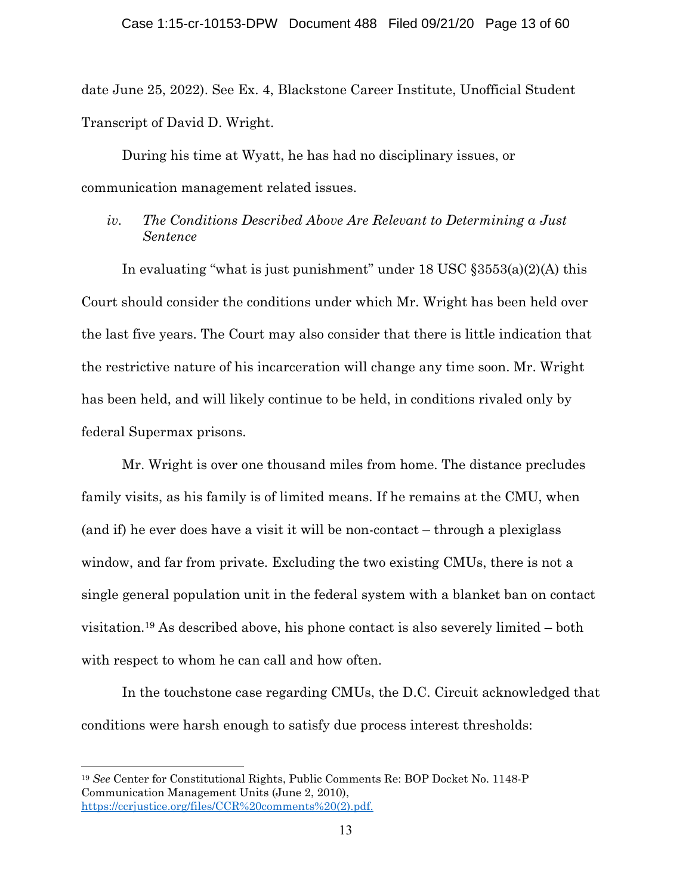date June 25, 2022). See Ex. 4, Blackstone Career Institute, Unofficial Student Transcript of David D. Wright.

During his time at Wyatt, he has had no disciplinary issues, or communication management related issues.

*iv. The Conditions Described Above Are Relevant to Determining a Just Sentence*

In evaluating "what is just punishment" under 18 USC §3553(a)(2)(A) this Court should consider the conditions under which Mr. Wright has been held over the last five years. The Court may also consider that there is little indication that the restrictive nature of his incarceration will change any time soon. Mr. Wright has been held, and will likely continue to be held, in conditions rivaled only by federal Supermax prisons.

Mr. Wright is over one thousand miles from home. The distance precludes family visits, as his family is of limited means. If he remains at the CMU, when (and if) he ever does have a visit it will be non-contact – through a plexiglass window, and far from private. Excluding the two existing CMUs, there is not a single general population unit in the federal system with a blanket ban on contact visitation.[19] As described above, his phone contact is also severely limited – both with respect to whom he can call and how often.

In the touchstone case regarding CMUs, the D.C. Circuit acknowledged that conditions were harsh enough to satisfy due process interest thresholds:

---

[19] *See* Center for Constitutional Rights, Public Comments Re: BOP Docket No. 1148-P Communication Management Units (June 2, 2010), https://ccrjustice.org/files/CCR%20comments%20(2).pdf.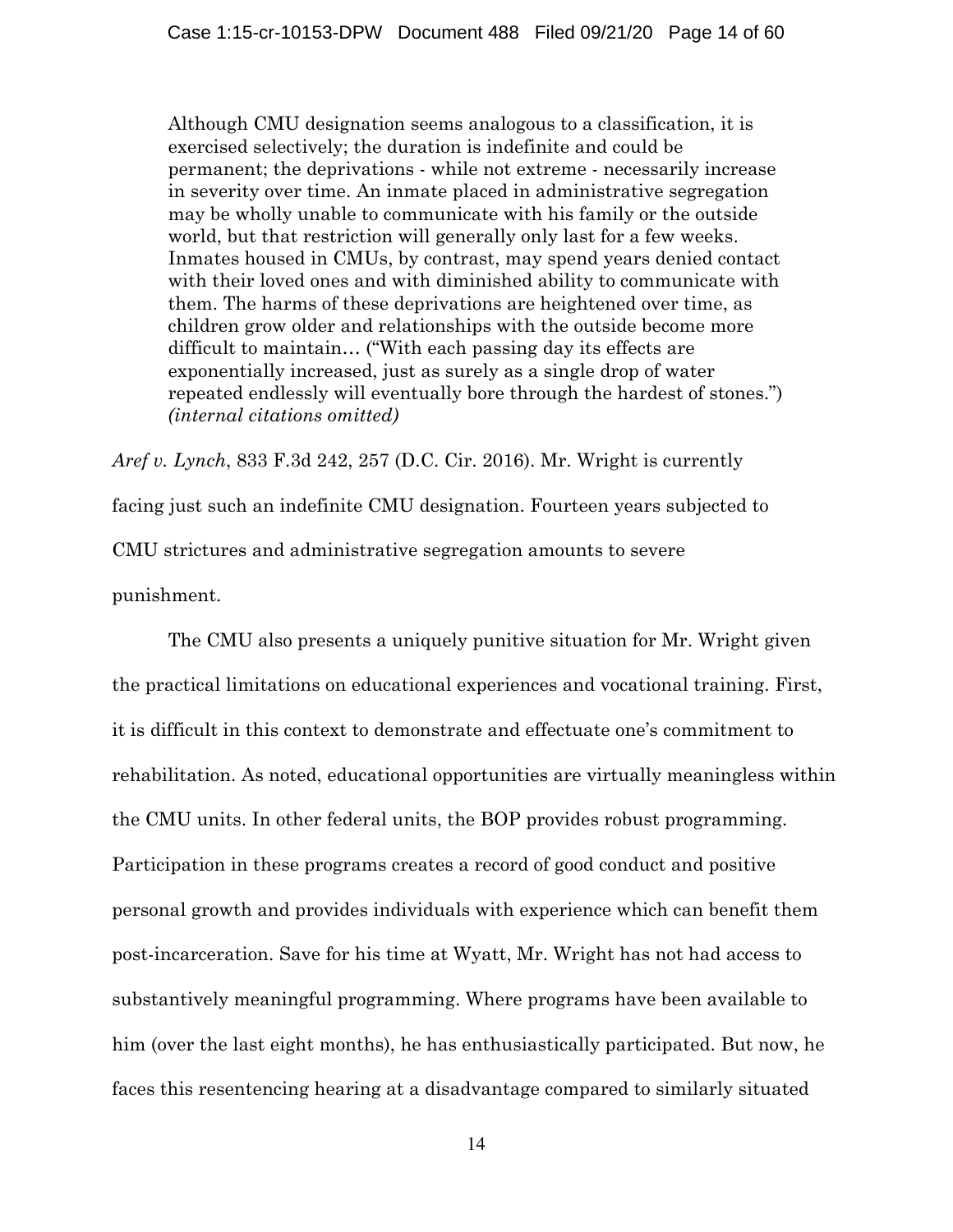> Although CMU designation seems analogous to a classification, it is exercised selectively; the duration is indefinite and could be permanent; the deprivations - while not extreme - necessarily increase in severity over time. An inmate placed in administrative segregation may be wholly unable to communicate with his family or the outside world, but that restriction will generally only last for a few weeks. Inmates housed in CMUs, by contrast, may spend years denied contact with their loved ones and with diminished ability to communicate with them. The harms of these deprivations are heightened over time, as children grow older and relationships with the outside become more difficult to maintain… ("With each passing day its effects are exponentially increased, just as surely as a single drop of water repeated endlessly will eventually bore through the hardest of stones.") *(internal citations omitted)*

*Aref v. Lynch*, 833 F.3d 242, 257 (D.C. Cir. 2016). Mr. Wright is currently facing just such an indefinite CMU designation. Fourteen years subjected to CMU strictures and administrative segregation amounts to severe punishment.

The CMU also presents a uniquely punitive situation for Mr. Wright given the practical limitations on educational experiences and vocational training. First, it is difficult in this context to demonstrate and effectuate one's commitment to rehabilitation. As noted, educational opportunities are virtually meaningless within the CMU units. In other federal units, the BOP provides robust programming. Participation in these programs creates a record of good conduct and positive personal growth and provides individuals with experience which can benefit them post-incarceration. Save for his time at Wyatt, Mr. Wright has not had access to substantively meaningful programming. Where programs have been available to him (over the last eight months), he has enthusiastically participated. But now, he faces this resentencing hearing at a disadvantage compared to similarly situated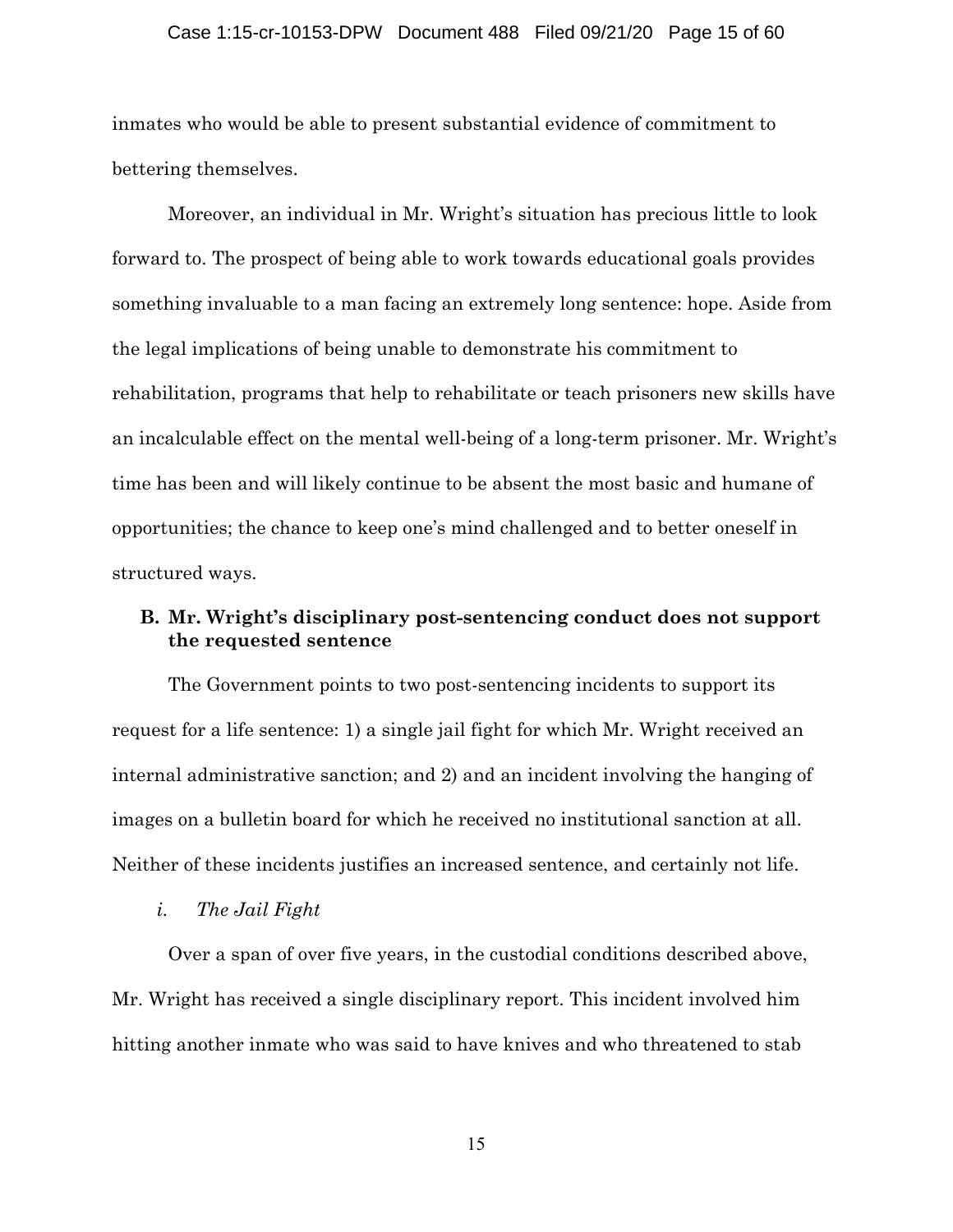inmates who would be able to present substantial evidence of commitment to bettering themselves.

Moreover, an individual in Mr. Wright's situation has precious little to look forward to. The prospect of being able to work towards educational goals provides something invaluable to a man facing an extremely long sentence: hope. Aside from the legal implications of being unable to demonstrate his commitment to rehabilitation, programs that help to rehabilitate or teach prisoners new skills have an incalculable effect on the mental well-being of a long-term prisoner. Mr. Wright's time has been and will likely continue to be absent the most basic and humane of opportunities; the chance to keep one's mind challenged and to better oneself in structured ways.

### B. Mr. Wright's disciplinary post-sentencing conduct does not support the requested sentence

The Government points to two post-sentencing incidents to support its request for a life sentence: 1) a single jail fight for which Mr. Wright received an internal administrative sanction; and 2) and an incident involving the hanging of images on a bulletin board for which he received no institutional sanction at all. Neither of these incidents justifies an increased sentence, and certainly not life.

#### *i. The Jail Fight*

Over a span of over five years, in the custodial conditions described above, Mr. Wright has received a single disciplinary report. This incident involved him hitting another inmate who was said to have knives and who threatened to stab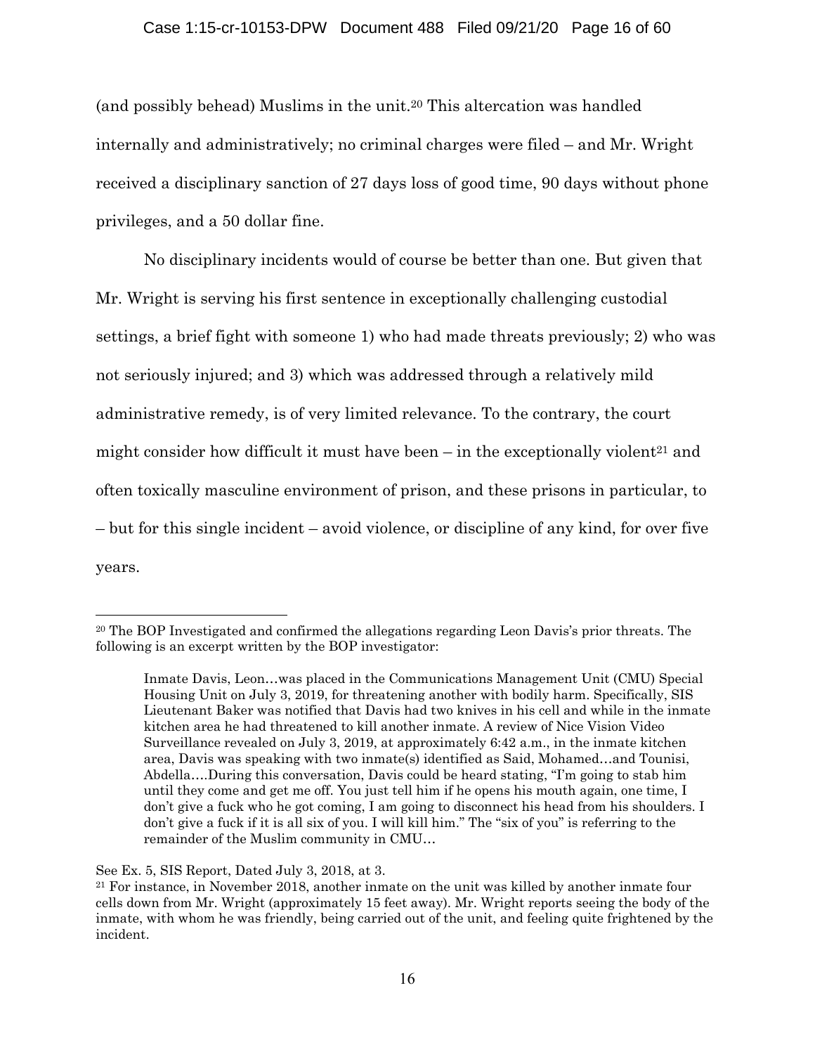(and possibly behead) Muslims in the unit.[20] This altercation was handled internally and administratively; no criminal charges were filed – and Mr. Wright received a disciplinary sanction of 27 days loss of good time, 90 days without phone privileges, and a 50 dollar fine.

No disciplinary incidents would of course be better than one. But given that Mr. Wright is serving his first sentence in exceptionally challenging custodial settings, a brief fight with someone 1) who had made threats previously; 2) who was not seriously injured; and 3) which was addressed through a relatively mild administrative remedy, is of very limited relevance. To the contrary, the court might consider how difficult it must have been – in the exceptionally violent[21] and often toxically masculine environment of prison, and these prisons in particular, to – but for this single incident – avoid violence, or discipline of any kind, for over five years.

---

[20] The BOP Investigated and confirmed the allegations regarding Leon Davis's prior threats. The following is an excerpt written by the BOP investigator:

> Inmate Davis, Leon…was placed in the Communications Management Unit (CMU) Special Housing Unit on July 3, 2019, for threatening another with bodily harm. Specifically, SIS Lieutenant Baker was notified that Davis had two knives in his cell and while in the inmate kitchen area he had threatened to kill another inmate. A review of Nice Vision Video Surveillance revealed on July 3, 2019, at approximately 6:42 a.m., in the inmate kitchen area, Davis was speaking with two inmate(s) identified as Said, Mohamed…and Tounisi, Abdella….During this conversation, Davis could be heard stating, "I'm going to stab him until they come and get me off. You just tell him if he opens his mouth again, one time, I don't give a fuck who he got coming, I am going to disconnect his head from his shoulders. I don't give a fuck if it is all six of you. I will kill him." The "six of you" is referring to the remainder of the Muslim community in CMU…

See Ex. 5, SIS Report, Dated July 3, 2018, at 3.

[21] For instance, in November 2018, another inmate on the unit was killed by another inmate four cells down from Mr. Wright (approximately 15 feet away). Mr. Wright reports seeing the body of the inmate, with whom he was friendly, being carried out of the unit, and feeling quite frightened by the incident.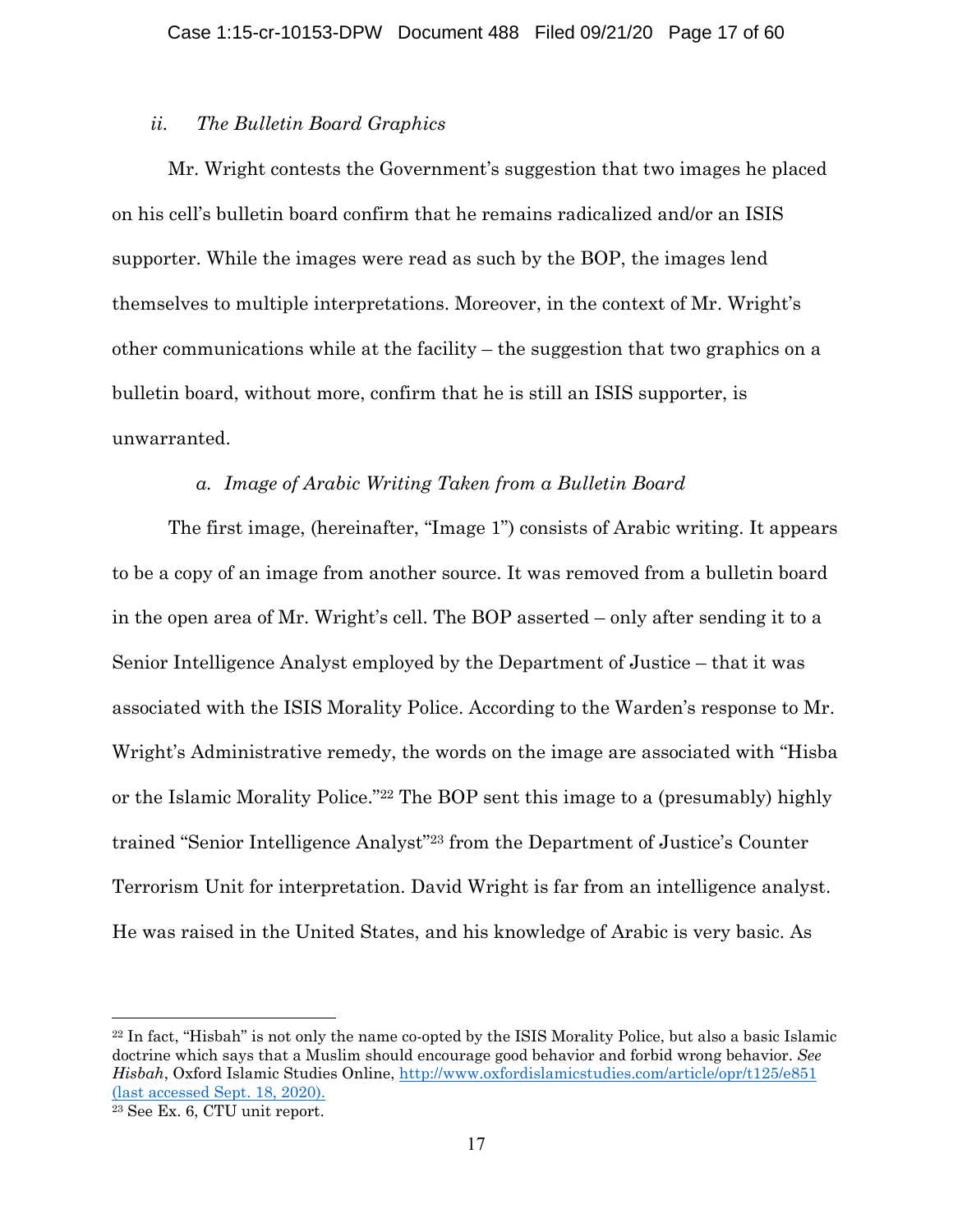### *ii. The Bulletin Board Graphics*

Mr. Wright contests the Government's suggestion that two images he placed on his cell's bulletin board confirm that he remains radicalized and/or an ISIS supporter. While the images were read as such by the BOP, the images lend themselves to multiple interpretations. Moreover, in the context of Mr. Wright's other communications while at the facility – the suggestion that two graphics on a bulletin board, without more, confirm that he is still an ISIS supporter, is unwarranted.

#### *a. Image of Arabic Writing Taken from a Bulletin Board*

The first image, (hereinafter, "Image 1") consists of Arabic writing. It appears to be a copy of an image from another source. It was removed from a bulletin board in the open area of Mr. Wright's cell. The BOP asserted – only after sending it to a Senior Intelligence Analyst employed by the Department of Justice – that it was associated with the ISIS Morality Police. According to the Warden's response to Mr. Wright's Administrative remedy, the words on the image are associated with "Hisba or the Islamic Morality Police."[22] The BOP sent this image to a (presumably) highly trained "Senior Intelligence Analyst"[23] from the Department of Justice's Counter Terrorism Unit for interpretation. David Wright is far from an intelligence analyst. He was raised in the United States, and his knowledge of Arabic is very basic. As

---

[22] In fact, "Hisbah" is not only the name co-opted by the ISIS Morality Police, but also a basic Islamic doctrine which says that a Muslim should encourage good behavior and forbid wrong behavior. *See Hisbah*, Oxford Islamic Studies Online, http://www.oxfordislamicstudies.com/article/opr/t125/e851 (last accessed Sept. 18, 2020).

[23] See Ex. 6, CTU unit report.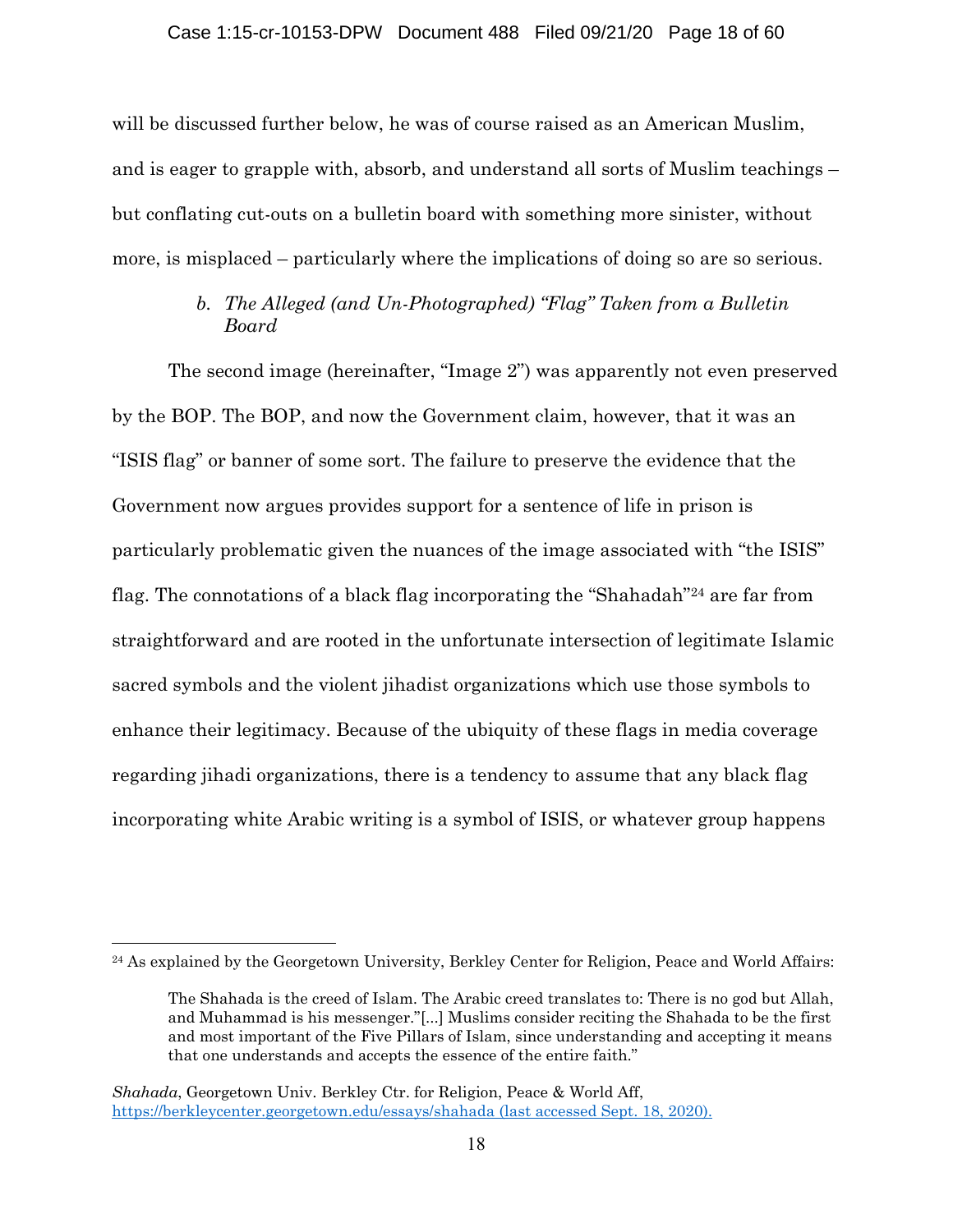will be discussed further below, he was of course raised as an American Muslim, and is eager to grapple with, absorb, and understand all sorts of Muslim teachings – but conflating cut-outs on a bulletin board with something more sinister, without more, is misplaced – particularly where the implications of doing so are so serious.

### b. *The Alleged (and Un-Photographed) "Flag" Taken from a Bulletin Board*

The second image (hereinafter, "Image 2") was apparently not even preserved by the BOP. The BOP, and now the Government claim, however, that it was an "ISIS flag" or banner of some sort. The failure to preserve the evidence that the Government now argues provides support for a sentence of life in prison is particularly problematic given the nuances of the image associated with "the ISIS" flag. The connotations of a black flag incorporating the "Shahadah"[24] are far from straightforward and are rooted in the unfortunate intersection of legitimate Islamic sacred symbols and the violent jihadist organizations which use those symbols to enhance their legitimacy. Because of the ubiquity of these flags in media coverage regarding jihadi organizations, there is a tendency to assume that any black flag incorporating white Arabic writing is a symbol of ISIS, or whatever group happens

---

[24] As explained by the Georgetown University, Berkley Center for Religion, Peace and World Affairs:

> The Shahada is the creed of Islam. The Arabic creed translates to: There is no god but Allah, and Muhammad is his messenger."[...] Muslims consider reciting the Shahada to be the first and most important of the Five Pillars of Islam, since understanding and accepting it means that one understands and accepts the essence of the entire faith."

*Shahada*, Georgetown Univ. Berkley Ctr. for Religion, Peace & World Aff, https://berkleycenter.georgetown.edu/essays/shahada (last accessed Sept. 18, 2020).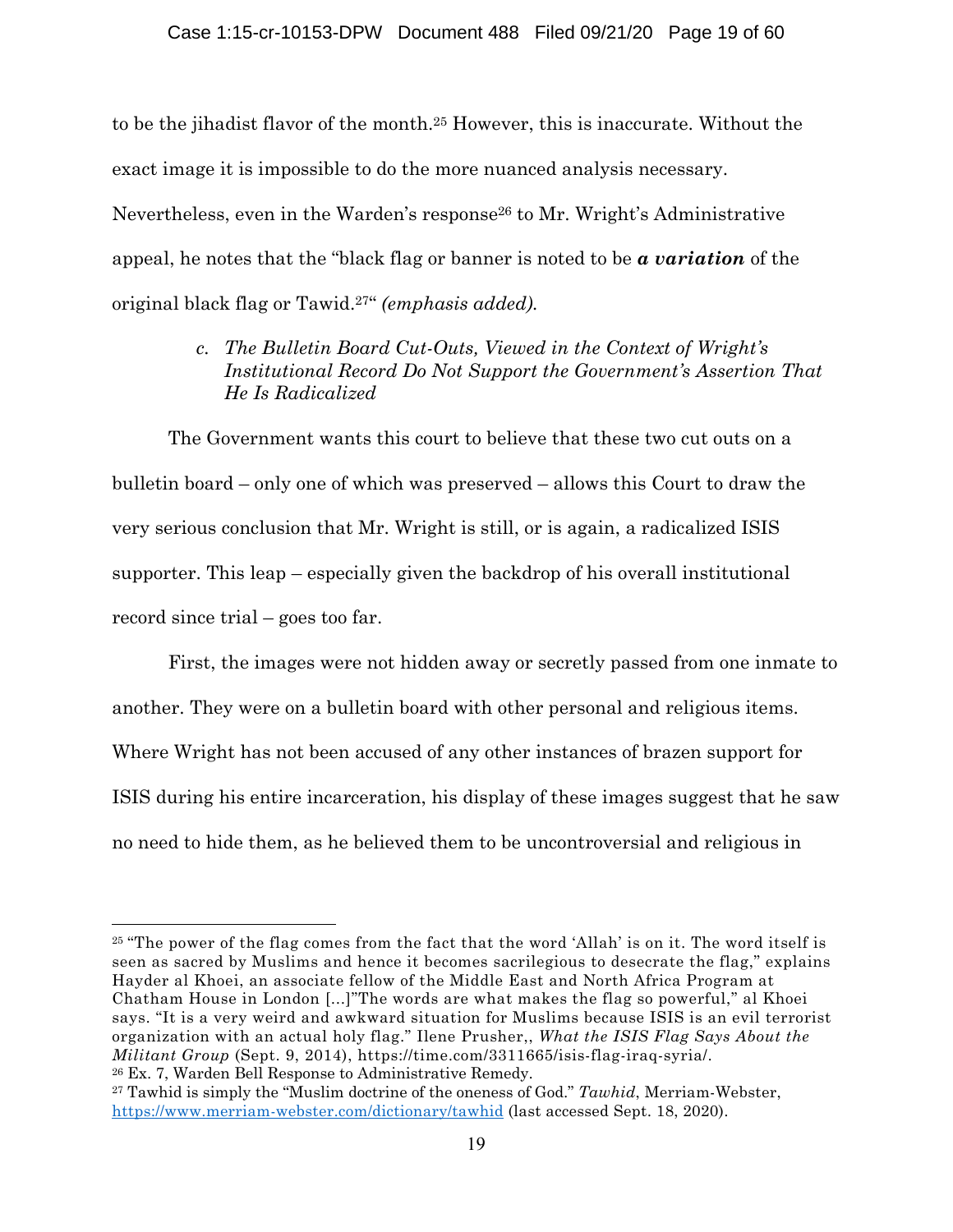to be the jihadist flavor of the month.[25] However, this is inaccurate. Without the exact image it is impossible to do the more nuanced analysis necessary. Nevertheless, even in the Warden's response[26] to Mr. Wright's Administrative appeal, he notes that the "black flag or banner is noted to be ***a variation*** of the original black flag or Tawid.[27]" *(emphasis added).*

*c. The Bulletin Board Cut-Outs, Viewed in the Context of Wright's Institutional Record Do Not Support the Government's Assertion That He Is Radicalized*

The Government wants this court to believe that these two cut outs on a bulletin board – only one of which was preserved – allows this Court to draw the very serious conclusion that Mr. Wright is still, or is again, a radicalized ISIS supporter. This leap – especially given the backdrop of his overall institutional record since trial – goes too far.

First, the images were not hidden away or secretly passed from one inmate to another. They were on a bulletin board with other personal and religious items. Where Wright has not been accused of any other instances of brazen support for ISIS during his entire incarceration, his display of these images suggest that he saw no need to hide them, as he believed them to be uncontroversial and religious in

---

[25] "The power of the flag comes from the fact that the word 'Allah' is on it. The word itself is seen as sacred by Muslims and hence it becomes sacrilegious to desecrate the flag," explains Hayder al Khoei, an associate fellow of the Middle East and North Africa Program at Chatham House in London [...]"The words are what makes the flag so powerful," al Khoei says. "It is a very weird and awkward situation for Muslims because ISIS is an evil terrorist organization with an actual holy flag." Ilene Prusher,, *What the ISIS Flag Says About the Militant Group* (Sept. 9, 2014), https://time.com/3311665/isis-flag-iraq-syria/.

[26] Ex. 7, Warden Bell Response to Administrative Remedy.

[27] Tawhid is simply the "Muslim doctrine of the oneness of God." *Tawhid*, Merriam-Webster, https://www.merriam-webster.com/dictionary/tawhid (last accessed Sept. 18, 2020).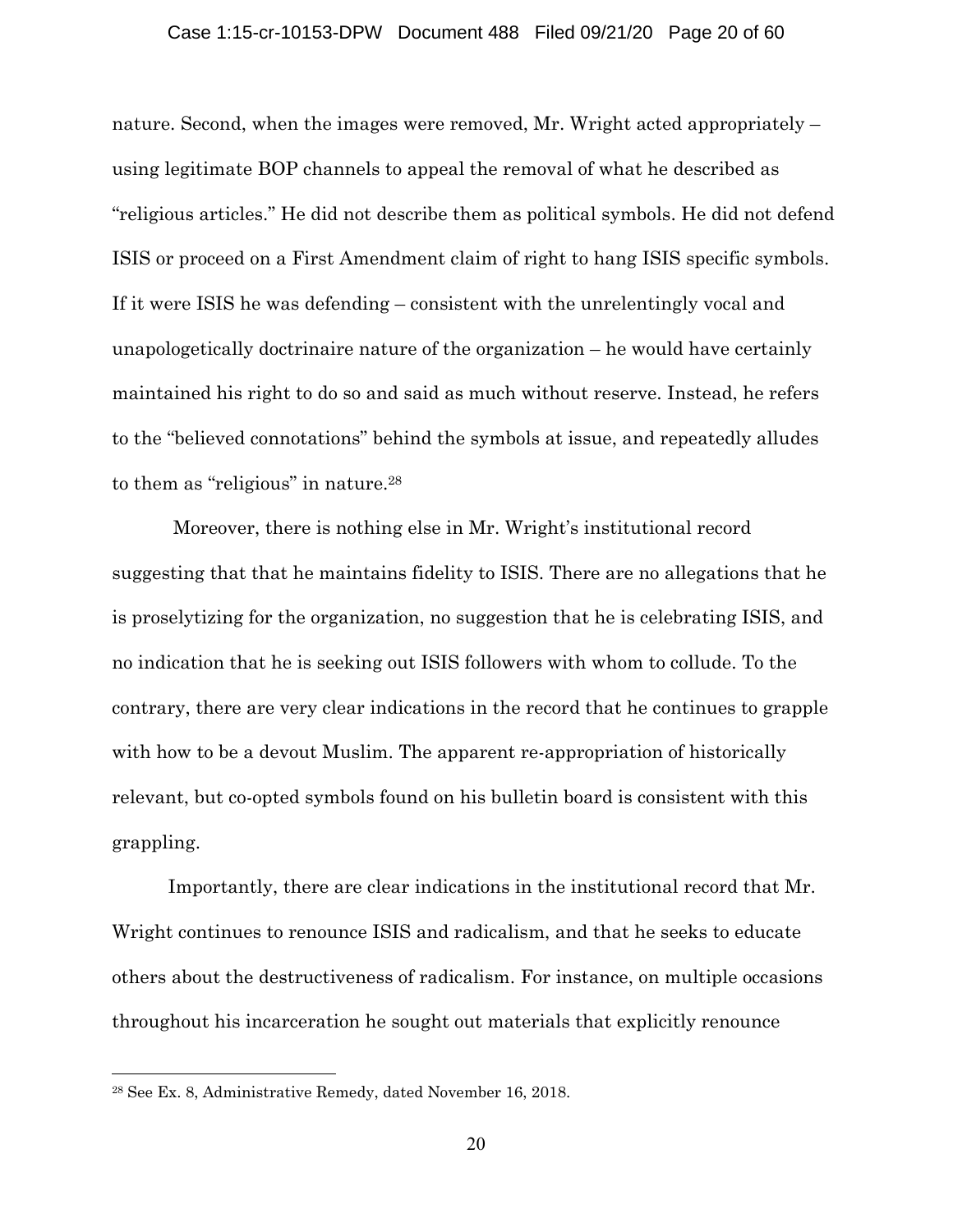nature. Second, when the images were removed, Mr. Wright acted appropriately – using legitimate BOP channels to appeal the removal of what he described as "religious articles." He did not describe them as political symbols. He did not defend ISIS or proceed on a First Amendment claim of right to hang ISIS specific symbols. If it were ISIS he was defending – consistent with the unrelentingly vocal and unapologetically doctrinaire nature of the organization – he would have certainly maintained his right to do so and said as much without reserve. Instead, he refers to the "believed connotations" behind the symbols at issue, and repeatedly alludes to them as "religious" in nature.[28]

Moreover, there is nothing else in Mr. Wright's institutional record suggesting that that he maintains fidelity to ISIS. There are no allegations that he is proselytizing for the organization, no suggestion that he is celebrating ISIS, and no indication that he is seeking out ISIS followers with whom to collude. To the contrary, there are very clear indications in the record that he continues to grapple with how to be a devout Muslim. The apparent re-appropriation of historically relevant, but co-opted symbols found on his bulletin board is consistent with this grappling.

Importantly, there are clear indications in the institutional record that Mr. Wright continues to renounce ISIS and radicalism, and that he seeks to educate others about the destructiveness of radicalism. For instance, on multiple occasions throughout his incarceration he sought out materials that explicitly renounce

[28] See Ex. 8, Administrative Remedy, dated November 16, 2018.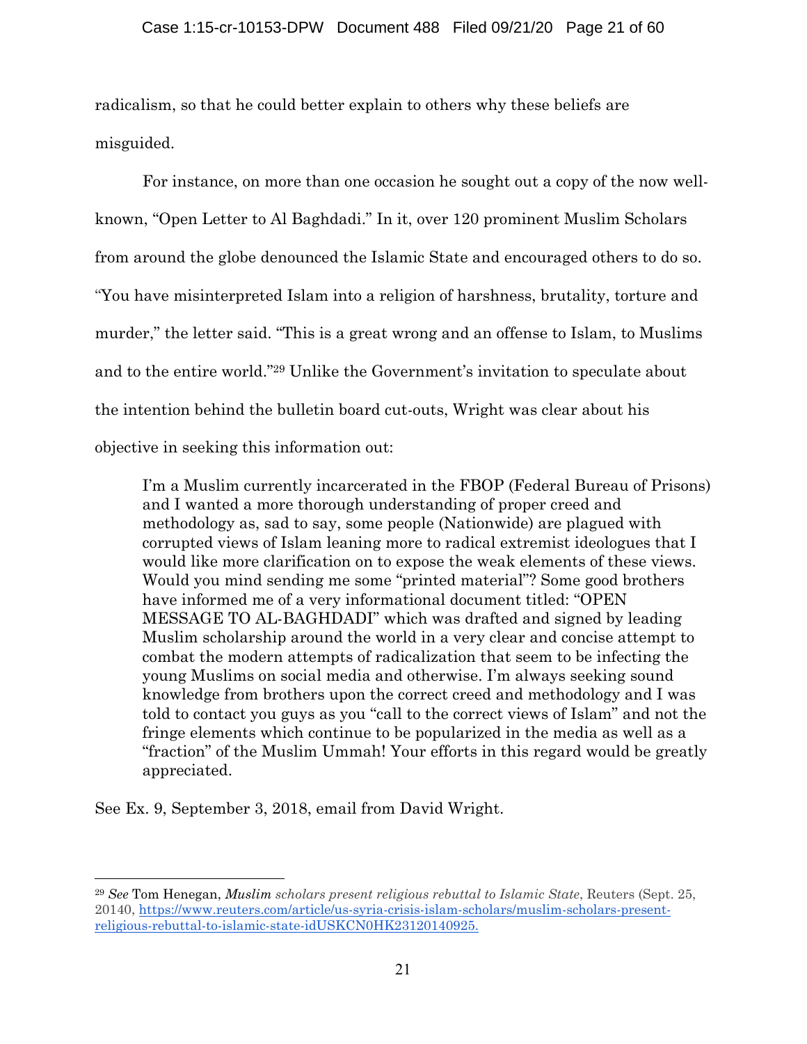radicalism, so that he could better explain to others why these beliefs are misguided.

For instance, on more than one occasion he sought out a copy of the now well-known, "Open Letter to Al Baghdadi." In it, over 120 prominent Muslim Scholars from around the globe denounced the Islamic State and encouraged others to do so. "You have misinterpreted Islam into a religion of harshness, brutality, torture and murder," the letter said. "This is a great wrong and an offense to Islam, to Muslims and to the entire world."[29] Unlike the Government's invitation to speculate about the intention behind the bulletin board cut-outs, Wright was clear about his objective in seeking this information out:

> I'm a Muslim currently incarcerated in the FBOP (Federal Bureau of Prisons) and I wanted a more thorough understanding of proper creed and methodology as, sad to say, some people (Nationwide) are plagued with corrupted views of Islam leaning more to radical extremist ideologues that I would like more clarification on to expose the weak elements of these views. Would you mind sending me some "printed material"? Some good brothers have informed me of a very informational document titled: "OPEN MESSAGE TO AL-BAGHDADI" which was drafted and signed by leading Muslim scholarship around the world in a very clear and concise attempt to combat the modern attempts of radicalization that seem to be infecting the young Muslims on social media and otherwise. I'm always seeking sound knowledge from brothers upon the correct creed and methodology and I was told to contact you guys as you "call to the correct views of Islam" and not the fringe elements which continue to be popularized in the media as well as a "fraction" of the Muslim Ummah! Your efforts in this regard would be greatly appreciated.

See Ex. 9, September 3, 2018, email from David Wright.

---

[29] *See* Tom Henegan, *Muslim scholars present religious rebuttal to Islamic State*, Reuters (Sept. 25, 20140, https://www.reuters.com/article/us-syria-crisis-islam-scholars/muslim-scholars-present-religious-rebuttal-to-islamic-state-idUSKCN0HK23120140925.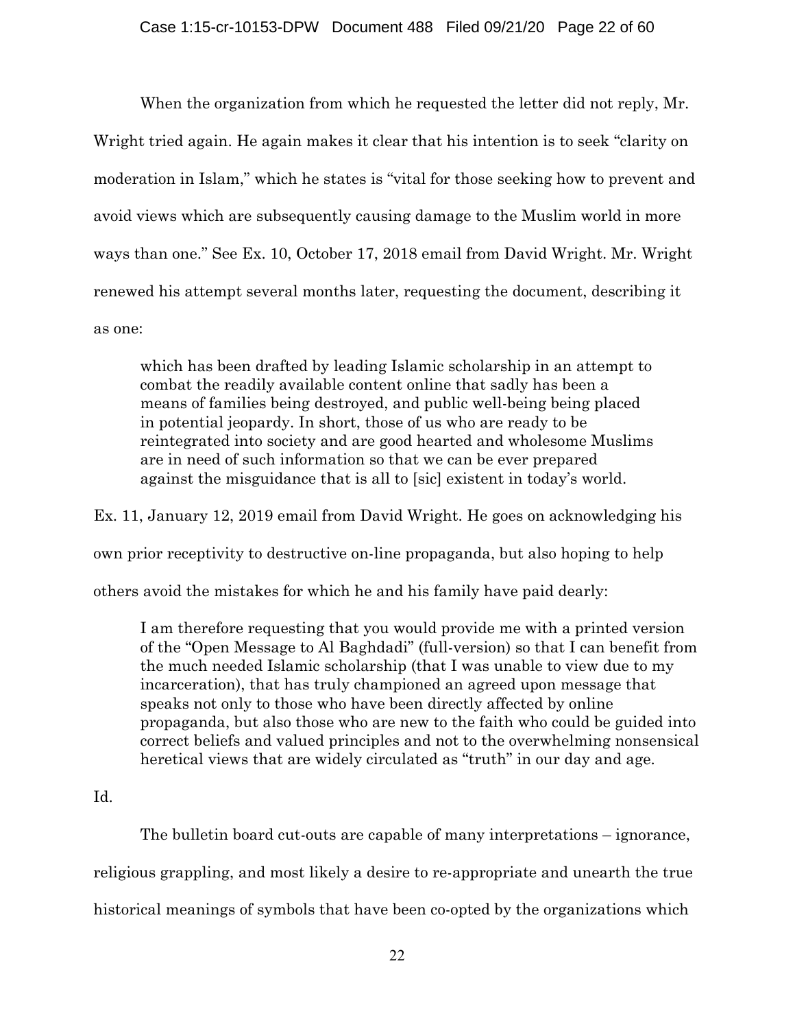When the organization from which he requested the letter did not reply, Mr. Wright tried again. He again makes it clear that his intention is to seek "clarity on moderation in Islam," which he states is "vital for those seeking how to prevent and avoid views which are subsequently causing damage to the Muslim world in more ways than one." See Ex. 10, October 17, 2018 email from David Wright. Mr. Wright renewed his attempt several months later, requesting the document, describing it as one:

> which has been drafted by leading Islamic scholarship in an attempt to combat the readily available content online that sadly has been a means of families being destroyed, and public well-being being placed in potential jeopardy. In short, those of us who are ready to be reintegrated into society and are good hearted and wholesome Muslims are in need of such information so that we can be ever prepared against the misguidance that is all to [sic] existent in today's world.

Ex. 11, January 12, 2019 email from David Wright. He goes on acknowledging his own prior receptivity to destructive on-line propaganda, but also hoping to help others avoid the mistakes for which he and his family have paid dearly:

> I am therefore requesting that you would provide me with a printed version of the "Open Message to Al Baghdadi" (full-version) so that I can benefit from the much needed Islamic scholarship (that I was unable to view due to my incarceration), that has truly championed an agreed upon message that speaks not only to those who have been directly affected by online propaganda, but also those who are new to the faith who could be guided into correct beliefs and valued principles and not to the overwhelming nonsensical heretical views that are widely circulated as "truth" in our day and age.

Id.

The bulletin board cut-outs are capable of many interpretations – ignorance, religious grappling, and most likely a desire to re-appropriate and unearth the true historical meanings of symbols that have been co-opted by the organizations which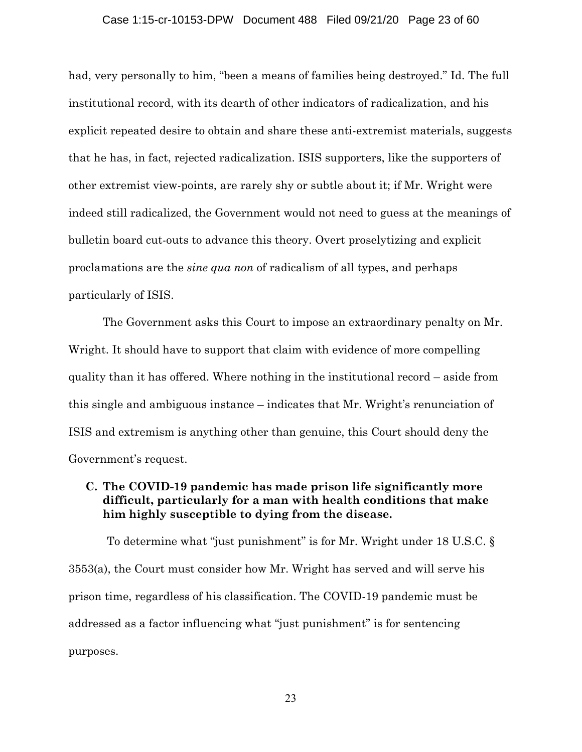had, very personally to him, "been a means of families being destroyed." Id. The full institutional record, with its dearth of other indicators of radicalization, and his explicit repeated desire to obtain and share these anti-extremist materials, suggests that he has, in fact, rejected radicalization. ISIS supporters, like the supporters of other extremist view-points, are rarely shy or subtle about it; if Mr. Wright were indeed still radicalized, the Government would not need to guess at the meanings of bulletin board cut-outs to advance this theory. Overt proselytizing and explicit proclamations are the *sine qua non* of radicalism of all types, and perhaps particularly of ISIS.

The Government asks this Court to impose an extraordinary penalty on Mr. Wright. It should have to support that claim with evidence of more compelling quality than it has offered. Where nothing in the institutional record – aside from this single and ambiguous instance – indicates that Mr. Wright's renunciation of ISIS and extremism is anything other than genuine, this Court should deny the Government's request.

### C. The COVID-19 pandemic has made prison life significantly more difficult, particularly for a man with health conditions that make him highly susceptible to dying from the disease.

To determine what "just punishment" is for Mr. Wright under 18 U.S.C. § 3553(a), the Court must consider how Mr. Wright has served and will serve his prison time, regardless of his classification. The COVID-19 pandemic must be addressed as a factor influencing what "just punishment" is for sentencing purposes.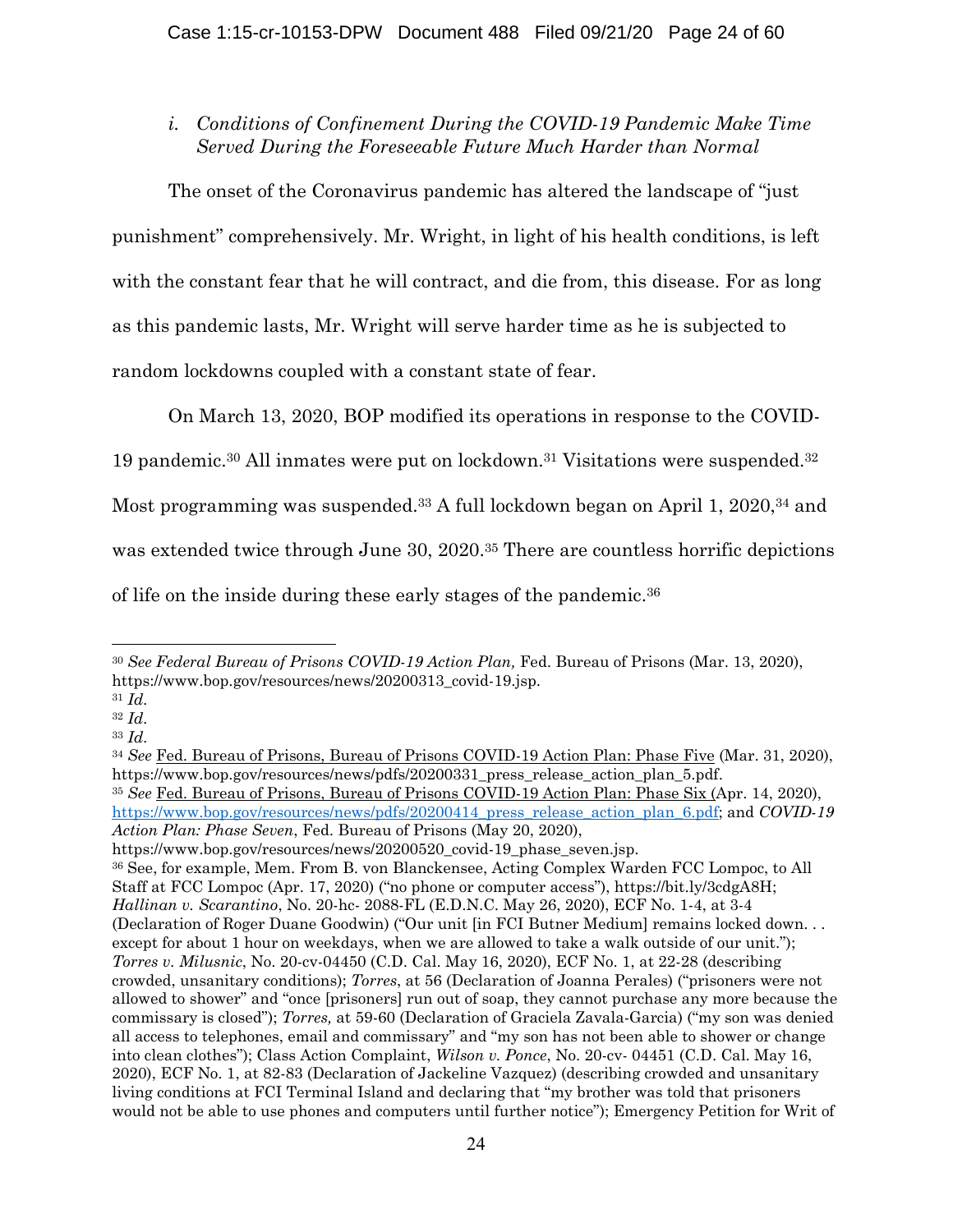*i. Conditions of Confinement During the COVID-19 Pandemic Make Time Served During the Foreseeable Future Much Harder than Normal*

The onset of the Coronavirus pandemic has altered the landscape of "just punishment" comprehensively. Mr. Wright, in light of his health conditions, is left with the constant fear that he will contract, and die from, this disease. For as long as this pandemic lasts, Mr. Wright will serve harder time as he is subjected to random lockdowns coupled with a constant state of fear.

On March 13, 2020, BOP modified its operations in response to the COVID-19 pandemic.[30] All inmates were put on lockdown.[31] Visitations were suspended.[32] Most programming was suspended.[33] A full lockdown began on April 1, 2020,[34] and was extended twice through June 30, 2020.[35] There are countless horrific depictions of life on the inside during these early stages of the pandemic.[36]

---

[30] *See Federal Bureau of Prisons COVID-19 Action Plan,* Fed. Bureau of Prisons (Mar. 13, 2020), https://www.bop.gov/resources/news/20200313_covid-19.jsp.

[31] *Id.*

[32] *Id.*

[33] *Id.*

[34] *See* Fed. Bureau of Prisons, Bureau of Prisons COVID-19 Action Plan: Phase Five (Mar. 31, 2020), https://www.bop.gov/resources/news/pdfs/20200331_press_release_action_plan_5.pdf.

[35] *See* Fed. Bureau of Prisons, Bureau of Prisons COVID-19 Action Plan: Phase Six (Apr. 14, 2020), https://www.bop.gov/resources/news/pdfs/20200414_press_release_action_plan_6.pdf; and *COVID-19 Action Plan: Phase Seven*, Fed. Bureau of Prisons (May 20, 2020), https://www.bop.gov/resources/news/20200520_covid-19_phase_seven.jsp.

[36] See, for example, Mem. From B. von Blanckensee, Acting Complex Warden FCC Lompoc, to All Staff at FCC Lompoc (Apr. 17, 2020) ("no phone or computer access"), https://bit.ly/3cdgA8H; *Hallinan v. Scarantino*, No. 20-hc- 2088-FL (E.D.N.C. May 26, 2020), ECF No. 1-4, at 3-4 (Declaration of Roger Duane Goodwin) ("Our unit [in FCI Butner Medium] remains locked down. . . except for about 1 hour on weekdays, when we are allowed to take a walk outside of our unit."); *Torres v. Milusnic*, No. 20-cv-04450 (C.D. Cal. May 16, 2020), ECF No. 1, at 22-28 (describing crowded, unsanitary conditions); *Torres*, at 56 (Declaration of Joanna Perales) ("prisoners were not allowed to shower" and "once [prisoners] run out of soap, they cannot purchase any more because the commissary is closed"); *Torres,* at 59-60 (Declaration of Graciela Zavala-Garcia) ("my son was denied all access to telephones, email and commissary" and "my son has not been able to shower or change into clean clothes"); Class Action Complaint, *Wilson v. Ponce*, No. 20-cv- 04451 (C.D. Cal. May 16, 2020), ECF No. 1, at 82-83 (Declaration of Jackeline Vazquez) (describing crowded and unsanitary living conditions at FCI Terminal Island and declaring that "my brother was told that prisoners would not be able to use phones and computers until further notice"); Emergency Petition for Writ of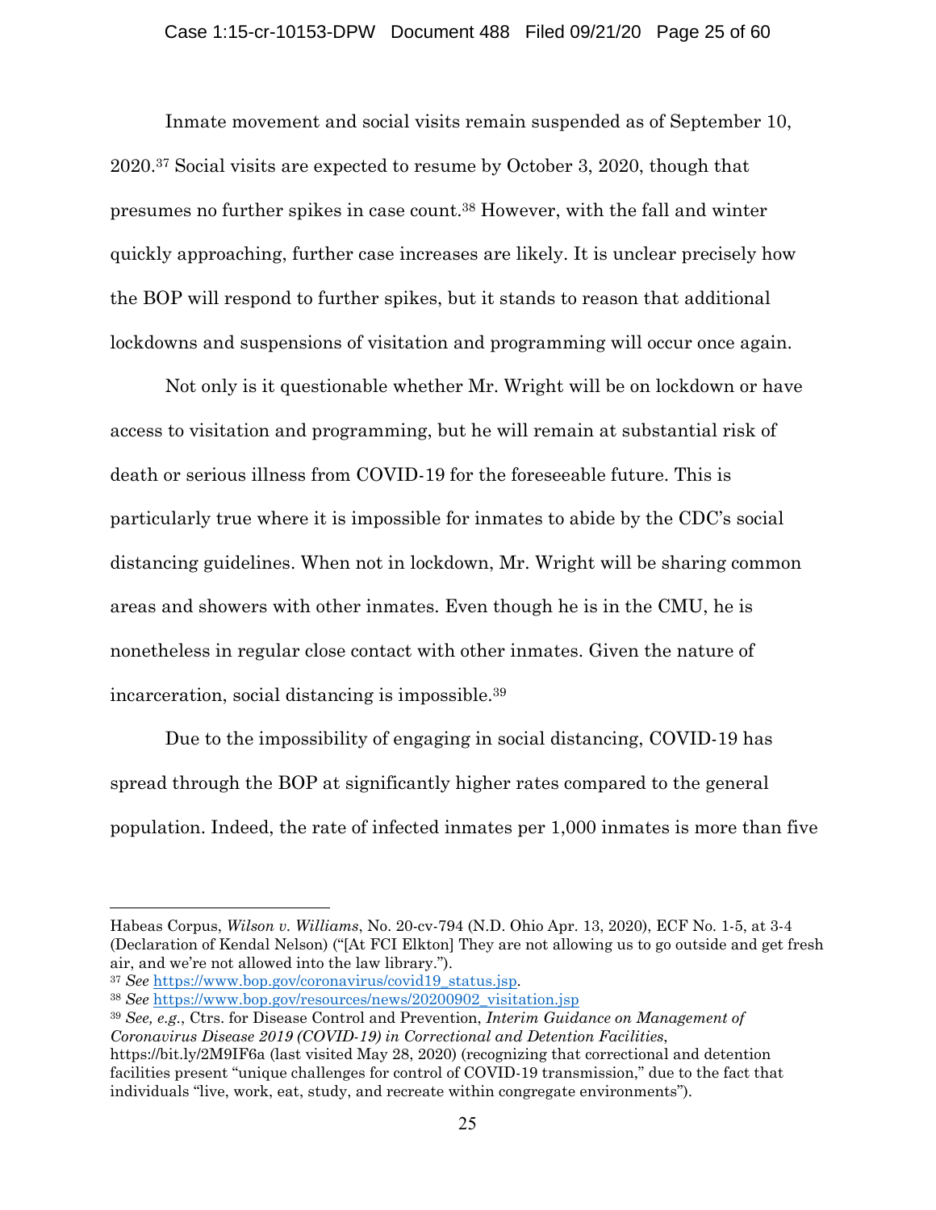Inmate movement and social visits remain suspended as of September 10, 2020.[37] Social visits are expected to resume by October 3, 2020, though that presumes no further spikes in case count.[38] However, with the fall and winter quickly approaching, further case increases are likely. It is unclear precisely how the BOP will respond to further spikes, but it stands to reason that additional lockdowns and suspensions of visitation and programming will occur once again.

Not only is it questionable whether Mr. Wright will be on lockdown or have access to visitation and programming, but he will remain at substantial risk of death or serious illness from COVID-19 for the foreseeable future. This is particularly true where it is impossible for inmates to abide by the CDC's social distancing guidelines. When not in lockdown, Mr. Wright will be sharing common areas and showers with other inmates. Even though he is in the CMU, he is nonetheless in regular close contact with other inmates. Given the nature of incarceration, social distancing is impossible.[39]

Due to the impossibility of engaging in social distancing, COVID-19 has spread through the BOP at significantly higher rates compared to the general population. Indeed, the rate of infected inmates per 1,000 inmates is more than five

---

Habeas Corpus, *Wilson v. Williams*, No. 20-cv-794 (N.D. Ohio Apr. 13, 2020), ECF No. 1-5, at 3-4 (Declaration of Kendal Nelson) ("[At FCI Elkton] They are not allowing us to go outside and get fresh air, and we're not allowed into the law library.").

[37] *See* https://www.bop.gov/coronavirus/covid19_status.jsp.

[38] *See* https://www.bop.gov/resources/news/20200902_visitation.jsp

[39] *See, e.g.*, Ctrs. for Disease Control and Prevention, *Interim Guidance on Management of Coronavirus Disease 2019 (COVID-19) in Correctional and Detention Facilities*, https://bit.ly/2M9IF6a (last visited May 28, 2020) (recognizing that correctional and detention facilities present "unique challenges for control of COVID-19 transmission," due to the fact that individuals "live, work, eat, study, and recreate within congregate environments").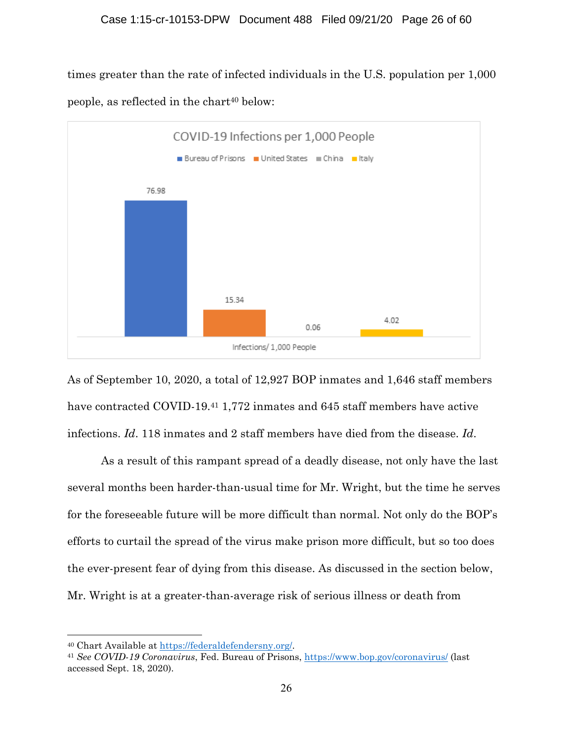times greater than the rate of infected individuals in the U.S. population per 1,000 people, as reflected in the chart[40] below:

COVID-19 Infections per 1,000 People

| | Bureau of Prisons | United States | China | Italy |
|---|---|---|---|---|
| Infections/ 1,000 People | 76.98 | 15.34 | 0.06 | 4.02 |

As of September 10, 2020, a total of 12,927 BOP inmates and 1,646 staff members have contracted COVID-19.[41] 1,772 inmates and 645 staff members have active infections. *Id*. 118 inmates and 2 staff members have died from the disease. *Id*.

As a result of this rampant spread of a deadly disease, not only have the last several months been harder-than-usual time for Mr. Wright, but the time he serves for the foreseeable future will be more difficult than normal. Not only do the BOP's efforts to curtail the spread of the virus make prison more difficult, but so too does the ever-present fear of dying from this disease. As discussed in the section below, Mr. Wright is at a greater-than-average risk of serious illness or death from

---

[40] Chart Available at https://federaldefendersny.org/.

[41] *See COVID-19 Coronavirus*, Fed. Bureau of Prisons, https://www.bop.gov/coronavirus/ (last accessed Sept. 18, 2020).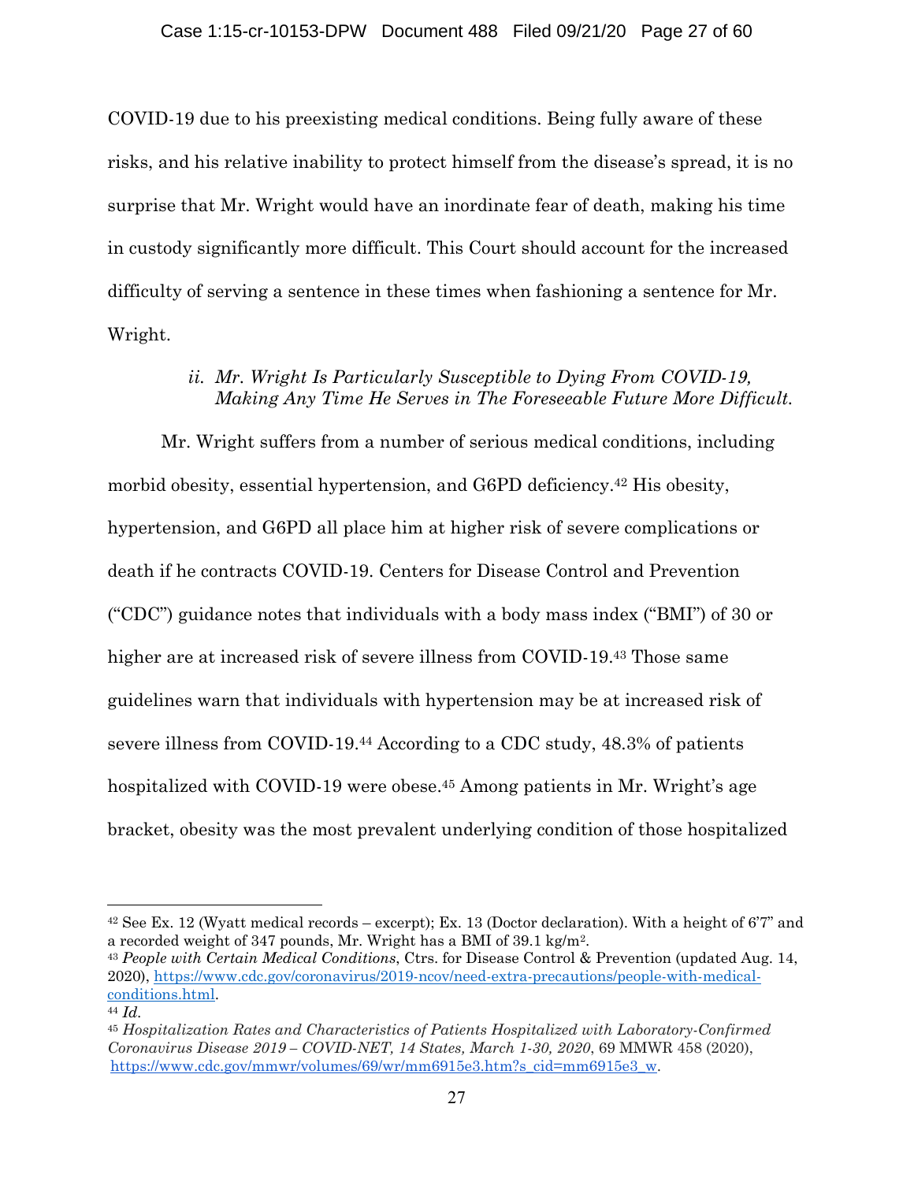COVID-19 due to his preexisting medical conditions. Being fully aware of these risks, and his relative inability to protect himself from the disease's spread, it is no surprise that Mr. Wright would have an inordinate fear of death, making his time in custody significantly more difficult. This Court should account for the increased difficulty of serving a sentence in these times when fashioning a sentence for Mr. Wright.

*ii. Mr. Wright Is Particularly Susceptible to Dying From COVID-19, Making Any Time He Serves in The Foreseeable Future More Difficult.*

Mr. Wright suffers from a number of serious medical conditions, including morbid obesity, essential hypertension, and G6PD deficiency.[42] His obesity, hypertension, and G6PD all place him at higher risk of severe complications or death if he contracts COVID-19. Centers for Disease Control and Prevention ("CDC") guidance notes that individuals with a body mass index ("BMI") of 30 or higher are at increased risk of severe illness from COVID-19.[43] Those same guidelines warn that individuals with hypertension may be at increased risk of severe illness from COVID-19.[44] According to a CDC study, 48.3% of patients hospitalized with COVID-19 were obese.[45] Among patients in Mr. Wright's age bracket, obesity was the most prevalent underlying condition of those hospitalized

---

[42] See Ex. 12 (Wyatt medical records – excerpt); Ex. 13 (Doctor declaration). With a height of 6'7" and a recorded weight of 347 pounds, Mr. Wright has a BMI of 39.1 kg/m$^2$.

[43] *People with Certain Medical Conditions*, Ctrs. for Disease Control & Prevention (updated Aug. 14, 2020), https://www.cdc.gov/coronavirus/2019-ncov/need-extra-precautions/people-with-medical-conditions.html.

[44] *Id.*

[45] *Hospitalization Rates and Characteristics of Patients Hospitalized with Laboratory-Confirmed Coronavirus Disease 2019 – COVID-NET, 14 States, March 1-30, 2020*, 69 MMWR 458 (2020), https://www.cdc.gov/mmwr/volumes/69/wr/mm6915e3.htm?s_cid=mm6915e3_w.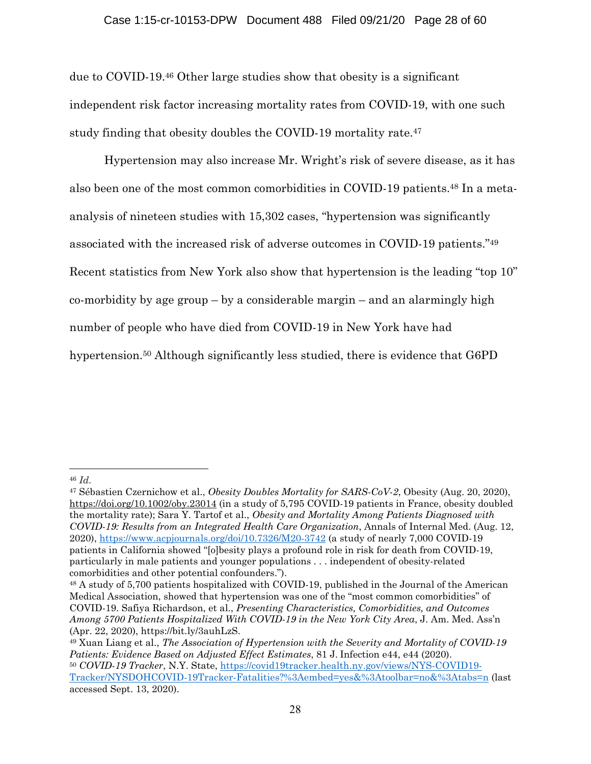due to COVID-19.[46] Other large studies show that obesity is a significant independent risk factor increasing mortality rates from COVID-19, with one such study finding that obesity doubles the COVID-19 mortality rate.[47]

Hypertension may also increase Mr. Wright's risk of severe disease, as it has also been one of the most common comorbidities in COVID-19 patients.[48] In a meta-analysis of nineteen studies with 15,302 cases, "hypertension was significantly associated with the increased risk of adverse outcomes in COVID-19 patients."[49] Recent statistics from New York also show that hypertension is the leading "top 10" co-morbidity by age group – by a considerable margin – and an alarmingly high number of people who have died from COVID-19 in New York have had hypertension.[50] Although significantly less studied, there is evidence that G6PD

---

[46] *Id.*

[47] Sébastien Czernichow et al., *Obesity Doubles Mortality for SARS-CoV-2*, Obesity (Aug. 20, 2020), https://doi.org/10.1002/oby.23014 (in a study of 5,795 COVID-19 patients in France, obesity doubled the mortality rate); Sara Y. Tartof et al., *Obesity and Mortality Among Patients Diagnosed with COVID-19: Results from an Integrated Health Care Organization*, Annals of Internal Med. (Aug. 12, 2020), https://www.acpjournals.org/doi/10.7326/M20-3742 (a study of nearly 7,000 COVID-19 patients in California showed "[o]besity plays a profound role in risk for death from COVID-19, particularly in male patients and younger populations . . . independent of obesity-related comorbidities and other potential confounders.").

[48] A study of 5,700 patients hospitalized with COVID-19, published in the Journal of the American Medical Association, showed that hypertension was one of the "most common comorbidities" of COVID-19. Safiya Richardson, et al., *Presenting Characteristics, Comorbidities, and Outcomes Among 5700 Patients Hospitalized With COVID-19 in the New York City Area*, J. Am. Med. Ass'n (Apr. 22, 2020), https://bit.ly/3auhLzS.

[49] Xuan Liang et al., *The Association of Hypertension with the Severity and Mortality of COVID-19 Patients: Evidence Based on Adjusted Effect Estimates*, 81 J. Infection e44, e44 (2020).

[50] *COVID-19 Tracker*, N.Y. State, https://covid19tracker.health.ny.gov/views/NYS-COVID19-Tracker/NYSDOHCOVID-19Tracker-Fatalities?%3Aembed=yes&%3Atoolbar=no&%3Atabs=n (last accessed Sept. 13, 2020).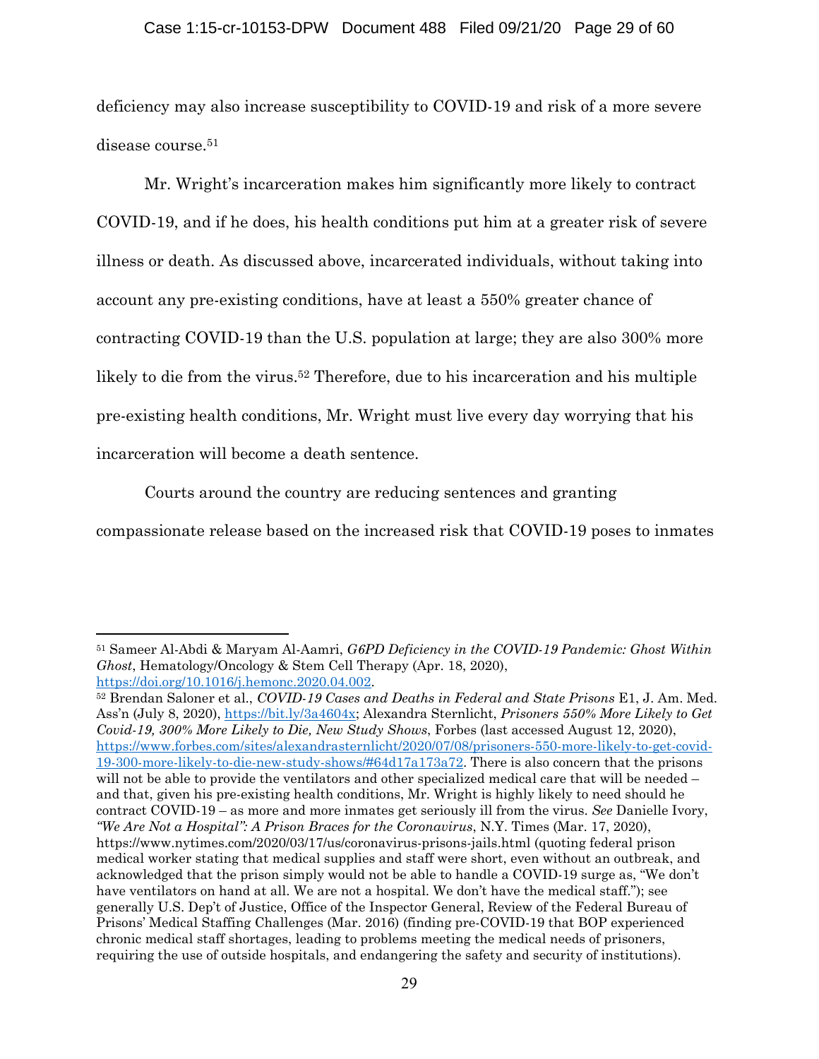deficiency may also increase susceptibility to COVID-19 and risk of a more severe disease course.[51]

Mr. Wright's incarceration makes him significantly more likely to contract COVID-19, and if he does, his health conditions put him at a greater risk of severe illness or death. As discussed above, incarcerated individuals, without taking into account any pre-existing conditions, have at least a 550% greater chance of contracting COVID-19 than the U.S. population at large; they are also 300% more likely to die from the virus.[52] Therefore, due to his incarceration and his multiple pre-existing health conditions, Mr. Wright must live every day worrying that his incarceration will become a death sentence.

Courts around the country are reducing sentences and granting compassionate release based on the increased risk that COVID-19 poses to inmates

---

[51] Sameer Al-Abdi & Maryam Al-Aamri, *G6PD Deficiency in the COVID-19 Pandemic: Ghost Within Ghost*, Hematology/Oncology & Stem Cell Therapy (Apr. 18, 2020), https://doi.org/10.1016/j.hemonc.2020.04.002.

[52] Brendan Saloner et al., *COVID-19 Cases and Deaths in Federal and State Prisons* E1, J. Am. Med. Ass'n (July 8, 2020), https://bit.ly/3a4604x; Alexandra Sternlicht, *Prisoners 550% More Likely to Get Covid-19, 300% More Likely to Die, New Study Shows*, Forbes (last accessed August 12, 2020), https://www.forbes.com/sites/alexandrasternlicht/2020/07/08/prisoners-550-more-likely-to-get-covid-19-300-more-likely-to-die-new-study-shows/#64d17a173a72. There is also concern that the prisons will not be able to provide the ventilators and other specialized medical care that will be needed – and that, given his pre-existing health conditions, Mr. Wright is highly likely to need should he contract COVID-19 – as more and more inmates get seriously ill from the virus. *See* Danielle Ivory, *"We Are Not a Hospital": A Prison Braces for the Coronavirus*, N.Y. Times (Mar. 17, 2020), https://www.nytimes.com/2020/03/17/us/coronavirus-prisons-jails.html (quoting federal prison medical worker stating that medical supplies and staff were short, even without an outbreak, and acknowledged that the prison simply would not be able to handle a COVID-19 surge as, "We don't have ventilators on hand at all. We are not a hospital. We don't have the medical staff."); see generally U.S. Dep't of Justice, Office of the Inspector General, Review of the Federal Bureau of Prisons' Medical Staffing Challenges (Mar. 2016) (finding pre-COVID-19 that BOP experienced chronic medical staff shortages, leading to problems meeting the medical needs of prisoners, requiring the use of outside hospitals, and endangering the safety and security of institutions).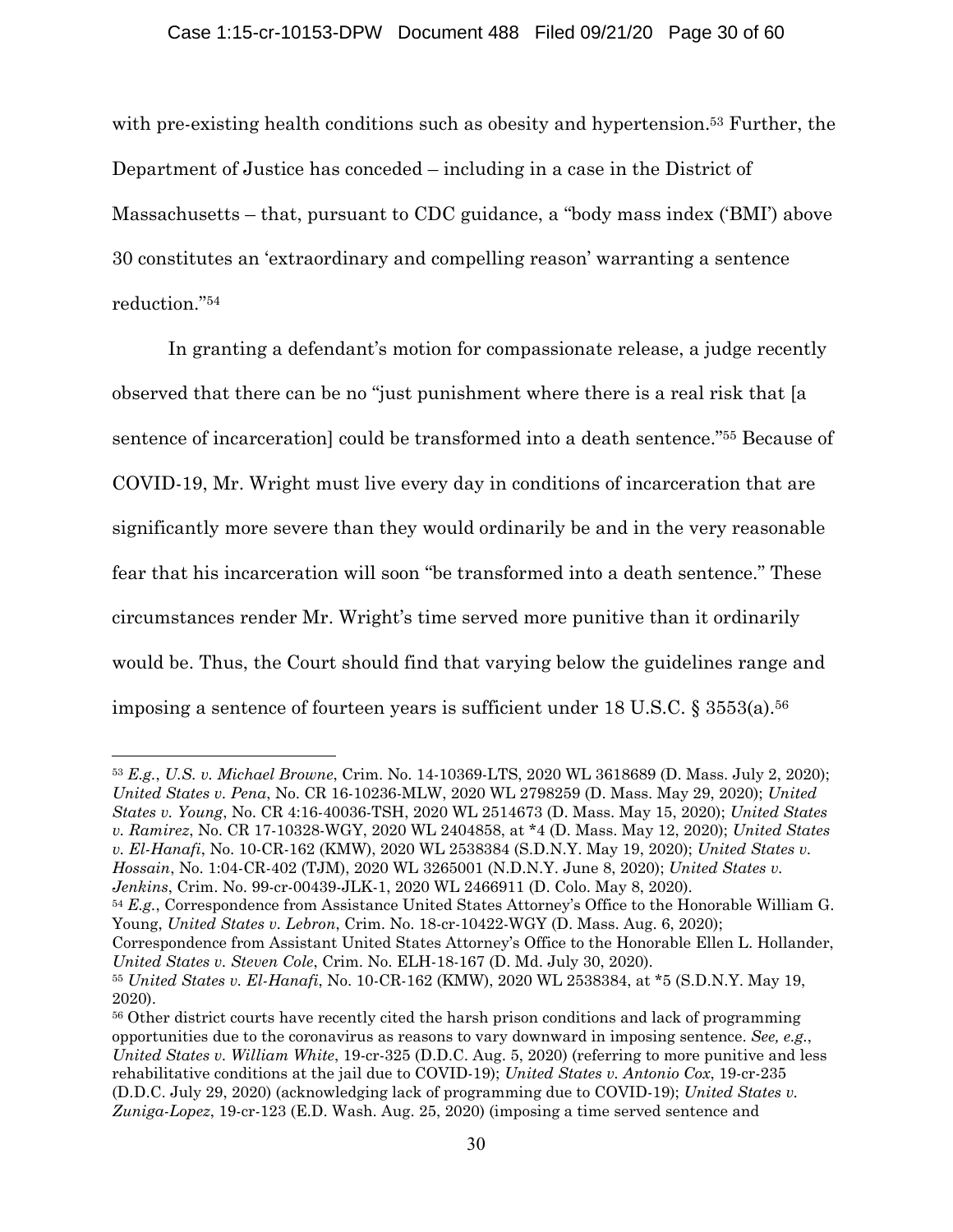with pre-existing health conditions such as obesity and hypertension.[53] Further, the Department of Justice has conceded – including in a case in the District of Massachusetts – that, pursuant to CDC guidance, a "body mass index ('BMI') above 30 constitutes an 'extraordinary and compelling reason' warranting a sentence reduction."[54]

In granting a defendant's motion for compassionate release, a judge recently observed that there can be no "just punishment where there is a real risk that [a sentence of incarceration] could be transformed into a death sentence."[55] Because of COVID-19, Mr. Wright must live every day in conditions of incarceration that are significantly more severe than they would ordinarily be and in the very reasonable fear that his incarceration will soon "be transformed into a death sentence." These circumstances render Mr. Wright's time served more punitive than it ordinarily would be. Thus, the Court should find that varying below the guidelines range and imposing a sentence of fourteen years is sufficient under 18 U.S.C. § 3553(a).[56]

---

[53] *E.g.*, *U.S. v. Michael Browne*, Crim. No. 14-10369-LTS, 2020 WL 3618689 (D. Mass. July 2, 2020); *United States v. Pena*, No. CR 16-10236-MLW, 2020 WL 2798259 (D. Mass. May 29, 2020); *United States v. Young*, No. CR 4:16-40036-TSH, 2020 WL 2514673 (D. Mass. May 15, 2020); *United States v. Ramirez*, No. CR 17-10328-WGY, 2020 WL 2404858, at *4 (D. Mass. May 12, 2020); *United States v. El-Hanafi*, No. 10-CR-162 (KMW), 2020 WL 2538384 (S.D.N.Y. May 19, 2020); *United States v. Hossain*, No. 1:04-CR-402 (TJM), 2020 WL 3265001 (N.D.N.Y. June 8, 2020); *United States v. Jenkins*, Crim. No. 99-cr-00439-JLK-1, 2020 WL 2466911 (D. Colo. May 8, 2020).

[54] *E.g.*, Correspondence from Assistance United States Attorney's Office to the Honorable William G. Young, *United States v. Lebron*, Crim. No. 18-cr-10422-WGY (D. Mass. Aug. 6, 2020); Correspondence from Assistant United States Attorney's Office to the Honorable Ellen L. Hollander, *United States v. Steven Cole*, Crim. No. ELH-18-167 (D. Md. July 30, 2020).

[55] *United States v. El-Hanafi*, No. 10-CR-162 (KMW), 2020 WL 2538384, at *5 (S.D.N.Y. May 19, 2020).

[56] Other district courts have recently cited the harsh prison conditions and lack of programming opportunities due to the coronavirus as reasons to vary downward in imposing sentence. *See, e.g.*, *United States v. William White*, 19-cr-325 (D.D.C. Aug. 5, 2020) (referring to more punitive and less rehabilitative conditions at the jail due to COVID-19); *United States v. Antonio Cox*, 19-cr-235 (D.D.C. July 29, 2020) (acknowledging lack of programming due to COVID-19); *United States v. Zuniga-Lopez*, 19-cr-123 (E.D. Wash. Aug. 25, 2020) (imposing a time served sentence and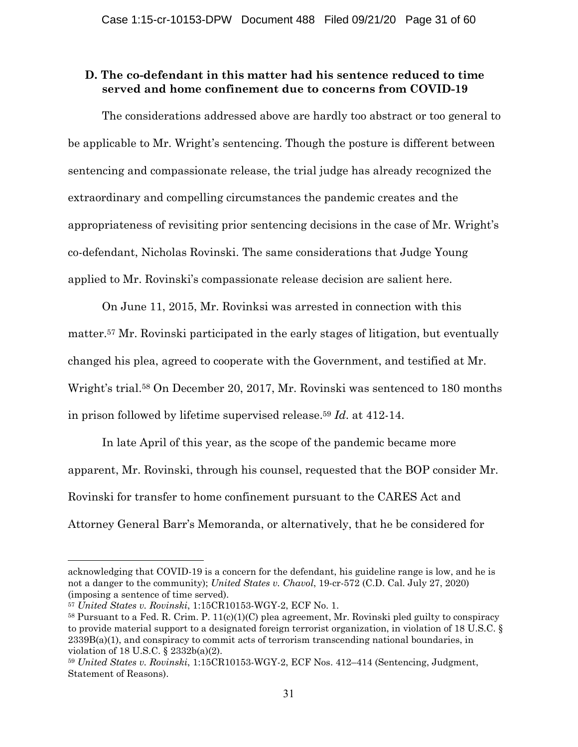### D. The co-defendant in this matter had his sentence reduced to time served and home confinement due to concerns from COVID-19

The considerations addressed above are hardly too abstract or too general to be applicable to Mr. Wright's sentencing. Though the posture is different between sentencing and compassionate release, the trial judge has already recognized the extraordinary and compelling circumstances the pandemic creates and the appropriateness of revisiting prior sentencing decisions in the case of Mr. Wright's co-defendant, Nicholas Rovinski. The same considerations that Judge Young applied to Mr. Rovinski's compassionate release decision are salient here.

On June 11, 2015, Mr. Rovinksi was arrested in connection with this matter.[57] Mr. Rovinski participated in the early stages of litigation, but eventually changed his plea, agreed to cooperate with the Government, and testified at Mr. Wright's trial.[58] On December 20, 2017, Mr. Rovinski was sentenced to 180 months in prison followed by lifetime supervised release.[59] *Id*. at 412-14.

In late April of this year, as the scope of the pandemic became more apparent, Mr. Rovinski, through his counsel, requested that the BOP consider Mr. Rovinski for transfer to home confinement pursuant to the CARES Act and Attorney General Barr's Memoranda, or alternatively, that he be considered for

---

acknowledging that COVID-19 is a concern for the defendant, his guideline range is low, and he is not a danger to the community); *United States v. Chavol*, 19-cr-572 (C.D. Cal. July 27, 2020) (imposing a sentence of time served).

[57] *United States v. Rovinski*, 1:15CR10153-WGY-2, ECF No. 1.

[58] Pursuant to a Fed. R. Crim. P. 11(c)(1)(C) plea agreement, Mr. Rovinski pled guilty to conspiracy to provide material support to a designated foreign terrorist organization, in violation of 18 U.S.C. § 2339B(a)(1), and conspiracy to commit acts of terrorism transcending national boundaries, in violation of 18 U.S.C. § 2332b(a)(2).

[59] *United States v. Rovinski*, 1:15CR10153-WGY-2, ECF Nos. 412–414 (Sentencing, Judgment, Statement of Reasons).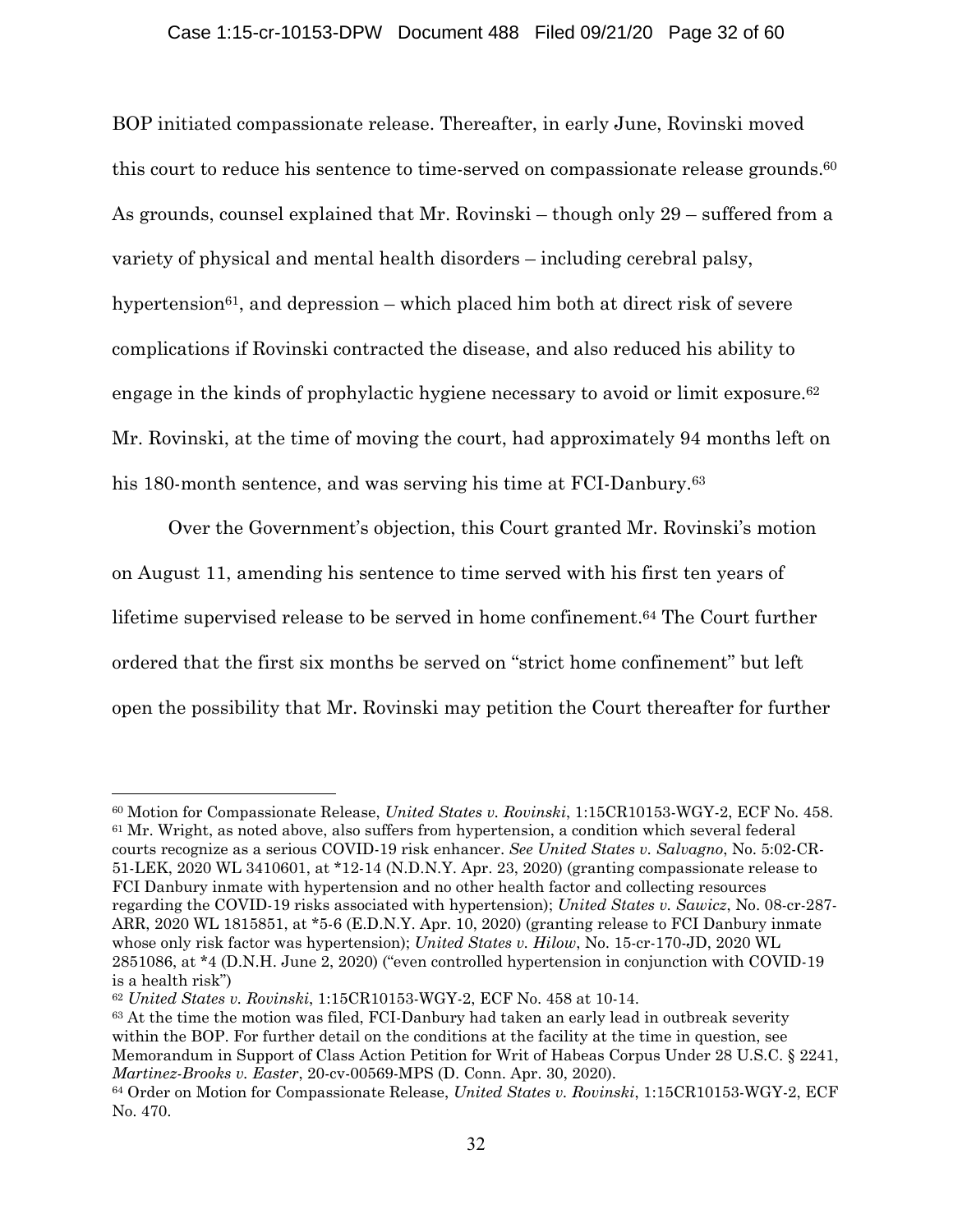BOP initiated compassionate release. Thereafter, in early June, Rovinski moved this court to reduce his sentence to time-served on compassionate release grounds.[60] As grounds, counsel explained that Mr. Rovinski – though only 29 – suffered from a variety of physical and mental health disorders – including cerebral palsy, hypertension[61], and depression – which placed him both at direct risk of severe complications if Rovinski contracted the disease, and also reduced his ability to engage in the kinds of prophylactic hygiene necessary to avoid or limit exposure.[62] Mr. Rovinski, at the time of moving the court, had approximately 94 months left on his 180-month sentence, and was serving his time at FCI-Danbury.[63]

Over the Government's objection, this Court granted Mr. Rovinski's motion on August 11, amending his sentence to time served with his first ten years of lifetime supervised release to be served in home confinement.[64] The Court further ordered that the first six months be served on "strict home confinement" but left open the possibility that Mr. Rovinski may petition the Court thereafter for further

---

[60] Motion for Compassionate Release, *United States v. Rovinski*, 1:15CR10153-WGY-2, ECF No. 458.

[61] Mr. Wright, as noted above, also suffers from hypertension, a condition which several federal courts recognize as a serious COVID-19 risk enhancer. *See United States v. Salvagno*, No. 5:02-CR-51-LEK, 2020 WL 3410601, at *12-14 (N.D.N.Y. Apr. 23, 2020) (granting compassionate release to FCI Danbury inmate with hypertension and no other health factor and collecting resources regarding the COVID-19 risks associated with hypertension); *United States v. Sawicz*, No. 08-cr-287-ARR, 2020 WL 1815851, at *5-6 (E.D.N.Y. Apr. 10, 2020) (granting release to FCI Danbury inmate whose only risk factor was hypertension); *United States v. Hilow*, No. 15-cr-170-JD, 2020 WL 2851086, at *4 (D.N.H. June 2, 2020) ("even controlled hypertension in conjunction with COVID-19 is a health risk")

[62] *United States v. Rovinski*, 1:15CR10153-WGY-2, ECF No. 458 at 10-14.

[63] At the time the motion was filed, FCI-Danbury had taken an early lead in outbreak severity within the BOP. For further detail on the conditions at the facility at the time in question, see Memorandum in Support of Class Action Petition for Writ of Habeas Corpus Under 28 U.S.C. § 2241, *Martinez-Brooks v. Easter*, 20-cv-00569-MPS (D. Conn. Apr. 30, 2020).

[64] Order on Motion for Compassionate Release, *United States v. Rovinski*, 1:15CR10153-WGY-2, ECF No. 470.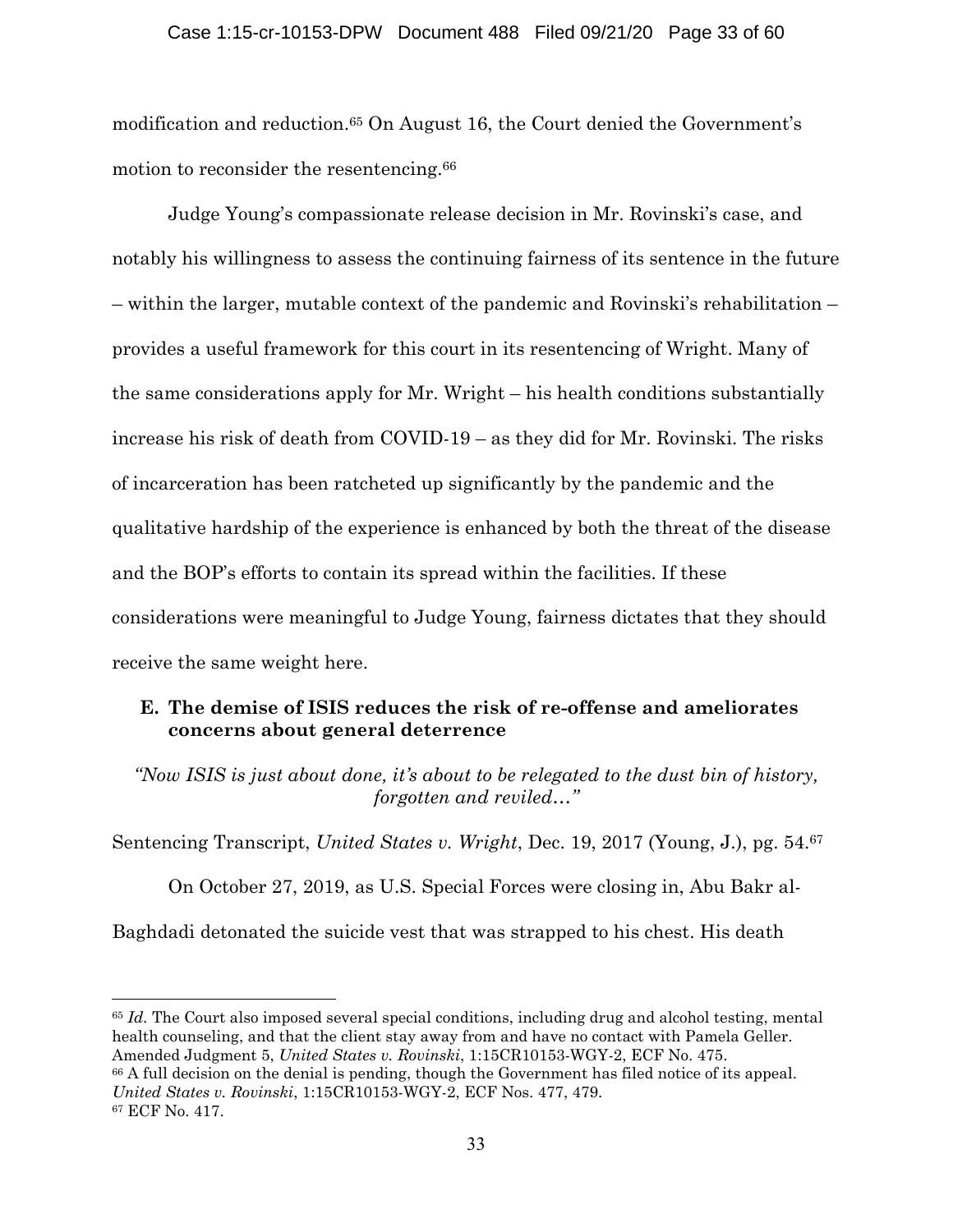modification and reduction.[65] On August 16, the Court denied the Government's motion to reconsider the resentencing.[66]

Judge Young's compassionate release decision in Mr. Rovinski's case, and notably his willingness to assess the continuing fairness of its sentence in the future – within the larger, mutable context of the pandemic and Rovinski's rehabilitation – provides a useful framework for this court in its resentencing of Wright. Many of the same considerations apply for Mr. Wright – his health conditions substantially increase his risk of death from COVID-19 – as they did for Mr. Rovinski. The risks of incarceration has been ratcheted up significantly by the pandemic and the qualitative hardship of the experience is enhanced by both the threat of the disease and the BOP's efforts to contain its spread within the facilities. If these considerations were meaningful to Judge Young, fairness dictates that they should receive the same weight here.

### E. The demise of ISIS reduces the risk of re-offense and ameliorates concerns about general deterrence

*"Now ISIS is just about done, it's about to be relegated to the dust bin of history, forgotten and reviled…"*

Sentencing Transcript, *United States v. Wright*, Dec. 19, 2017 (Young, J.), pg. 54.[67]

On October 27, 2019, as U.S. Special Forces were closing in, Abu Bakr al-Baghdadi detonated the suicide vest that was strapped to his chest. His death

---

[65] *Id.* The Court also imposed several special conditions, including drug and alcohol testing, mental health counseling, and that the client stay away from and have no contact with Pamela Geller. Amended Judgment 5, *United States v. Rovinski*, 1:15CR10153-WGY-2, ECF No. 475.

[66] A full decision on the denial is pending, though the Government has filed notice of its appeal. *United States v. Rovinski*, 1:15CR10153-WGY-2, ECF Nos. 477, 479.

[67] ECF No. 417.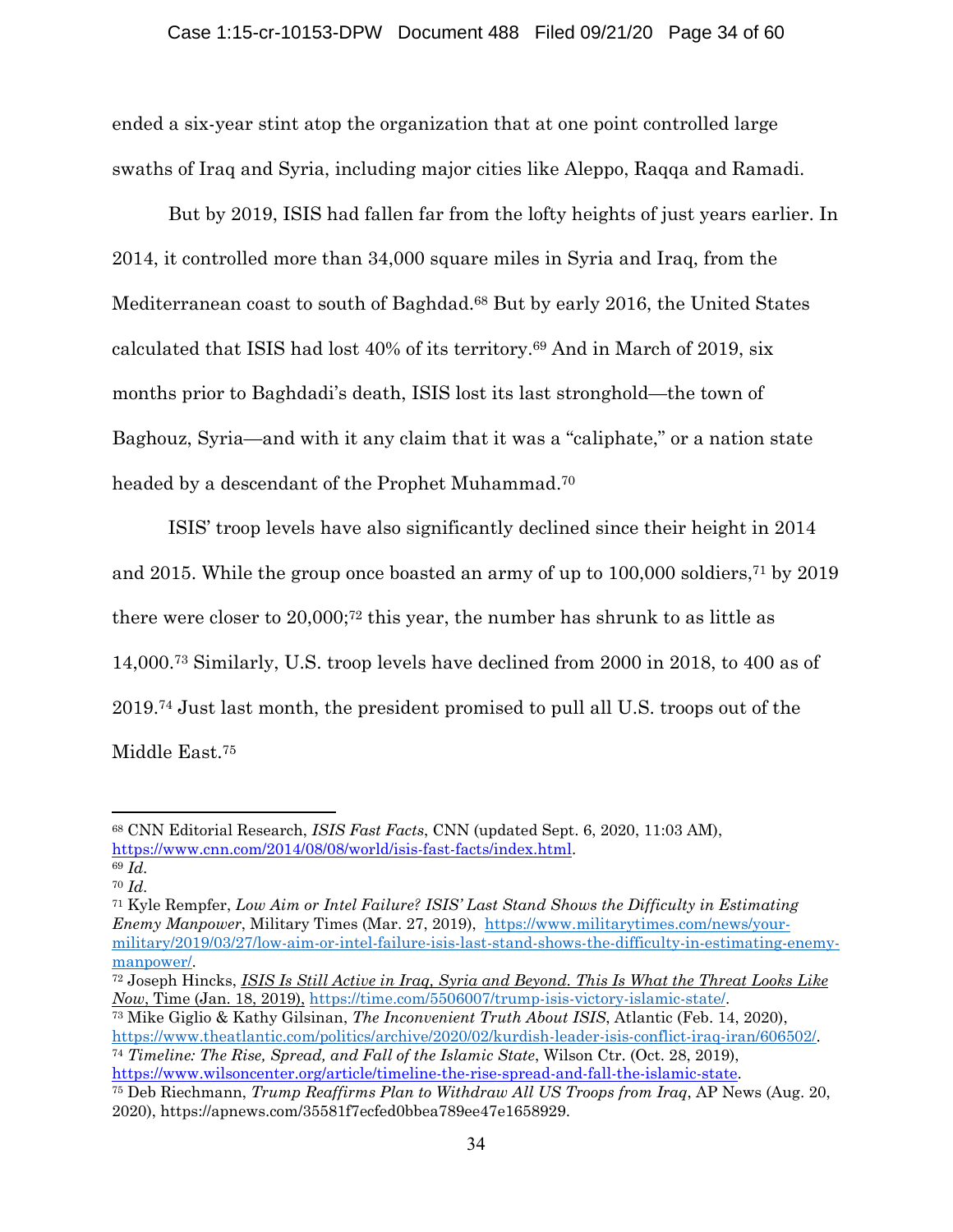ended a six-year stint atop the organization that at one point controlled large swaths of Iraq and Syria, including major cities like Aleppo, Raqqa and Ramadi.

But by 2019, ISIS had fallen far from the lofty heights of just years earlier. In 2014, it controlled more than 34,000 square miles in Syria and Iraq, from the Mediterranean coast to south of Baghdad.[68] But by early 2016, the United States calculated that ISIS had lost 40% of its territory.[69] And in March of 2019, six months prior to Baghdadi's death, ISIS lost its last stronghold—the town of Baghouz, Syria—and with it any claim that it was a "caliphate," or a nation state headed by a descendant of the Prophet Muhammad.[70]

ISIS' troop levels have also significantly declined since their height in 2014 and 2015. While the group once boasted an army of up to 100,000 soldiers,[71] by 2019 there were closer to 20,000;[72] this year, the number has shrunk to as little as 14,000.[73] Similarly, U.S. troop levels have declined from 2000 in 2018, to 400 as of 2019.[74] Just last month, the president promised to pull all U.S. troops out of the Middle East.[75]

---

[68] CNN Editorial Research, *ISIS Fast Facts*, CNN (updated Sept. 6, 2020, 11:03 AM), https://www.cnn.com/2014/08/08/world/isis-fast-facts/index.html.

[69] *Id.*

[70] *Id.*

[71] Kyle Rempfer, *Low Aim or Intel Failure? ISIS' Last Stand Shows the Difficulty in Estimating Enemy Manpower*, Military Times (Mar. 27, 2019), https://www.militarytimes.com/news/your-military/2019/03/27/low-aim-or-intel-failure-isis-last-stand-shows-the-difficulty-in-estimating-enemy-manpower/.

[72] Joseph Hincks, *ISIS Is Still Active in Iraq, Syria and Beyond. This Is What the Threat Looks Like Now*, Time (Jan. 18, 2019), https://time.com/5506007/trump-isis-victory-islamic-state/.

[73] Mike Giglio & Kathy Gilsinan, *The Inconvenient Truth About ISIS*, Atlantic (Feb. 14, 2020), https://www.theatlantic.com/politics/archive/2020/02/kurdish-leader-isis-conflict-iraq-iran/606502/.

[74] *Timeline: The Rise, Spread, and Fall of the Islamic State*, Wilson Ctr. (Oct. 28, 2019), https://www.wilsoncenter.org/article/timeline-the-rise-spread-and-fall-the-islamic-state.

[75] Deb Riechmann, *Trump Reaffirms Plan to Withdraw All US Troops from Iraq*, AP News (Aug. 20, 2020), https://apnews.com/35581f7ecfed0bbea789ee47e1658929.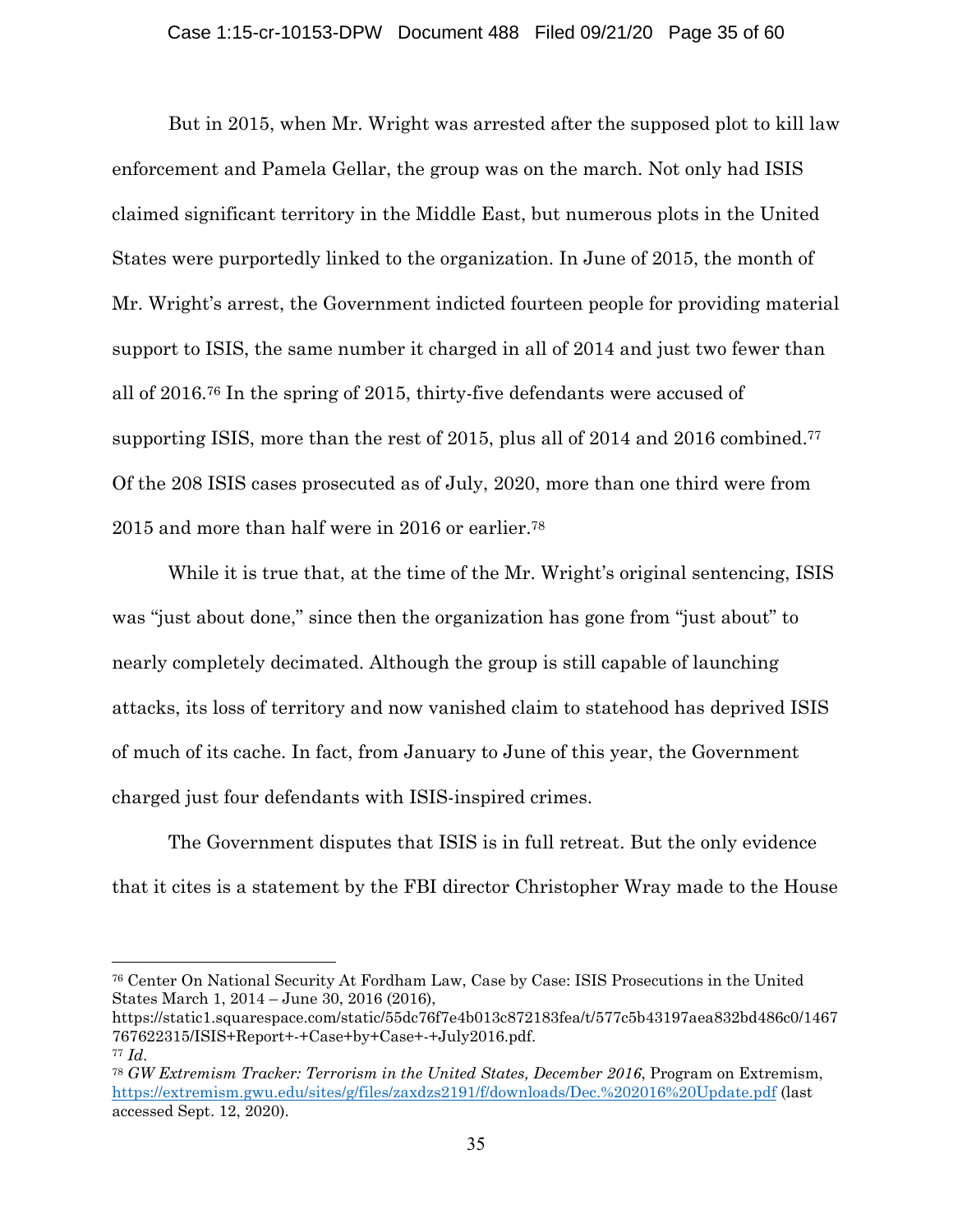But in 2015, when Mr. Wright was arrested after the supposed plot to kill law enforcement and Pamela Gellar, the group was on the march. Not only had ISIS claimed significant territory in the Middle East, but numerous plots in the United States were purportedly linked to the organization. In June of 2015, the month of Mr. Wright's arrest, the Government indicted fourteen people for providing material support to ISIS, the same number it charged in all of 2014 and just two fewer than all of 2016.[76] In the spring of 2015, thirty-five defendants were accused of supporting ISIS, more than the rest of 2015, plus all of 2014 and 2016 combined.[77] Of the 208 ISIS cases prosecuted as of July, 2020, more than one third were from 2015 and more than half were in 2016 or earlier.[78]

While it is true that, at the time of the Mr. Wright's original sentencing, ISIS was "just about done," since then the organization has gone from "just about" to nearly completely decimated. Although the group is still capable of launching attacks, its loss of territory and now vanished claim to statehood has deprived ISIS of much of its cache. In fact, from January to June of this year, the Government charged just four defendants with ISIS-inspired crimes.

The Government disputes that ISIS is in full retreat. But the only evidence that it cites is a statement by the FBI director Christopher Wray made to the House

---

[76] Center On National Security At Fordham Law, Case by Case: ISIS Prosecutions in the United States March 1, 2014 – June 30, 2016 (2016), https://static1.squarespace.com/static/55dc76f7e4b013c872183fea/t/577c5b43197aea832bd486c0/1467767622315/ISIS+Report+-+Case+by+Case+-+July2016.pdf.

[77] *Id.*

[78] *GW Extremism Tracker: Terrorism in the United States, December 2016*, Program on Extremism, https://extremism.gwu.edu/sites/g/files/zaxdzs2191/f/downloads/Dec.%202016%20Update.pdf (last accessed Sept. 12, 2020).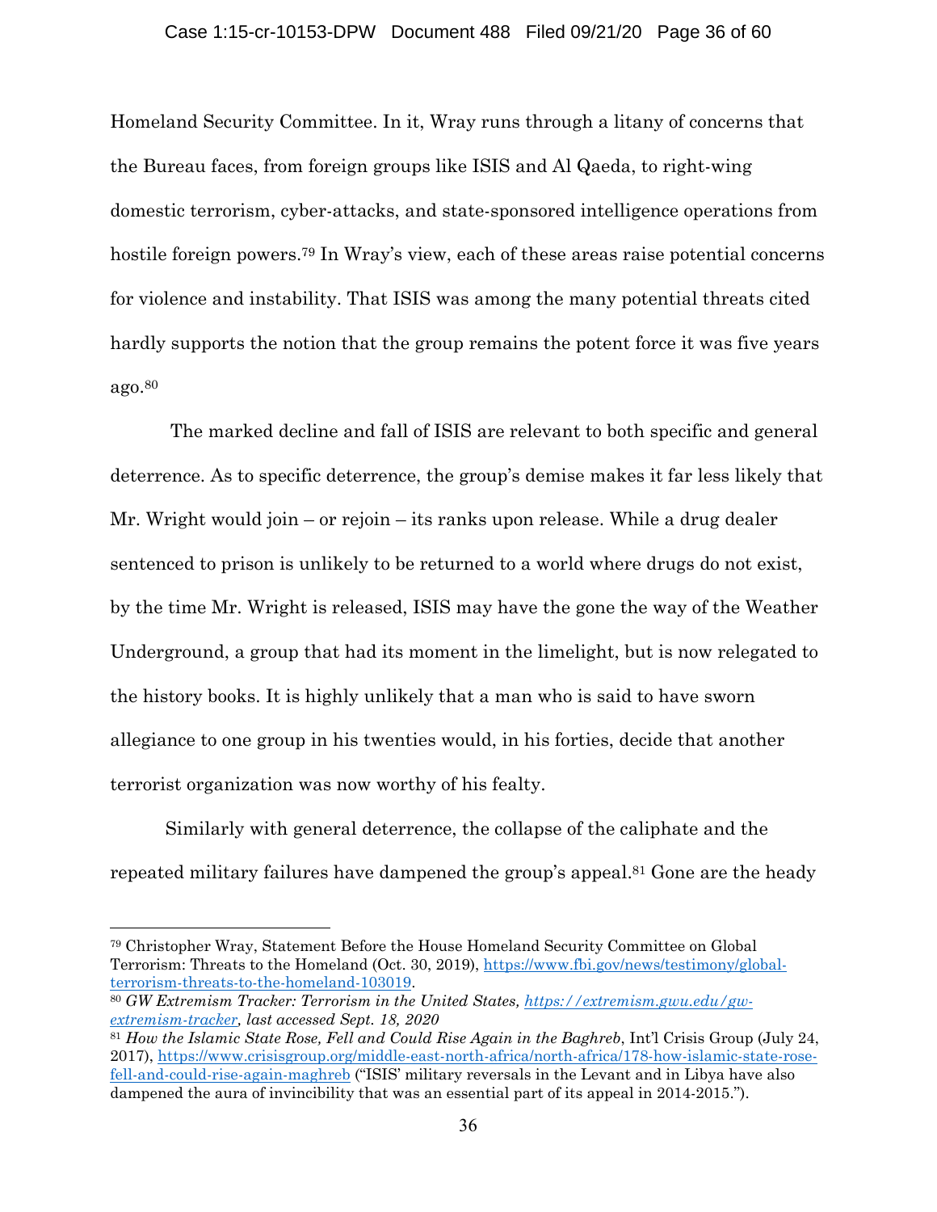Homeland Security Committee. In it, Wray runs through a litany of concerns that the Bureau faces, from foreign groups like ISIS and Al Qaeda, to right-wing domestic terrorism, cyber-attacks, and state-sponsored intelligence operations from hostile foreign powers.[79] In Wray's view, each of these areas raise potential concerns for violence and instability. That ISIS was among the many potential threats cited hardly supports the notion that the group remains the potent force it was five years ago.[80]

The marked decline and fall of ISIS are relevant to both specific and general deterrence. As to specific deterrence, the group's demise makes it far less likely that Mr. Wright would join – or rejoin – its ranks upon release. While a drug dealer sentenced to prison is unlikely to be returned to a world where drugs do not exist, by the time Mr. Wright is released, ISIS may have the gone the way of the Weather Underground, a group that had its moment in the limelight, but is now relegated to the history books. It is highly unlikely that a man who is said to have sworn allegiance to one group in his twenties would, in his forties, decide that another terrorist organization was now worthy of his fealty.

Similarly with general deterrence, the collapse of the caliphate and the repeated military failures have dampened the group's appeal.[81] Gone are the heady

---

[79] Christopher Wray, Statement Before the House Homeland Security Committee on Global Terrorism: Threats to the Homeland (Oct. 30, 2019), https://www.fbi.gov/news/testimony/global-terrorism-threats-to-the-homeland-103019.

[80] *GW Extremism Tracker: Terrorism in the United States, https://extremism.gwu.edu/gw-extremism-tracker, last accessed Sept. 18, 2020*

[81] *How the Islamic State Rose, Fell and Could Rise Again in the Baghreb*, Int'l Crisis Group (July 24, 2017), https://www.crisisgroup.org/middle-east-north-africa/north-africa/178-how-islamic-state-rose-fell-and-could-rise-again-maghreb ("ISIS' military reversals in the Levant and in Libya have also dampened the aura of invincibility that was an essential part of its appeal in 2014-2015.").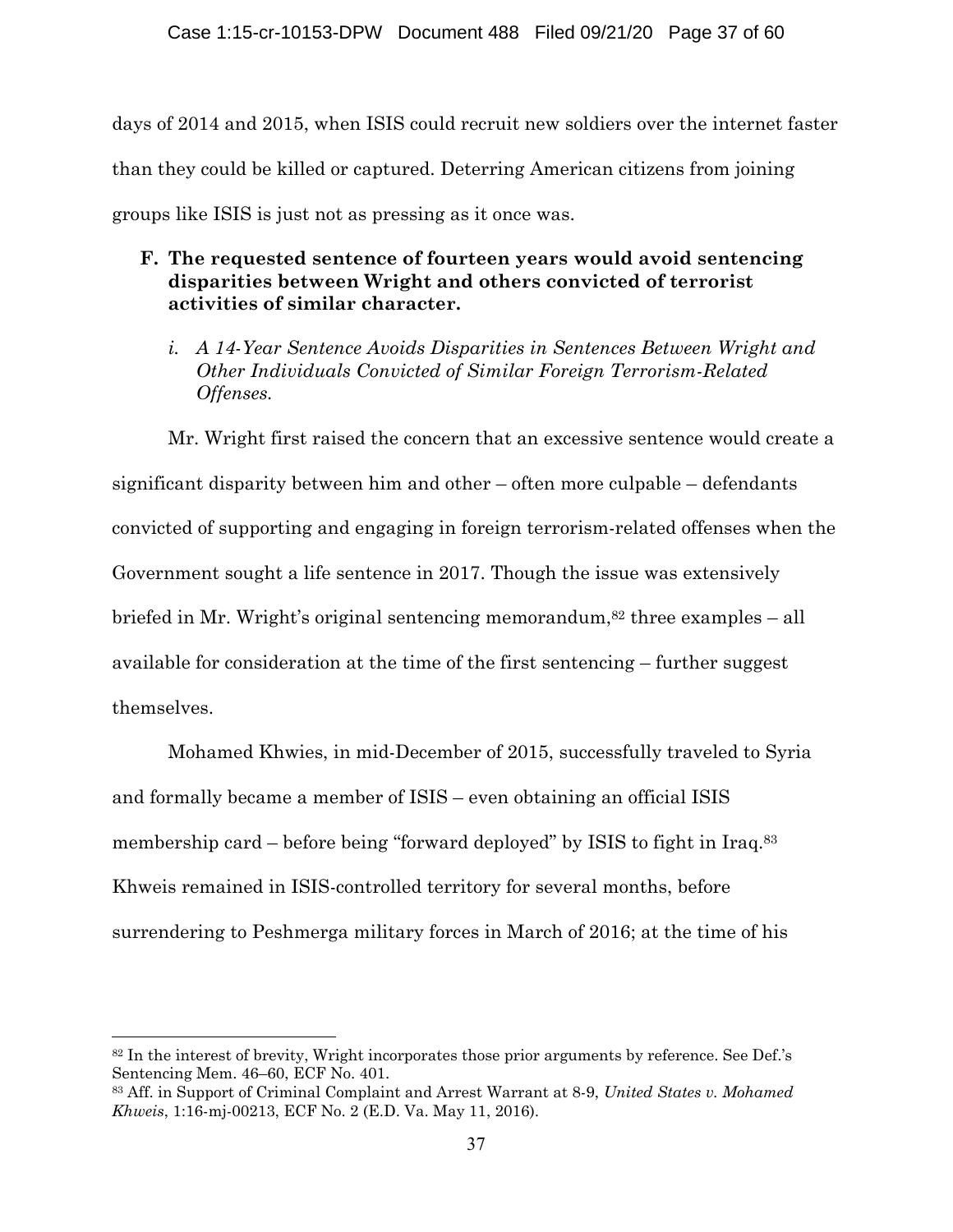days of 2014 and 2015, when ISIS could recruit new soldiers over the internet faster than they could be killed or captured. Deterring American citizens from joining groups like ISIS is just not as pressing as it once was.

### F. The requested sentence of fourteen years would avoid sentencing disparities between Wright and others convicted of terrorist activities of similar character.

#### *i. A 14-Year Sentence Avoids Disparities in Sentences Between Wright and Other Individuals Convicted of Similar Foreign Terrorism-Related Offenses.*

Mr. Wright first raised the concern that an excessive sentence would create a significant disparity between him and other – often more culpable – defendants convicted of supporting and engaging in foreign terrorism-related offenses when the Government sought a life sentence in 2017. Though the issue was extensively briefed in Mr. Wright's original sentencing memorandum,[82] three examples – all available for consideration at the time of the first sentencing – further suggest themselves.

Mohamed Khwies, in mid-December of 2015, successfully traveled to Syria and formally became a member of ISIS – even obtaining an official ISIS membership card – before being "forward deployed" by ISIS to fight in Iraq.[83] Khweis remained in ISIS-controlled territory for several months, before surrendering to Peshmerga military forces in March of 2016; at the time of his

---

[82] In the interest of brevity, Wright incorporates those prior arguments by reference. See Def.'s Sentencing Mem. 46–60, ECF No. 401.

[83] Aff. in Support of Criminal Complaint and Arrest Warrant at 8-9, *United States v. Mohamed Khweis*, 1:16-mj-00213, ECF No. 2 (E.D. Va. May 11, 2016).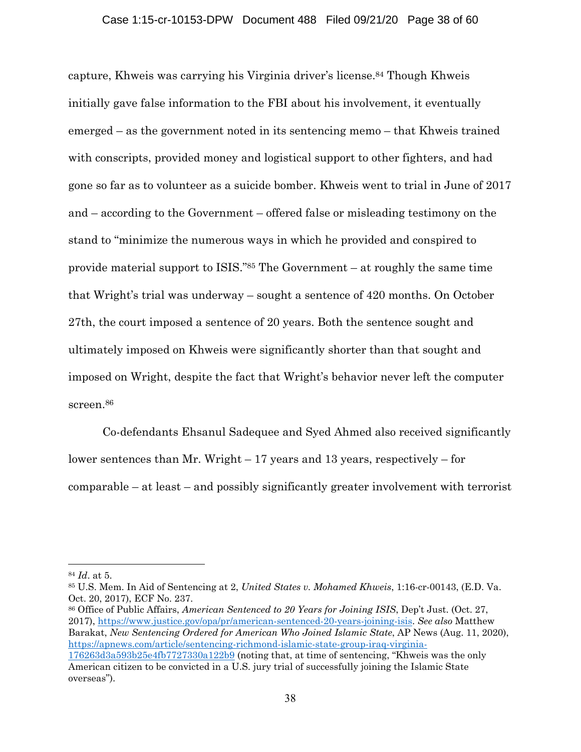capture, Khweis was carrying his Virginia driver's license.[84] Though Khweis initially gave false information to the FBI about his involvement, it eventually emerged – as the government noted in its sentencing memo – that Khweis trained with conscripts, provided money and logistical support to other fighters, and had gone so far as to volunteer as a suicide bomber. Khweis went to trial in June of 2017 and – according to the Government – offered false or misleading testimony on the stand to "minimize the numerous ways in which he provided and conspired to provide material support to ISIS."[85] The Government – at roughly the same time that Wright's trial was underway – sought a sentence of 420 months. On October 27th, the court imposed a sentence of 20 years. Both the sentence sought and ultimately imposed on Khweis were significantly shorter than that sought and imposed on Wright, despite the fact that Wright's behavior never left the computer screen.[86]

Co-defendants Ehsanul Sadequee and Syed Ahmed also received significantly lower sentences than Mr. Wright – 17 years and 13 years, respectively – for comparable – at least – and possibly significantly greater involvement with terrorist

---

[84] *Id*. at 5.

[85] U.S. Mem. In Aid of Sentencing at 2, *United States v. Mohamed Khweis*, 1:16-cr-00143, (E.D. Va. Oct. 20, 2017), ECF No. 237.

[86] Office of Public Affairs, *American Sentenced to 20 Years for Joining ISIS*, Dep't Just. (Oct. 27, 2017), https://www.justice.gov/opa/pr/american-sentenced-20-years-joining-isis. *See also* Matthew Barakat, *New Sentencing Ordered for American Who Joined Islamic State*, AP News (Aug. 11, 2020), https://apnews.com/article/sentencing-richmond-islamic-state-group-iraq-virginia-176263d3a593b25e4fb7727330a122b9 (noting that, at time of sentencing, "Khweis was the only American citizen to be convicted in a U.S. jury trial of successfully joining the Islamic State overseas").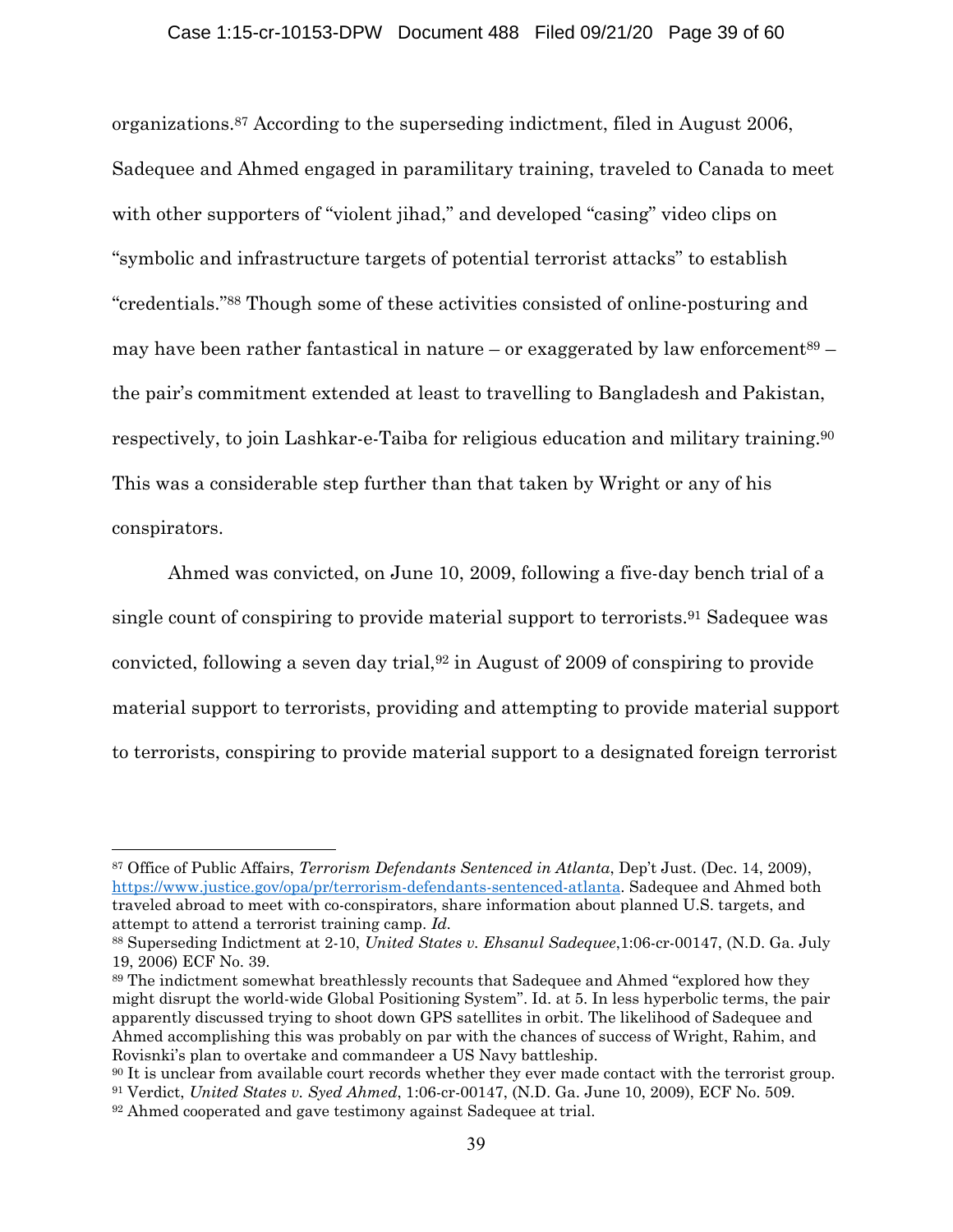organizations.[87] According to the superseding indictment, filed in August 2006, Sadequee and Ahmed engaged in paramilitary training, traveled to Canada to meet with other supporters of "violent jihad," and developed "casing" video clips on "symbolic and infrastructure targets of potential terrorist attacks" to establish "credentials."[88] Though some of these activities consisted of online-posturing and may have been rather fantastical in nature – or exaggerated by law enforcement[89] – the pair's commitment extended at least to travelling to Bangladesh and Pakistan, respectively, to join Lashkar-e-Taiba for religious education and military training.[90] This was a considerable step further than that taken by Wright or any of his conspirators.

Ahmed was convicted, on June 10, 2009, following a five-day bench trial of a single count of conspiring to provide material support to terrorists.[91] Sadequee was convicted, following a seven day trial,[92] in August of 2009 of conspiring to provide material support to terrorists, providing and attempting to provide material support to terrorists, conspiring to provide material support to a designated foreign terrorist

---

[87] Office of Public Affairs, *Terrorism Defendants Sentenced in Atlanta*, Dep't Just. (Dec. 14, 2009), https://www.justice.gov/opa/pr/terrorism-defendants-sentenced-atlanta. Sadequee and Ahmed both traveled abroad to meet with co-conspirators, share information about planned U.S. targets, and attempt to attend a terrorist training camp. *Id.*

[88] Superseding Indictment at 2-10, *United States v. Ehsanul Sadequee*,1:06-cr-00147, (N.D. Ga. July 19, 2006) ECF No. 39.

[89] The indictment somewhat breathlessly recounts that Sadequee and Ahmed "explored how they might disrupt the world-wide Global Positioning System". Id. at 5. In less hyperbolic terms, the pair apparently discussed trying to shoot down GPS satellites in orbit. The likelihood of Sadequee and Ahmed accomplishing this was probably on par with the chances of success of Wright, Rahim, and Rovisnki's plan to overtake and commandeer a US Navy battleship.

[90] It is unclear from available court records whether they ever made contact with the terrorist group.

[91] Verdict, *United States v. Syed Ahmed*, 1:06-cr-00147, (N.D. Ga. June 10, 2009), ECF No. 509.

[92] Ahmed cooperated and gave testimony against Sadequee at trial.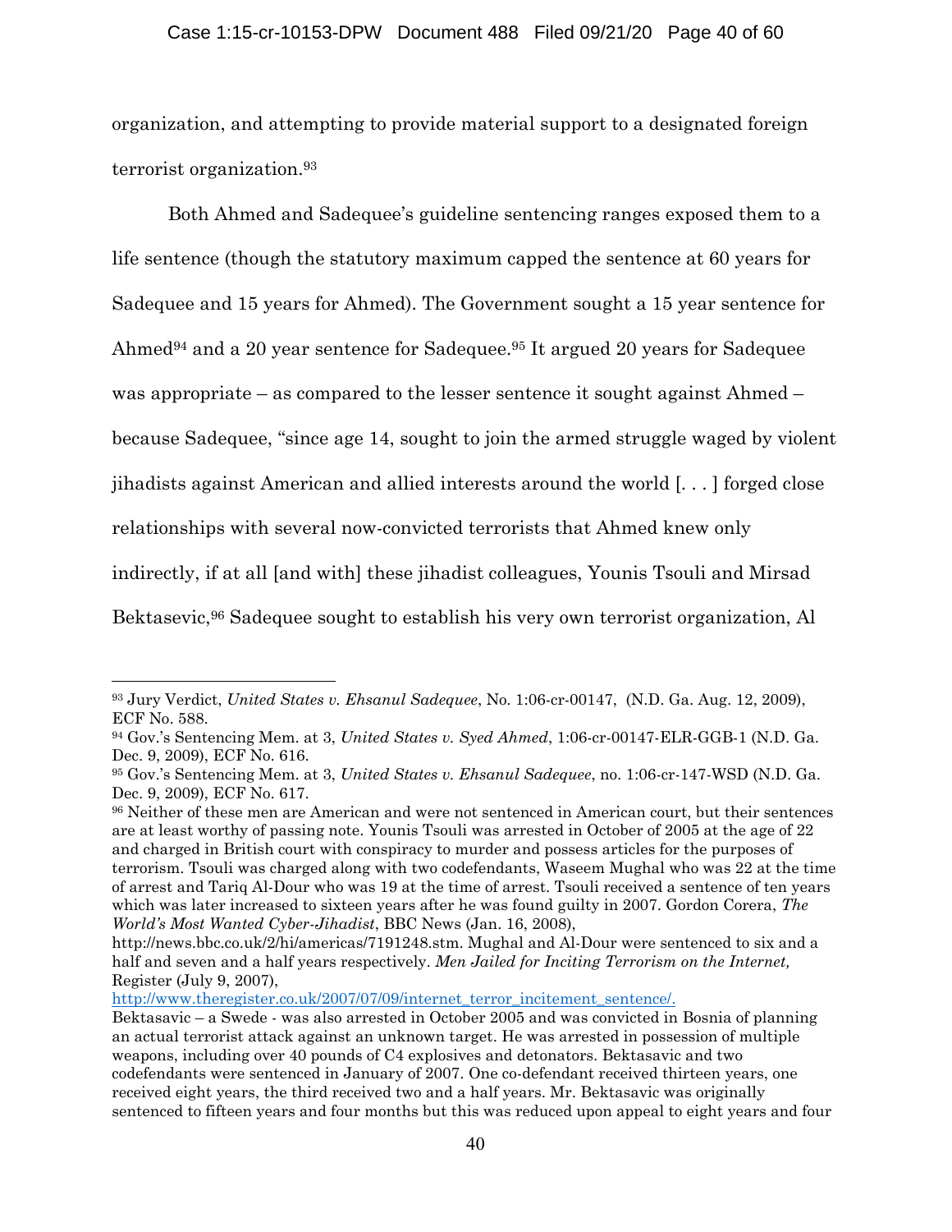organization, and attempting to provide material support to a designated foreign terrorist organization.[93]

Both Ahmed and Sadequee's guideline sentencing ranges exposed them to a life sentence (though the statutory maximum capped the sentence at 60 years for Sadequee and 15 years for Ahmed). The Government sought a 15 year sentence for Ahmed[94] and a 20 year sentence for Sadequee.[95] It argued 20 years for Sadequee was appropriate – as compared to the lesser sentence it sought against Ahmed – because Sadequee, "since age 14, sought to join the armed struggle waged by violent jihadists against American and allied interests around the world [. . . ] forged close relationships with several now-convicted terrorists that Ahmed knew only indirectly, if at all [and with] these jihadist colleagues, Younis Tsouli and Mirsad Bektasevic,[96] Sadequee sought to establish his very own terrorist organization, Al

---

[93] Jury Verdict, *United States v. Ehsanul Sadequee*, No. 1:06-cr-00147, (N.D. Ga. Aug. 12, 2009), ECF No. 588.

[94] Gov.'s Sentencing Mem. at 3, *United States v. Syed Ahmed*, 1:06-cr-00147-ELR-GGB-1 (N.D. Ga. Dec. 9, 2009), ECF No. 616.

[95] Gov.'s Sentencing Mem. at 3, *United States v. Ehsanul Sadequee*, no. 1:06-cr-147-WSD (N.D. Ga. Dec. 9, 2009), ECF No. 617.

[96] Neither of these men are American and were not sentenced in American court, but their sentences are at least worthy of passing note. Younis Tsouli was arrested in October of 2005 at the age of 22 and charged in British court with conspiracy to murder and possess articles for the purposes of terrorism. Tsouli was charged along with two codefendants, Waseem Mughal who was 22 at the time of arrest and Tariq Al-Dour who was 19 at the time of arrest. Tsouli received a sentence of ten years which was later increased to sixteen years after he was found guilty in 2007. Gordon Corera, *The World's Most Wanted Cyber-Jihadist*, BBC News (Jan. 16, 2008), http://news.bbc.co.uk/2/hi/americas/7191248.stm. Mughal and Al-Dour were sentenced to six and a half and seven and a half years respectively. *Men Jailed for Inciting Terrorism on the Internet,* Register (July 9, 2007), http://www.theregister.co.uk/2007/07/09/internet_terror_incitement_sentence/.

Bektasavic – a Swede - was also arrested in October 2005 and was convicted in Bosnia of planning an actual terrorist attack against an unknown target. He was arrested in possession of multiple weapons, including over 40 pounds of C4 explosives and detonators. Bektasavic and two codefendants were sentenced in January of 2007. One co-defendant received thirteen years, one received eight years, the third received two and a half years. Mr. Bektasavic was originally sentenced to fifteen years and four months but this was reduced upon appeal to eight years and four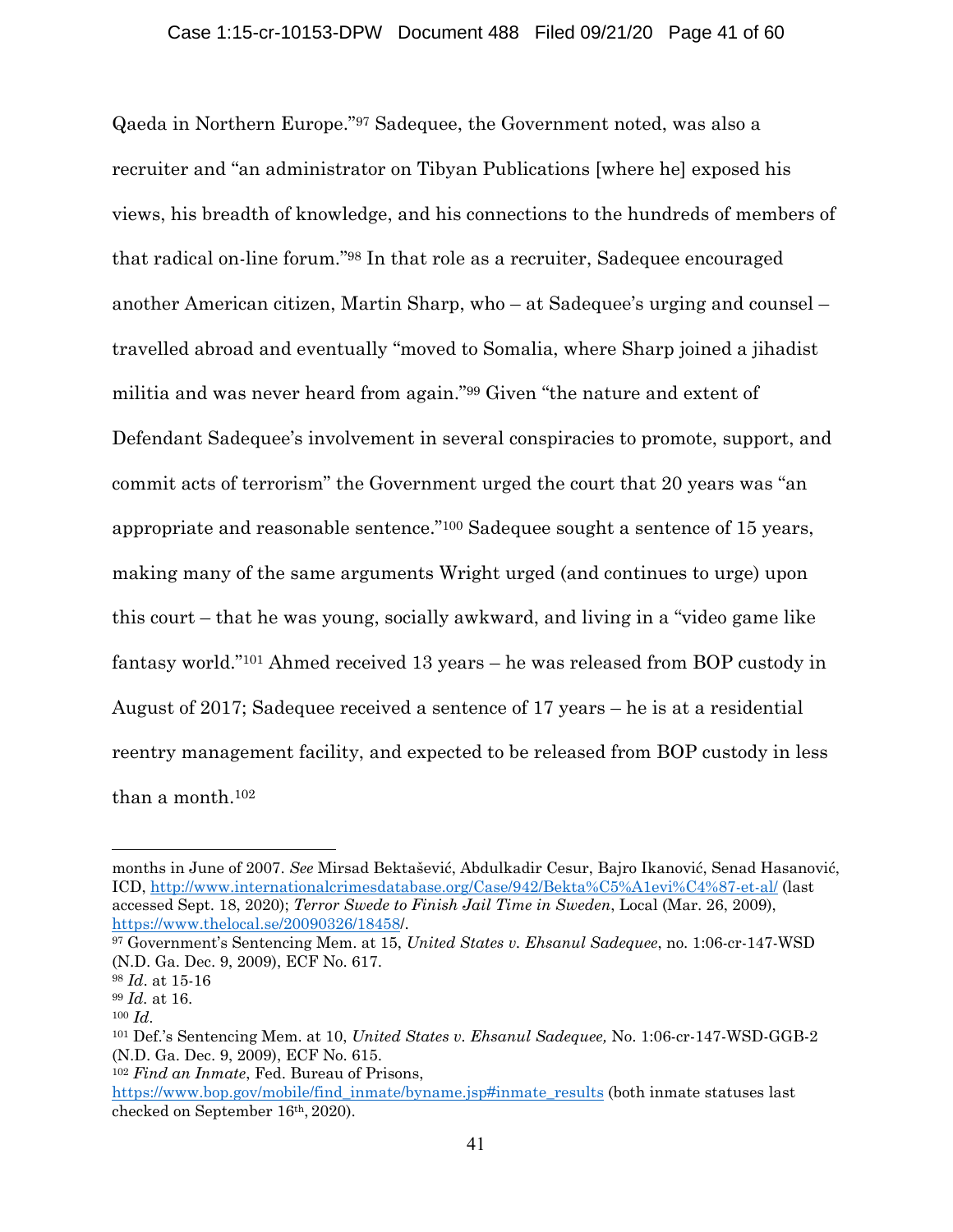Qaeda in Northern Europe."[97] Sadequee, the Government noted, was also a recruiter and "an administrator on Tibyan Publications [where he] exposed his views, his breadth of knowledge, and his connections to the hundreds of members of that radical on-line forum."[98] In that role as a recruiter, Sadequee encouraged another American citizen, Martin Sharp, who – at Sadequee's urging and counsel – travelled abroad and eventually "moved to Somalia, where Sharp joined a jihadist militia and was never heard from again."[99] Given "the nature and extent of Defendant Sadequee's involvement in several conspiracies to promote, support, and commit acts of terrorism" the Government urged the court that 20 years was "an appropriate and reasonable sentence."[100] Sadequee sought a sentence of 15 years, making many of the same arguments Wright urged (and continues to urge) upon this court – that he was young, socially awkward, and living in a "video game like fantasy world."[101] Ahmed received 13 years – he was released from BOP custody in August of 2017; Sadequee received a sentence of 17 years – he is at a residential reentry management facility, and expected to be released from BOP custody in less than a month.[102]

---

months in June of 2007. *See* Mirsad Bektašević, Abdulkadir Cesur, Bajro Ikanović, Senad Hasanović, ICD, http://www.internationalcrimesdatabase.org/Case/942/Bekta%C5%A1evi%C4%87-et-al/ (last accessed Sept. 18, 2020); *Terror Swede to Finish Jail Time in Sweden*, Local (Mar. 26, 2009), https://www.thelocal.se/20090326/18458/.

[97] Government's Sentencing Mem. at 15, *United States v. Ehsanul Sadequee*, no. 1:06-cr-147-WSD (N.D. Ga. Dec. 9, 2009), ECF No. 617.

[98] *Id*. at 15-16

[99] *Id*. at 16.

[100] *Id*.

[101] Def.'s Sentencing Mem. at 10, *United States v. Ehsanul Sadequee,* No. 1:06-cr-147-WSD-GGB-2 (N.D. Ga. Dec. 9, 2009), ECF No. 615.

[102] *Find an Inmate*, Fed. Bureau of Prisons, https://www.bop.gov/mobile/find_inmate/byname.jsp#inmate_results (both inmate statuses last checked on September 16th, 2020).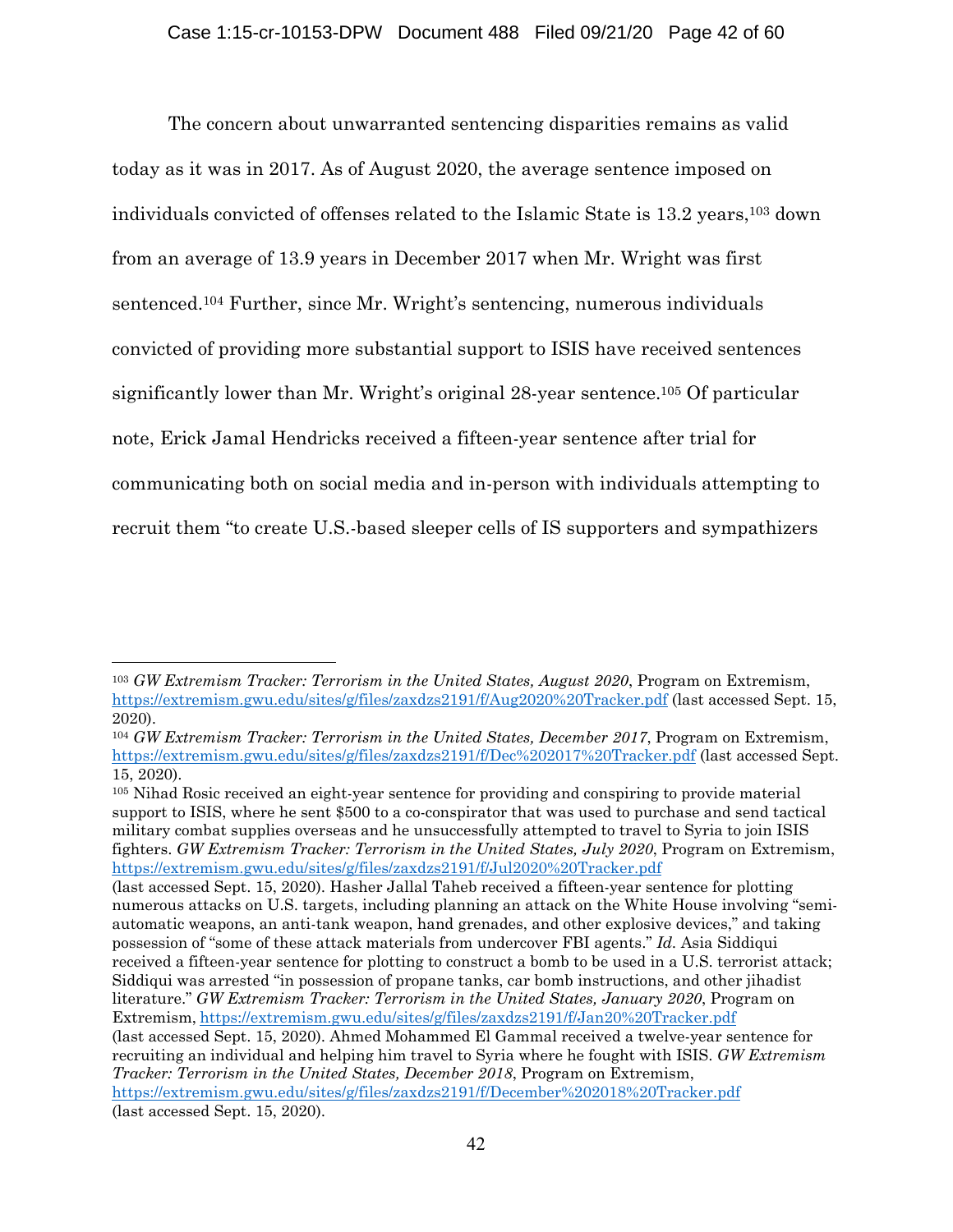The concern about unwarranted sentencing disparities remains as valid today as it was in 2017. As of August 2020, the average sentence imposed on individuals convicted of offenses related to the Islamic State is 13.2 years,[103] down from an average of 13.9 years in December 2017 when Mr. Wright was first sentenced.[104] Further, since Mr. Wright's sentencing, numerous individuals convicted of providing more substantial support to ISIS have received sentences significantly lower than Mr. Wright's original 28-year sentence.[105] Of particular note, Erick Jamal Hendricks received a fifteen-year sentence after trial for communicating both on social media and in-person with individuals attempting to recruit them "to create U.S.-based sleeper cells of IS supporters and sympathizers

---

[103] *GW Extremism Tracker: Terrorism in the United States, August 2020*, Program on Extremism, https://extremism.gwu.edu/sites/g/files/zaxdzs2191/f/Aug2020%20Tracker.pdf (last accessed Sept. 15, 2020).

[104] *GW Extremism Tracker: Terrorism in the United States, December 2017*, Program on Extremism, https://extremism.gwu.edu/sites/g/files/zaxdzs2191/f/Dec%202017%20Tracker.pdf (last accessed Sept. 15, 2020).

[105] Nihad Rosic received an eight-year sentence for providing and conspiring to provide material support to ISIS, where he sent $500 to a co-conspirator that was used to purchase and send tactical military combat supplies overseas and he unsuccessfully attempted to travel to Syria to join ISIS fighters. *GW Extremism Tracker: Terrorism in the United States, July 2020*, Program on Extremism, https://extremism.gwu.edu/sites/g/files/zaxdzs2191/f/Jul2020%20Tracker.pdf (last accessed Sept. 15, 2020). Hasher Jallal Taheb received a fifteen-year sentence for plotting numerous attacks on U.S. targets, including planning an attack on the White House involving "semi-automatic weapons, an anti-tank weapon, hand grenades, and other explosive devices," and taking possession of "some of these attack materials from undercover FBI agents." *Id.* Asia Siddiqui received a fifteen-year sentence for plotting to construct a bomb to be used in a U.S. terrorist attack; Siddiqui was arrested "in possession of propane tanks, car bomb instructions, and other jihadist literature." *GW Extremism Tracker: Terrorism in the United States, January 2020*, Program on Extremism, https://extremism.gwu.edu/sites/g/files/zaxdzs2191/f/Jan20%20Tracker.pdf (last accessed Sept. 15, 2020). Ahmed Mohammed El Gammal received a twelve-year sentence for recruiting an individual and helping him travel to Syria where he fought with ISIS. *GW Extremism Tracker: Terrorism in the United States, December 2018*, Program on Extremism, https://extremism.gwu.edu/sites/g/files/zaxdzs2191/f/December%202018%20Tracker.pdf (last accessed Sept. 15, 2020).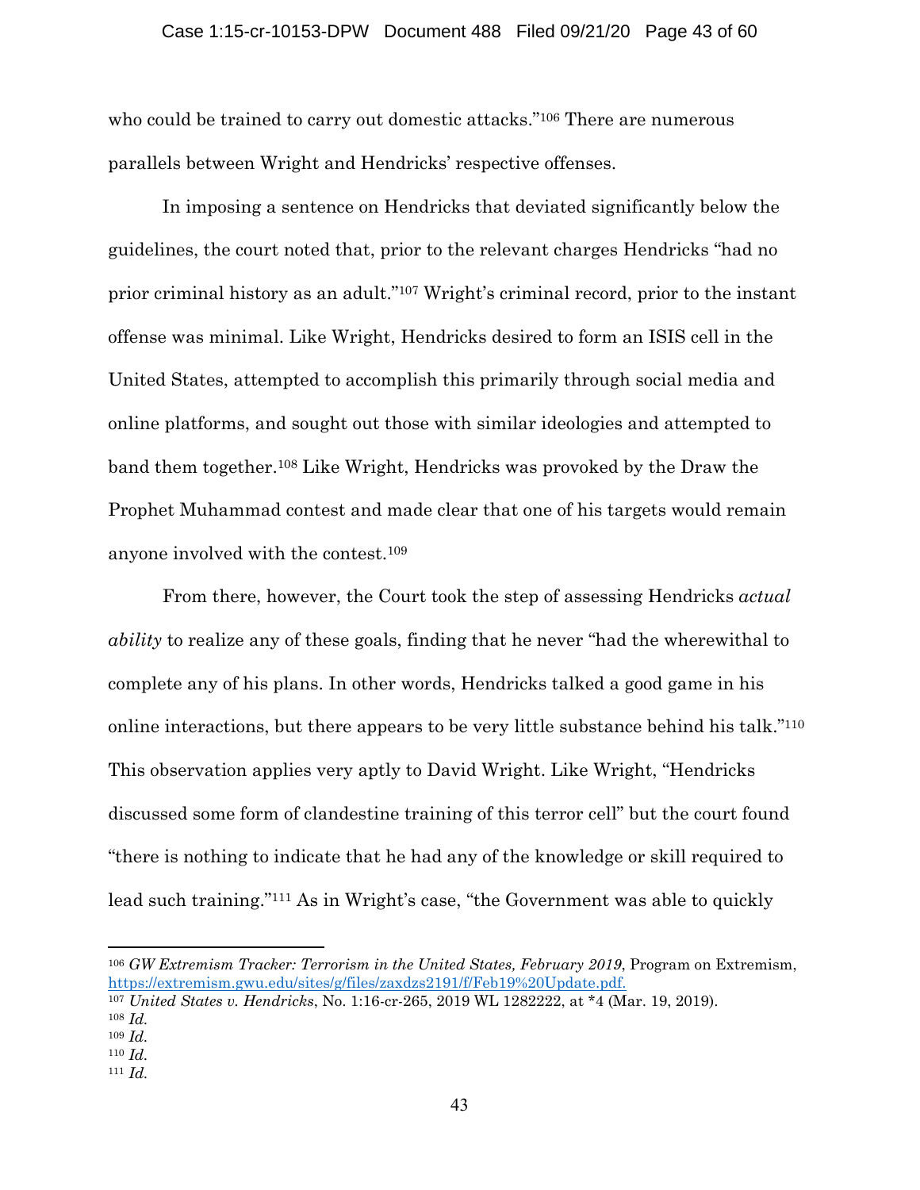who could be trained to carry out domestic attacks."[106] There are numerous parallels between Wright and Hendricks' respective offenses.

In imposing a sentence on Hendricks that deviated significantly below the guidelines, the court noted that, prior to the relevant charges Hendricks "had no prior criminal history as an adult."[107] Wright's criminal record, prior to the instant offense was minimal. Like Wright, Hendricks desired to form an ISIS cell in the United States, attempted to accomplish this primarily through social media and online platforms, and sought out those with similar ideologies and attempted to band them together.[108] Like Wright, Hendricks was provoked by the Draw the Prophet Muhammad contest and made clear that one of his targets would remain anyone involved with the contest.[109]

From there, however, the Court took the step of assessing Hendricks *actual ability* to realize any of these goals, finding that he never "had the wherewithal to complete any of his plans. In other words, Hendricks talked a good game in his online interactions, but there appears to be very little substance behind his talk."[110] This observation applies very aptly to David Wright. Like Wright, "Hendricks discussed some form of clandestine training of this terror cell" but the court found "there is nothing to indicate that he had any of the knowledge or skill required to lead such training."[111] As in Wright's case, "the Government was able to quickly

---

[106] *GW Extremism Tracker: Terrorism in the United States, February 2019*, Program on Extremism, https://extremism.gwu.edu/sites/g/files/zaxdzs2191/f/Feb19%20Update.pdf.

[107] *United States v. Hendricks*, No. 1:16-cr-265, 2019 WL 1282222, at *4 (Mar. 19, 2019).

[108] *Id.*

[109] *Id.*

[110] *Id.*

[111] *Id.*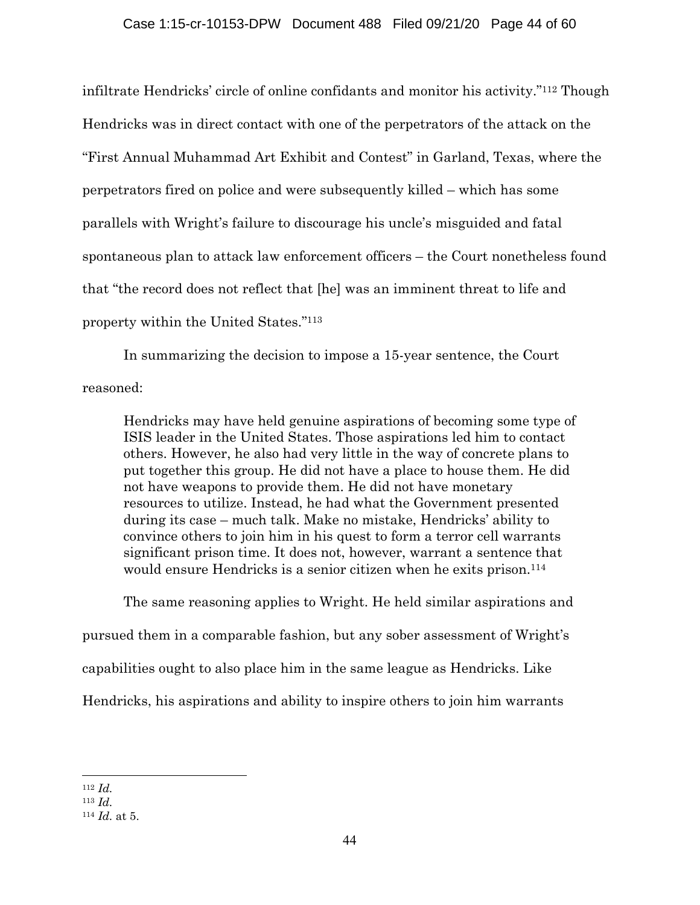infiltrate Hendricks' circle of online confidants and monitor his activity."[112] Though Hendricks was in direct contact with one of the perpetrators of the attack on the "First Annual Muhammad Art Exhibit and Contest" in Garland, Texas, where the perpetrators fired on police and were subsequently killed – which has some parallels with Wright's failure to discourage his uncle's misguided and fatal spontaneous plan to attack law enforcement officers – the Court nonetheless found that "the record does not reflect that [he] was an imminent threat to life and property within the United States."[113]

In summarizing the decision to impose a 15-year sentence, the Court reasoned:

> Hendricks may have held genuine aspirations of becoming some type of ISIS leader in the United States. Those aspirations led him to contact others. However, he also had very little in the way of concrete plans to put together this group. He did not have a place to house them. He did not have weapons to provide them. He did not have monetary resources to utilize. Instead, he had what the Government presented during its case – much talk. Make no mistake, Hendricks' ability to convince others to join him in his quest to form a terror cell warrants significant prison time. It does not, however, warrant a sentence that would ensure Hendricks is a senior citizen when he exits prison.[114]

The same reasoning applies to Wright. He held similar aspirations and pursued them in a comparable fashion, but any sober assessment of Wright's capabilities ought to also place him in the same league as Hendricks. Like Hendricks, his aspirations and ability to inspire others to join him warrants

---

[112] *Id.*

[113] *Id.*

[114] *Id.* at 5.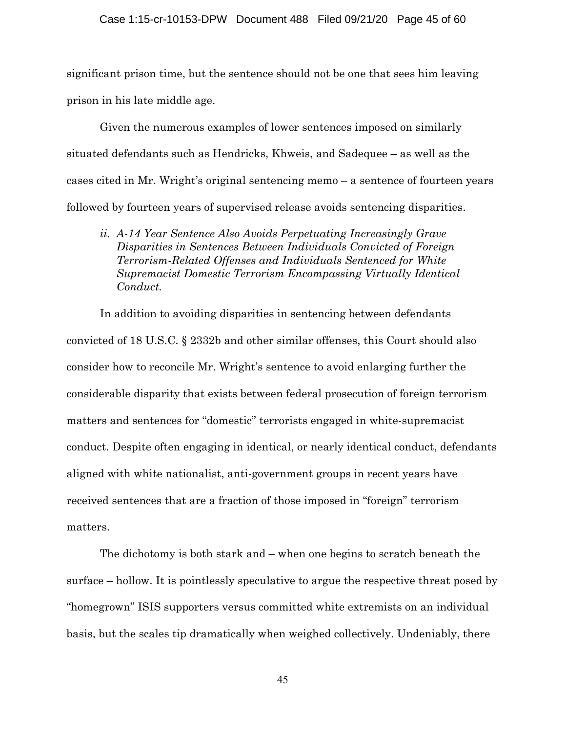significant prison time, but the sentence should not be one that sees him leaving prison in his late middle age.

Given the numerous examples of lower sentences imposed on similarly situated defendants such as Hendricks, Khweis, and Sadequee – as well as the cases cited in Mr. Wright's original sentencing memo – a sentence of fourteen years followed by fourteen years of supervised release avoids sentencing disparities.

*ii. A-14 Year Sentence Also Avoids Perpetuating Increasingly Grave Disparities in Sentences Between Individuals Convicted of Foreign Terrorism-Related Offenses and Individuals Sentenced for White Supremacist Domestic Terrorism Encompassing Virtually Identical Conduct.*

In addition to avoiding disparities in sentencing between defendants convicted of 18 U.S.C. § 2332b and other similar offenses, this Court should also consider how to reconcile Mr. Wright's sentence to avoid enlarging further the considerable disparity that exists between federal prosecution of foreign terrorism matters and sentences for "domestic" terrorists engaged in white-supremacist conduct. Despite often engaging in identical, or nearly identical conduct, defendants aligned with white nationalist, anti-government groups in recent years have received sentences that are a fraction of those imposed in "foreign" terrorism matters.

The dichotomy is both stark and – when one begins to scratch beneath the surface – hollow. It is pointlessly speculative to argue the respective threat posed by "homegrown" ISIS supporters versus committed white extremists on an individual basis, but the scales tip dramatically when weighed collectively. Undeniably, there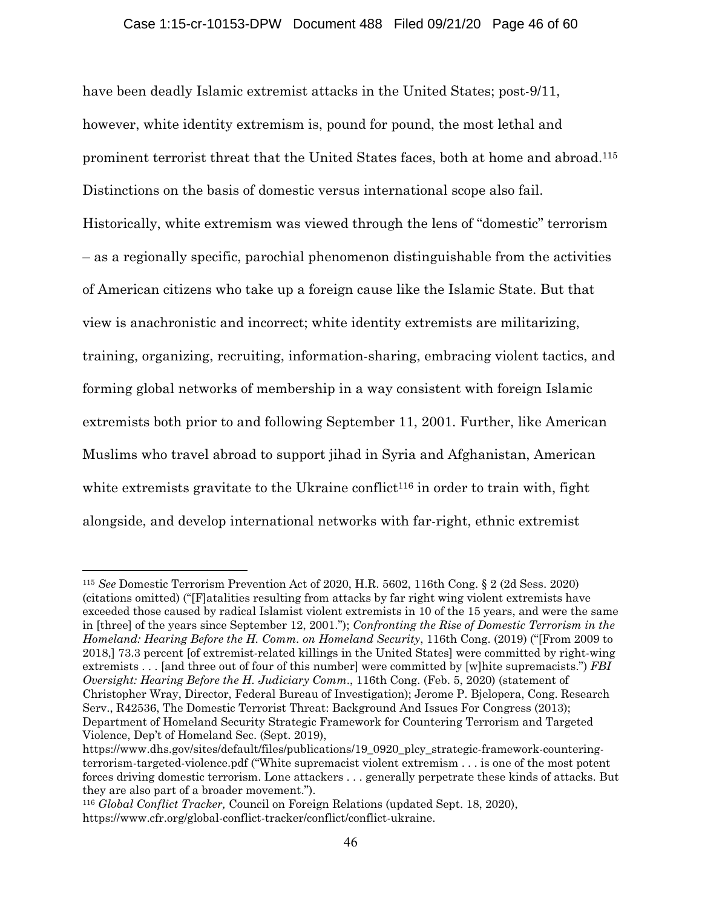have been deadly Islamic extremist attacks in the United States; post-9/11, however, white identity extremism is, pound for pound, the most lethal and prominent terrorist threat that the United States faces, both at home and abroad.[115] Distinctions on the basis of domestic versus international scope also fail. Historically, white extremism was viewed through the lens of "domestic" terrorism – as a regionally specific, parochial phenomenon distinguishable from the activities of American citizens who take up a foreign cause like the Islamic State. But that view is anachronistic and incorrect; white identity extremists are militarizing, training, organizing, recruiting, information-sharing, embracing violent tactics, and forming global networks of membership in a way consistent with foreign Islamic extremists both prior to and following September 11, 2001. Further, like American Muslims who travel abroad to support jihad in Syria and Afghanistan, American white extremists gravitate to the Ukraine conflict[116] in order to train with, fight alongside, and develop international networks with far-right, ethnic extremist

---

[115] *See* Domestic Terrorism Prevention Act of 2020, H.R. 5602, 116th Cong. § 2 (2d Sess. 2020) (citations omitted) ("[F]atalities resulting from attacks by far right wing violent extremists have exceeded those caused by radical Islamist violent extremists in 10 of the 15 years, and were the same in [three] of the years since September 12, 2001."); *Confronting the Rise of Domestic Terrorism in the Homeland: Hearing Before the H. Comm. on Homeland Security*, 116th Cong. (2019) ("[From 2009 to 2018,] 73.3 percent [of extremist-related killings in the United States] were committed by right-wing extremists . . . [and three out of four of this number] were committed by [w]hite supremacists.") *FBI Oversight: Hearing Before the H. Judiciary Comm.*, 116th Cong. (Feb. 5, 2020) (statement of Christopher Wray, Director, Federal Bureau of Investigation); Jerome P. Bjelopera, Cong. Research Serv., R42536, The Domestic Terrorist Threat: Background And Issues For Congress (2013); Department of Homeland Security Strategic Framework for Countering Terrorism and Targeted Violence, Dep't of Homeland Sec. (Sept. 2019), https://www.dhs.gov/sites/default/files/publications/19_0920_plcy_strategic-framework-countering-terrorism-targeted-violence.pdf ("White supremacist violent extremism . . . is one of the most potent forces driving domestic terrorism. Lone attackers . . . generally perpetrate these kinds of attacks. But they are also part of a broader movement.").

[116] *Global Conflict Tracker,* Council on Foreign Relations (updated Sept. 18, 2020), https://www.cfr.org/global-conflict-tracker/conflict/conflict-ukraine.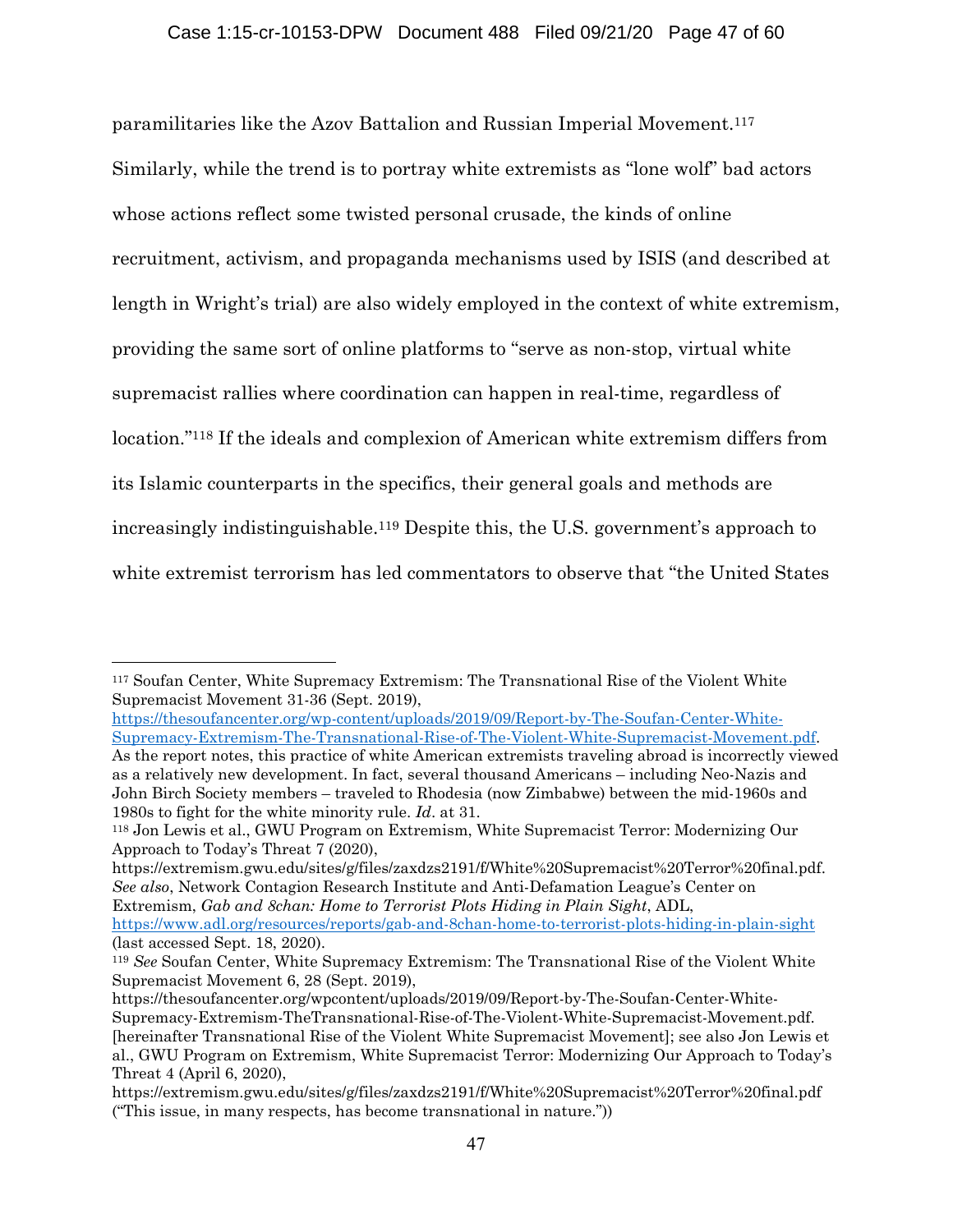paramilitaries like the Azov Battalion and Russian Imperial Movement.[117] Similarly, while the trend is to portray white extremists as "lone wolf" bad actors whose actions reflect some twisted personal crusade, the kinds of online recruitment, activism, and propaganda mechanisms used by ISIS (and described at length in Wright's trial) are also widely employed in the context of white extremism, providing the same sort of online platforms to "serve as non-stop, virtual white supremacist rallies where coordination can happen in real-time, regardless of location."[118] If the ideals and complexion of American white extremism differs from its Islamic counterparts in the specifics, their general goals and methods are increasingly indistinguishable.[119] Despite this, the U.S. government's approach to white extremist terrorism has led commentators to observe that "the United States

---

[117] Soufan Center, White Supremacy Extremism: The Transnational Rise of the Violent White Supremacist Movement 31-36 (Sept. 2019), https://thesoufancenter.org/wp-content/uploads/2019/09/Report-by-The-Soufan-Center-White-Supremacy-Extremism-The-Transnational-Rise-of-The-Violent-White-Supremacist-Movement.pdf. As the report notes, this practice of white American extremists traveling abroad is incorrectly viewed as a relatively new development. In fact, several thousand Americans – including Neo-Nazis and John Birch Society members – traveled to Rhodesia (now Zimbabwe) between the mid-1960s and 1980s to fight for the white minority rule. *Id*. at 31.

[118] Jon Lewis et al., GWU Program on Extremism, White Supremacist Terror: Modernizing Our Approach to Today's Threat 7 (2020), https://extremism.gwu.edu/sites/g/files/zaxdzs2191/f/White%20Supremacist%20Terror%20final.pdf. *See also*, Network Contagion Research Institute and Anti-Defamation League's Center on Extremism, *Gab and 8chan: Home to Terrorist Plots Hiding in Plain Sight*, ADL, https://www.adl.org/resources/reports/gab-and-8chan-home-to-terrorist-plots-hiding-in-plain-sight (last accessed Sept. 18, 2020).

[119] *See* Soufan Center, White Supremacy Extremism: The Transnational Rise of the Violent White Supremacist Movement 6, 28 (Sept. 2019), https://thesoufancenter.org/wpcontent/uploads/2019/09/Report-by-The-Soufan-Center-White-Supremacy-Extremism-TheTransnational-Rise-of-The-Violent-White-Supremacist-Movement.pdf. [hereinafter Transnational Rise of the Violent White Supremacist Movement]; see also Jon Lewis et al., GWU Program on Extremism, White Supremacist Terror: Modernizing Our Approach to Today's Threat 4 (April 6, 2020), https://extremism.gwu.edu/sites/g/files/zaxdzs2191/f/White%20Supremacist%20Terror%20final.pdf ("This issue, in many respects, has become transnational in nature."))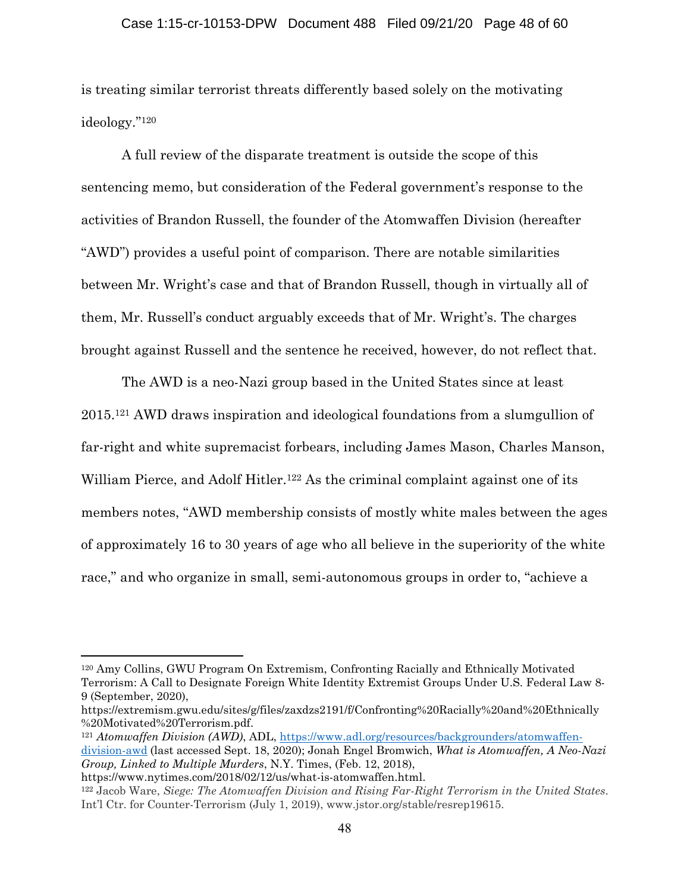is treating similar terrorist threats differently based solely on the motivating ideology."[120]

A full review of the disparate treatment is outside the scope of this sentencing memo, but consideration of the Federal government's response to the activities of Brandon Russell, the founder of the Atomwaffen Division (hereafter "AWD") provides a useful point of comparison. There are notable similarities between Mr. Wright's case and that of Brandon Russell, though in virtually all of them, Mr. Russell's conduct arguably exceeds that of Mr. Wright's. The charges brought against Russell and the sentence he received, however, do not reflect that.

The AWD is a neo-Nazi group based in the United States since at least 2015.[121] AWD draws inspiration and ideological foundations from a slumgullion of far-right and white supremacist forbears, including James Mason, Charles Manson, William Pierce, and Adolf Hitler.[122] As the criminal complaint against one of its members notes, "AWD membership consists of mostly white males between the ages of approximately 16 to 30 years of age who all believe in the superiority of the white race," and who organize in small, semi-autonomous groups in order to, "achieve a

---

[120] Amy Collins, GWU Program On Extremism, Confronting Racially and Ethnically Motivated Terrorism: A Call to Designate Foreign White Identity Extremist Groups Under U.S. Federal Law 8-9 (September, 2020), https://extremism.gwu.edu/sites/g/files/zaxdzs2191/f/Confronting%20Racially%20and%20Ethnically%20Motivated%20Terrorism.pdf.

[121] *Atomwaffen Division (AWD)*, ADL, [https://www.adl.org/resources/backgrounders/atomwaffen-division-awd](https://www.adl.org/resources/backgrounders/atomwaffen-division-awd) (last accessed Sept. 18, 2020); Jonah Engel Bromwich, *What is Atomwaffen, A Neo-Nazi Group, Linked to Multiple Murders*, N.Y. Times, (Feb. 12, 2018), https://www.nytimes.com/2018/02/12/us/what-is-atomwaffen.html.

[122] Jacob Ware, *Siege: The Atomwaffen Division and Rising Far-Right Terrorism in the United States*. Int'l Ctr. for Counter-Terrorism (July 1, 2019), www.jstor.org/stable/resrep19615.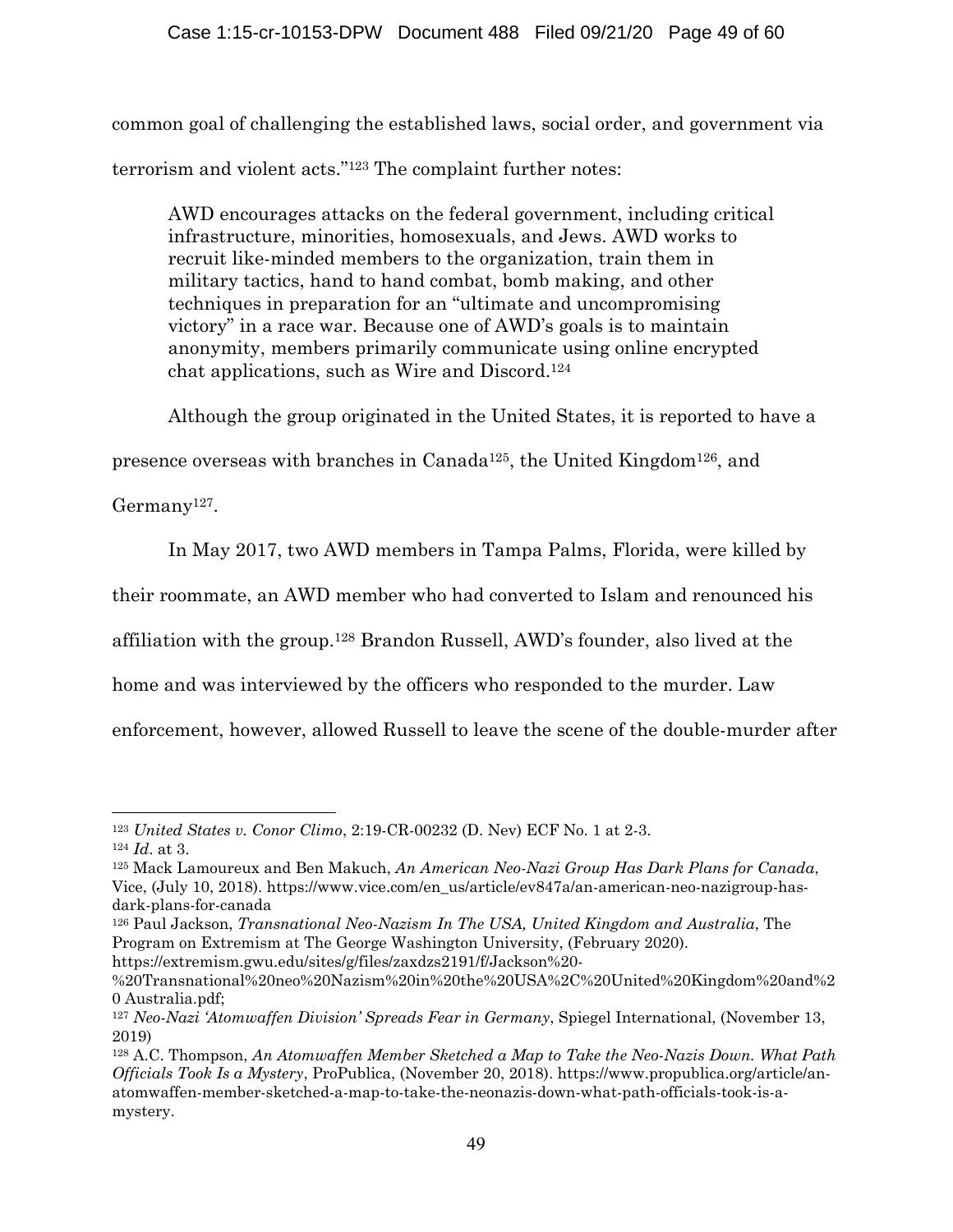common goal of challenging the established laws, social order, and government via terrorism and violent acts."[123] The complaint further notes:

> AWD encourages attacks on the federal government, including critical infrastructure, minorities, homosexuals, and Jews. AWD works to recruit like-minded members to the organization, train them in military tactics, hand to hand combat, bomb making, and other techniques in preparation for an "ultimate and uncompromising victory" in a race war. Because one of AWD's goals is to maintain anonymity, members primarily communicate using online encrypted chat applications, such as Wire and Discord.[124]

Although the group originated in the United States, it is reported to have a presence overseas with branches in Canada[125], the United Kingdom[126], and Germany[127].

In May 2017, two AWD members in Tampa Palms, Florida, were killed by their roommate, an AWD member who had converted to Islam and renounced his affiliation with the group.[128] Brandon Russell, AWD's founder, also lived at the home and was interviewed by the officers who responded to the murder. Law enforcement, however, allowed Russell to leave the scene of the double-murder after

---

[123] *United States v. Conor Climo*, 2:19-CR-00232 (D. Nev) ECF No. 1 at 2-3.

[124] *Id*. at 3.

[125] Mack Lamoureux and Ben Makuch, *An American Neo-Nazi Group Has Dark Plans for Canada*, Vice, (July 10, 2018). https://www.vice.com/en_us/article/ev847a/an-american-neo-nazigroup-has-dark-plans-for-canada

[126] Paul Jackson, *Transnational Neo-Nazism In The USA, United Kingdom and Australia*, The Program on Extremism at The George Washington University, (February 2020). https://extremism.gwu.edu/sites/g/files/zaxdzs2191/f/Jackson%20-%20Transnational%20neo%20Nazism%20in%20the%20USA%2C%20United%20Kingdom%20and%20 Australia.pdf;

[127] *Neo-Nazi 'Atomwaffen Division' Spreads Fear in Germany*, Spiegel International, (November 13, 2019)

[128] A.C. Thompson, *An Atomwaffen Member Sketched a Map to Take the Neo-Nazis Down. What Path Officials Took Is a Mystery*, ProPublica, (November 20, 2018). https://www.propublica.org/article/an-atomwaffen-member-sketched-a-map-to-take-the-neonazis-down-what-path-officials-took-is-a-mystery.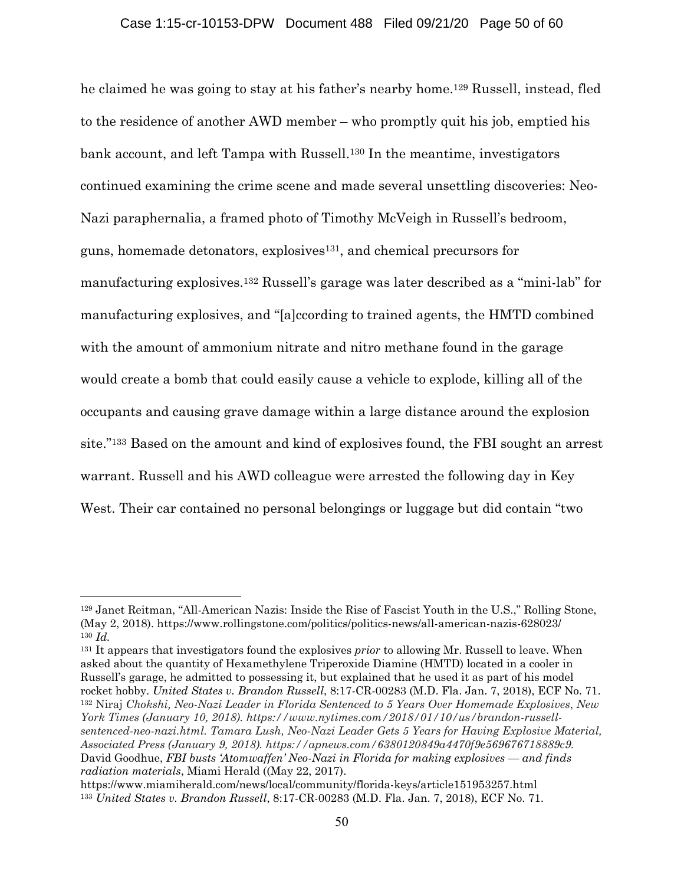he claimed he was going to stay at his father's nearby home.[129] Russell, instead, fled to the residence of another AWD member – who promptly quit his job, emptied his bank account, and left Tampa with Russell.[130] In the meantime, investigators continued examining the crime scene and made several unsettling discoveries: Neo-Nazi paraphernalia, a framed photo of Timothy McVeigh in Russell's bedroom, guns, homemade detonators, explosives[131], and chemical precursors for manufacturing explosives.[132] Russell's garage was later described as a "mini-lab" for manufacturing explosives, and "[a]ccording to trained agents, the HMTD combined with the amount of ammonium nitrate and nitro methane found in the garage would create a bomb that could easily cause a vehicle to explode, killing all of the occupants and causing grave damage within a large distance around the explosion site."[133] Based on the amount and kind of explosives found, the FBI sought an arrest warrant. Russell and his AWD colleague were arrested the following day in Key West. Their car contained no personal belongings or luggage but did contain "two

---

[129] Janet Reitman, "All-American Nazis: Inside the Rise of Fascist Youth in the U.S.," Rolling Stone, (May 2, 2018). https://www.rollingstone.com/politics/politics-news/all-american-nazis-628023/

[130] *Id.*

[131] It appears that investigators found the explosives *prior* to allowing Mr. Russell to leave. When asked about the quantity of Hexamethylene Triperoxide Diamine (HMTD) located in a cooler in Russell's garage, he admitted to possessing it, but explained that he used it as part of his model rocket hobby. *United States v. Brandon Russell*, 8:17-CR-00283 (M.D. Fla. Jan. 7, 2018), ECF No. 71.

[132] Niraj *Chokshi, Neo-Nazi Leader in Florida Sentenced to 5 Years Over Homemade Explosives*, *New York Times (January 10, 2018). https://www.nytimes.com/2018/01/10/us/brandon-russell-sentenced-neo-nazi.html. Tamara Lush, Neo-Nazi Leader Gets 5 Years for Having Explosive Material, Associated Press (January 9, 2018). https://apnews.com/6380120849a4470f9e569676718889c9.* David Goodhue, *FBI busts 'Atomwaffen' Neo-Nazi in Florida for making explosives — and finds radiation materials*, Miami Herald ((May 22, 2017). https://www.miamiherald.com/news/local/community/florida-keys/article151953257.html

[133] *United States v. Brandon Russell*, 8:17-CR-00283 (M.D. Fla. Jan. 7, 2018), ECF No. 71.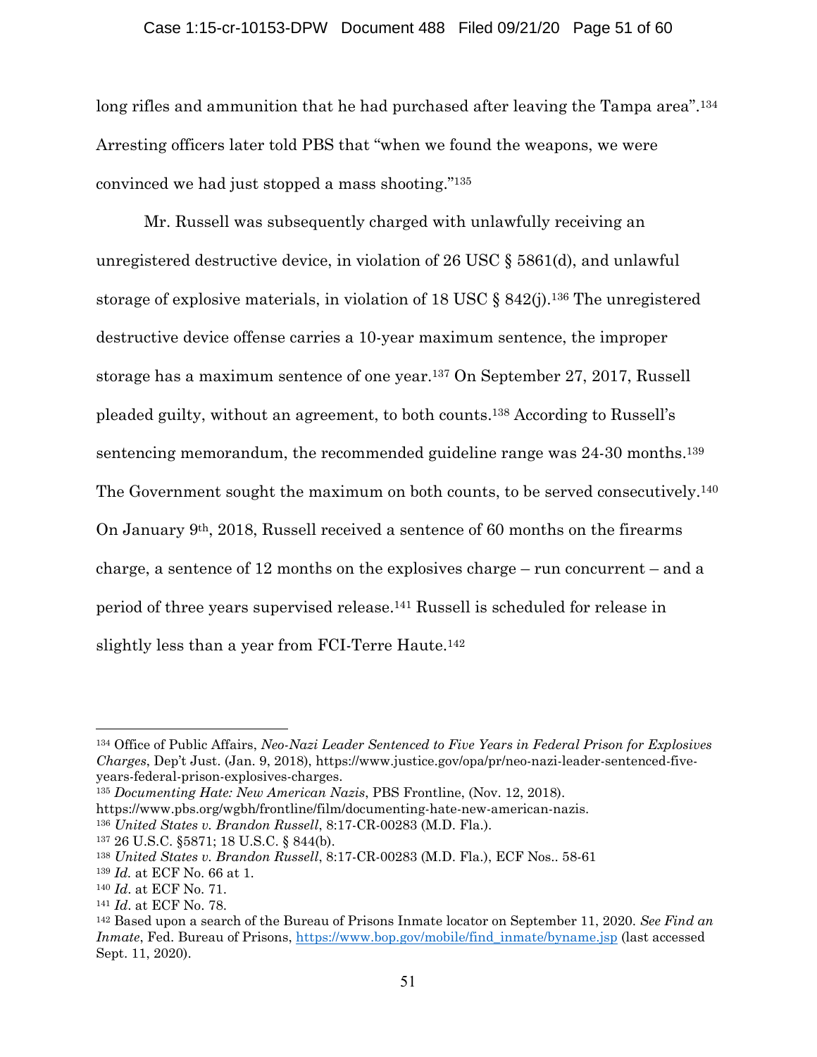long rifles and ammunition that he had purchased after leaving the Tampa area".[134] Arresting officers later told PBS that "when we found the weapons, we were convinced we had just stopped a mass shooting."[135]

Mr. Russell was subsequently charged with unlawfully receiving an unregistered destructive device, in violation of 26 USC § 5861(d), and unlawful storage of explosive materials, in violation of 18 USC § 842(j).[136] The unregistered destructive device offense carries a 10-year maximum sentence, the improper storage has a maximum sentence of one year.[137] On September 27, 2017, Russell pleaded guilty, without an agreement, to both counts.[138] According to Russell's sentencing memorandum, the recommended guideline range was 24-30 months.[139] The Government sought the maximum on both counts, to be served consecutively.[140] On January 9th, 2018, Russell received a sentence of 60 months on the firearms charge, a sentence of 12 months on the explosives charge – run concurrent – and a period of three years supervised release.[141] Russell is scheduled for release in slightly less than a year from FCI-Terre Haute.[142]

---

[134] Office of Public Affairs, *Neo-Nazi Leader Sentenced to Five Years in Federal Prison for Explosives Charges*, Dep't Just. (Jan. 9, 2018), https://www.justice.gov/opa/pr/neo-nazi-leader-sentenced-five-years-federal-prison-explosives-charges.

[135] *Documenting Hate: New American Nazis*, PBS Frontline, (Nov. 12, 2018). https://www.pbs.org/wgbh/frontline/film/documenting-hate-new-american-nazis.

[136] *United States v. Brandon Russell*, 8:17-CR-00283 (M.D. Fla.).

[137] 26 U.S.C. §5871; 18 U.S.C. § 844(b).

[138] *United States v. Brandon Russell*, 8:17-CR-00283 (M.D. Fla.), ECF Nos.. 58-61

[139] *Id.* at ECF No. 66 at 1.

[140] *Id*. at ECF No. 71.

[141] *Id*. at ECF No. 78.

[142] Based upon a search of the Bureau of Prisons Inmate locator on September 11, 2020. *See Find an Inmate*, Fed. Bureau of Prisons, https://www.bop.gov/mobile/find_inmate/byname.jsp (last accessed Sept. 11, 2020).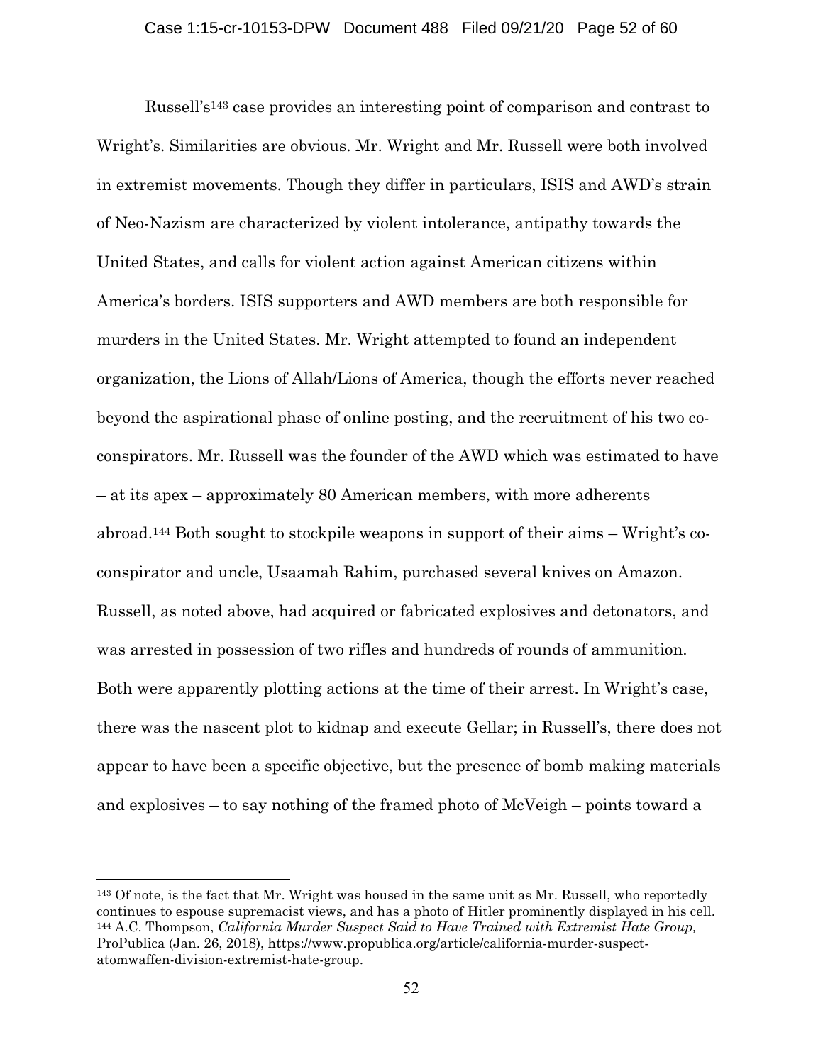Russell's[143] case provides an interesting point of comparison and contrast to Wright's. Similarities are obvious. Mr. Wright and Mr. Russell were both involved in extremist movements. Though they differ in particulars, ISIS and AWD's strain of Neo-Nazism are characterized by violent intolerance, antipathy towards the United States, and calls for violent action against American citizens within America's borders. ISIS supporters and AWD members are both responsible for murders in the United States. Mr. Wright attempted to found an independent organization, the Lions of Allah/Lions of America, though the efforts never reached beyond the aspirational phase of online posting, and the recruitment of his two co-conspirators. Mr. Russell was the founder of the AWD which was estimated to have – at its apex – approximately 80 American members, with more adherents abroad.[144] Both sought to stockpile weapons in support of their aims – Wright's co-conspirator and uncle, Usaamah Rahim, purchased several knives on Amazon. Russell, as noted above, had acquired or fabricated explosives and detonators, and was arrested in possession of two rifles and hundreds of rounds of ammunition. Both were apparently plotting actions at the time of their arrest. In Wright's case, there was the nascent plot to kidnap and execute Gellar; in Russell's, there does not appear to have been a specific objective, but the presence of bomb making materials and explosives – to say nothing of the framed photo of McVeigh – points toward a

---

[143] Of note, is the fact that Mr. Wright was housed in the same unit as Mr. Russell, who reportedly continues to espouse supremacist views, and has a photo of Hitler prominently displayed in his cell.

[144] A.C. Thompson, *California Murder Suspect Said to Have Trained with Extremist Hate Group,* ProPublica (Jan. 26, 2018), https://www.propublica.org/article/california-murder-suspect-atomwaffen-division-extremist-hate-group.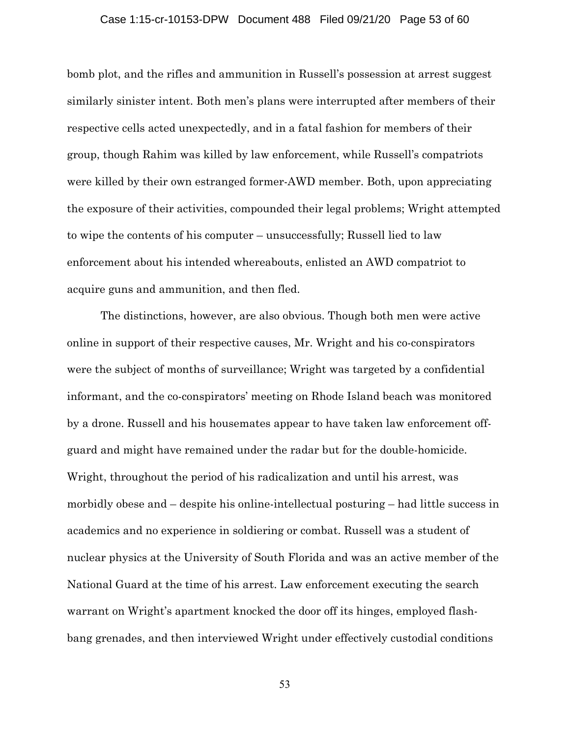bomb plot, and the rifles and ammunition in Russell's possession at arrest suggest similarly sinister intent. Both men's plans were interrupted after members of their respective cells acted unexpectedly, and in a fatal fashion for members of their group, though Rahim was killed by law enforcement, while Russell's compatriots were killed by their own estranged former-AWD member. Both, upon appreciating the exposure of their activities, compounded their legal problems; Wright attempted to wipe the contents of his computer – unsuccessfully; Russell lied to law enforcement about his intended whereabouts, enlisted an AWD compatriot to acquire guns and ammunition, and then fled.

The distinctions, however, are also obvious. Though both men were active online in support of their respective causes, Mr. Wright and his co-conspirators were the subject of months of surveillance; Wright was targeted by a confidential informant, and the co-conspirators' meeting on Rhode Island beach was monitored by a drone. Russell and his housemates appear to have taken law enforcement off-guard and might have remained under the radar but for the double-homicide. Wright, throughout the period of his radicalization and until his arrest, was morbidly obese and – despite his online-intellectual posturing – had little success in academics and no experience in soldiering or combat. Russell was a student of nuclear physics at the University of South Florida and was an active member of the National Guard at the time of his arrest. Law enforcement executing the search warrant on Wright's apartment knocked the door off its hinges, employed flash-bang grenades, and then interviewed Wright under effectively custodial conditions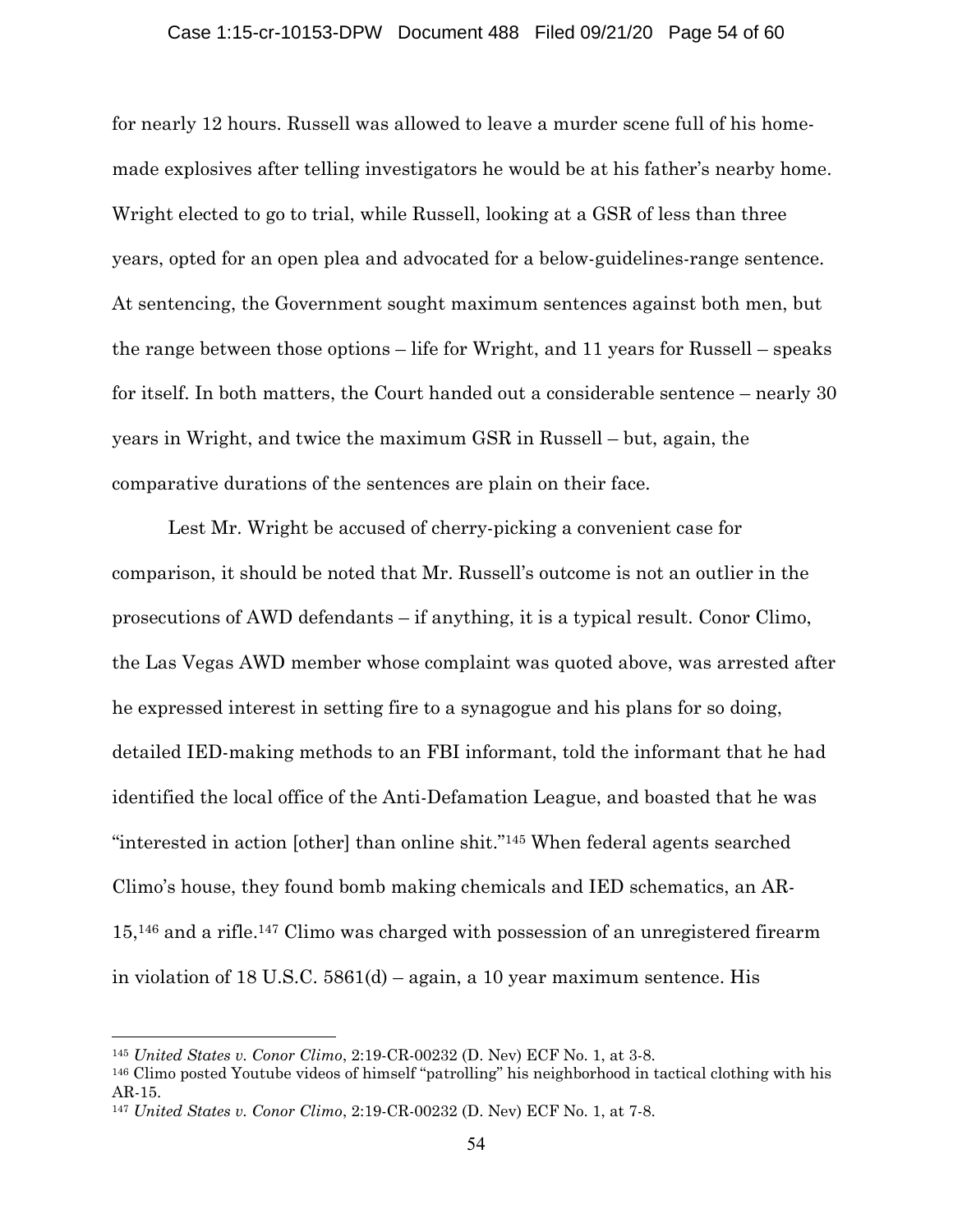for nearly 12 hours. Russell was allowed to leave a murder scene full of his home-made explosives after telling investigators he would be at his father's nearby home. Wright elected to go to trial, while Russell, looking at a GSR of less than three years, opted for an open plea and advocated for a below-guidelines-range sentence. At sentencing, the Government sought maximum sentences against both men, but the range between those options – life for Wright, and 11 years for Russell – speaks for itself. In both matters, the Court handed out a considerable sentence – nearly 30 years in Wright, and twice the maximum GSR in Russell – but, again, the comparative durations of the sentences are plain on their face.

Lest Mr. Wright be accused of cherry-picking a convenient case for comparison, it should be noted that Mr. Russell's outcome is not an outlier in the prosecutions of AWD defendants – if anything, it is a typical result. Conor Climo, the Las Vegas AWD member whose complaint was quoted above, was arrested after he expressed interest in setting fire to a synagogue and his plans for so doing, detailed IED-making methods to an FBI informant, told the informant that he had identified the local office of the Anti-Defamation League, and boasted that he was "interested in action [other] than online shit."[145] When federal agents searched Climo's house, they found bomb making chemicals and IED schematics, an AR-15,[146] and a rifle.[147] Climo was charged with possession of an unregistered firearm in violation of 18 U.S.C. 5861(d) – again, a 10 year maximum sentence. His

---

[145] *United States v. Conor Climo*, 2:19-CR-00232 (D. Nev) ECF No. 1, at 3-8.

[146] Climo posted Youtube videos of himself "patrolling" his neighborhood in tactical clothing with his AR-15.

[147] *United States v. Conor Climo*, 2:19-CR-00232 (D. Nev) ECF No. 1, at 7-8.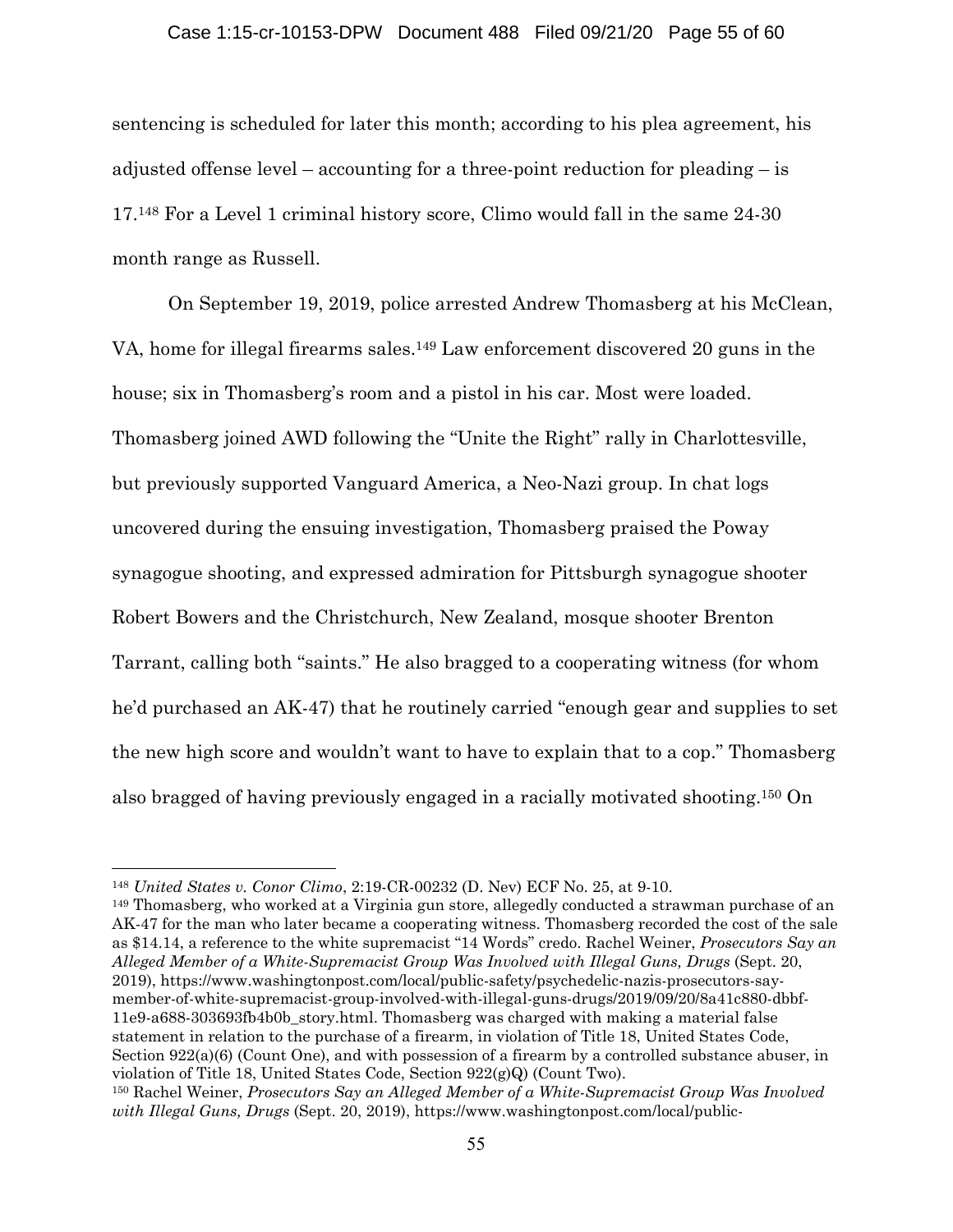sentencing is scheduled for later this month; according to his plea agreement, his adjusted offense level – accounting for a three-point reduction for pleading – is 17.[148] For a Level 1 criminal history score, Climo would fall in the same 24-30 month range as Russell.

On September 19, 2019, police arrested Andrew Thomasberg at his McClean, VA, home for illegal firearms sales.[149] Law enforcement discovered 20 guns in the house; six in Thomasberg's room and a pistol in his car. Most were loaded. Thomasberg joined AWD following the "Unite the Right" rally in Charlottesville, but previously supported Vanguard America, a Neo-Nazi group. In chat logs uncovered during the ensuing investigation, Thomasberg praised the Poway synagogue shooting, and expressed admiration for Pittsburgh synagogue shooter Robert Bowers and the Christchurch, New Zealand, mosque shooter Brenton Tarrant, calling both "saints." He also bragged to a cooperating witness (for whom he'd purchased an AK-47) that he routinely carried "enough gear and supplies to set the new high score and wouldn't want to have to explain that to a cop." Thomasberg also bragged of having previously engaged in a racially motivated shooting.[150] On

---

[148] *United States v. Conor Climo*, 2:19-CR-00232 (D. Nev) ECF No. 25, at 9-10.

[149] Thomasberg, who worked at a Virginia gun store, allegedly conducted a strawman purchase of an AK-47 for the man who later became a cooperating witness. Thomasberg recorded the cost of the sale as $14.14, a reference to the white supremacist "14 Words" credo. Rachel Weiner, *Prosecutors Say an Alleged Member of a White-Supremacist Group Was Involved with Illegal Guns, Drugs* (Sept. 20, 2019), https://www.washingtonpost.com/local/public-safety/psychedelic-nazis-prosecutors-say-member-of-white-supremacist-group-involved-with-illegal-guns-drugs/2019/09/20/8a41c880-dbbf-11e9-a688-303693fb4b0b_story.html. Thomasberg was charged with making a material false statement in relation to the purchase of a firearm, in violation of Title 18, United States Code, Section 922(a)(6) (Count One), and with possession of a firearm by a controlled substance abuser, in violation of Title 18, United States Code, Section 922(g)Q) (Count Two).

[150] Rachel Weiner, *Prosecutors Say an Alleged Member of a White-Supremacist Group Was Involved with Illegal Guns, Drugs* (Sept. 20, 2019), https://www.washingtonpost.com/local/public-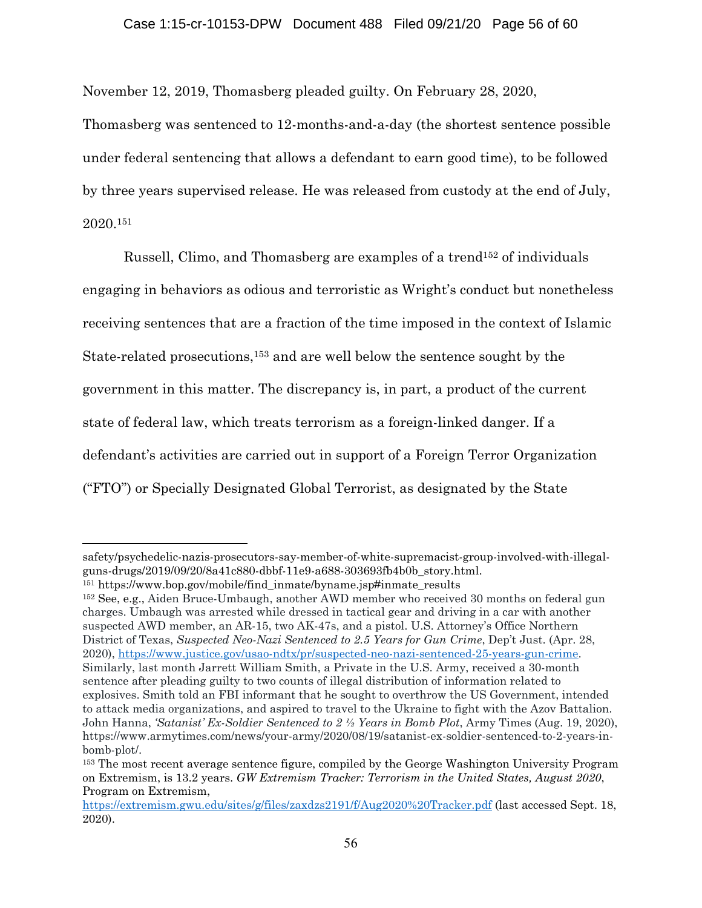November 12, 2019, Thomasberg pleaded guilty. On February 28, 2020, Thomasberg was sentenced to 12-months-and-a-day (the shortest sentence possible under federal sentencing that allows a defendant to earn good time), to be followed by three years supervised release. He was released from custody at the end of July, 2020.[151]

Russell, Climo, and Thomasberg are examples of a trend[152] of individuals engaging in behaviors as odious and terroristic as Wright's conduct but nonetheless receiving sentences that are a fraction of the time imposed in the context of Islamic State-related prosecutions,[153] and are well below the sentence sought by the government in this matter. The discrepancy is, in part, a product of the current state of federal law, which treats terrorism as a foreign-linked danger. If a defendant's activities are carried out in support of a Foreign Terror Organization ("FTO") or Specially Designated Global Terrorist, as designated by the State

---

safety/psychedelic-nazis-prosecutors-say-member-of-white-supremacist-group-involved-with-illegal-guns-drugs/2019/09/20/8a41c880-dbbf-11e9-a688-303693fb4b0b_story.html.

[151] https://www.bop.gov/mobile/find_inmate/byname.jsp#inmate_results

[152] See, e.g., Aiden Bruce-Umbaugh, another AWD member who received 30 months on federal gun charges. Umbaugh was arrested while dressed in tactical gear and driving in a car with another suspected AWD member, an AR-15, two AK-47s, and a pistol. U.S. Attorney's Office Northern District of Texas, *Suspected Neo-Nazi Sentenced to 2.5 Years for Gun Crime*, Dep't Just. (Apr. 28, 2020), https://www.justice.gov/usao-ndtx/pr/suspected-neo-nazi-sentenced-25-years-gun-crime. Similarly, last month Jarrett William Smith, a Private in the U.S. Army, received a 30-month sentence after pleading guilty to two counts of illegal distribution of information related to explosives. Smith told an FBI informant that he sought to overthrow the US Government, intended to attack media organizations, and aspired to travel to the Ukraine to fight with the Azov Battalion. John Hanna, *'Satanist' Ex-Soldier Sentenced to 2 ½ Years in Bomb Plot*, Army Times (Aug. 19, 2020), https://www.armytimes.com/news/your-army/2020/08/19/satanist-ex-soldier-sentenced-to-2-years-in-bomb-plot/.

[153] The most recent average sentence figure, compiled by the George Washington University Program on Extremism, is 13.2 years. *GW Extremism Tracker: Terrorism in the United States, August 2020*, Program on Extremism, https://extremism.gwu.edu/sites/g/files/zaxdzs2191/f/Aug2020%20Tracker.pdf (last accessed Sept. 18, 2020).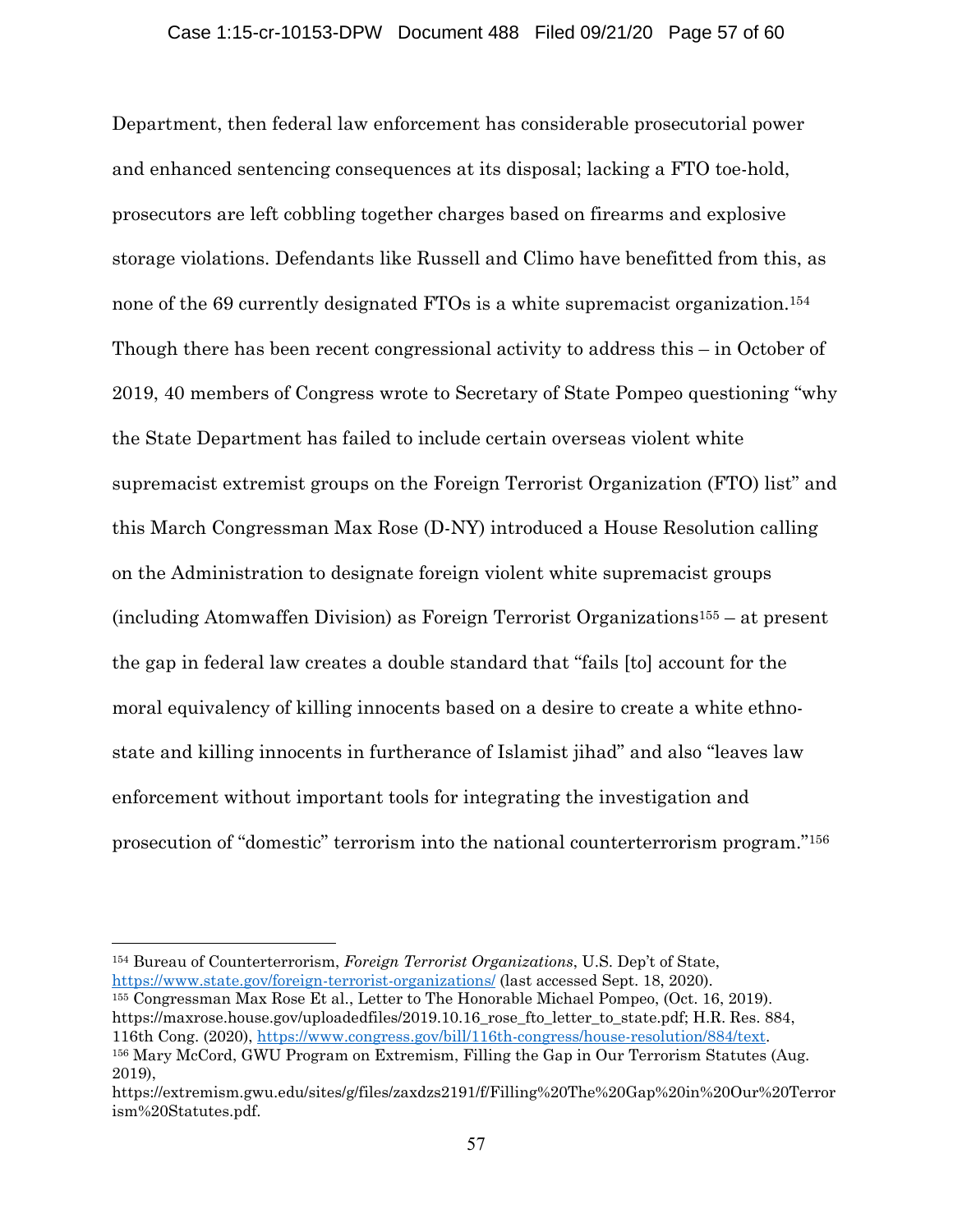Department, then federal law enforcement has considerable prosecutorial power and enhanced sentencing consequences at its disposal; lacking a FTO toe-hold, prosecutors are left cobbling together charges based on firearms and explosive storage violations. Defendants like Russell and Climo have benefitted from this, as none of the 69 currently designated FTOs is a white supremacist organization.[154] Though there has been recent congressional activity to address this – in October of 2019, 40 members of Congress wrote to Secretary of State Pompeo questioning "why the State Department has failed to include certain overseas violent white supremacist extremist groups on the Foreign Terrorist Organization (FTO) list" and this March Congressman Max Rose (D-NY) introduced a House Resolution calling on the Administration to designate foreign violent white supremacist groups (including Atomwaffen Division) as Foreign Terrorist Organizations[155] – at present the gap in federal law creates a double standard that "fails [to] account for the moral equivalency of killing innocents based on a desire to create a white ethno-state and killing innocents in furtherance of Islamist jihad" and also "leaves law enforcement without important tools for integrating the investigation and prosecution of "domestic" terrorism into the national counterterrorism program."[156]

---

[154] Bureau of Counterterrorism, *Foreign Terrorist Organizations*, U.S. Dep't of State, https://www.state.gov/foreign-terrorist-organizations/ (last accessed Sept. 18, 2020).

[155] Congressman Max Rose Et al., Letter to The Honorable Michael Pompeo, (Oct. 16, 2019). https://maxrose.house.gov/uploadedfiles/2019.10.16_rose_fto_letter_to_state.pdf; H.R. Res. 884, 116th Cong. (2020), https://www.congress.gov/bill/116th-congress/house-resolution/884/text.

[156] Mary McCord, GWU Program on Extremism, Filling the Gap in Our Terrorism Statutes (Aug. 2019), https://extremism.gwu.edu/sites/g/files/zaxdzs2191/f/Filling%20The%20Gap%20in%20Our%20Terrorism%20Statutes.pdf.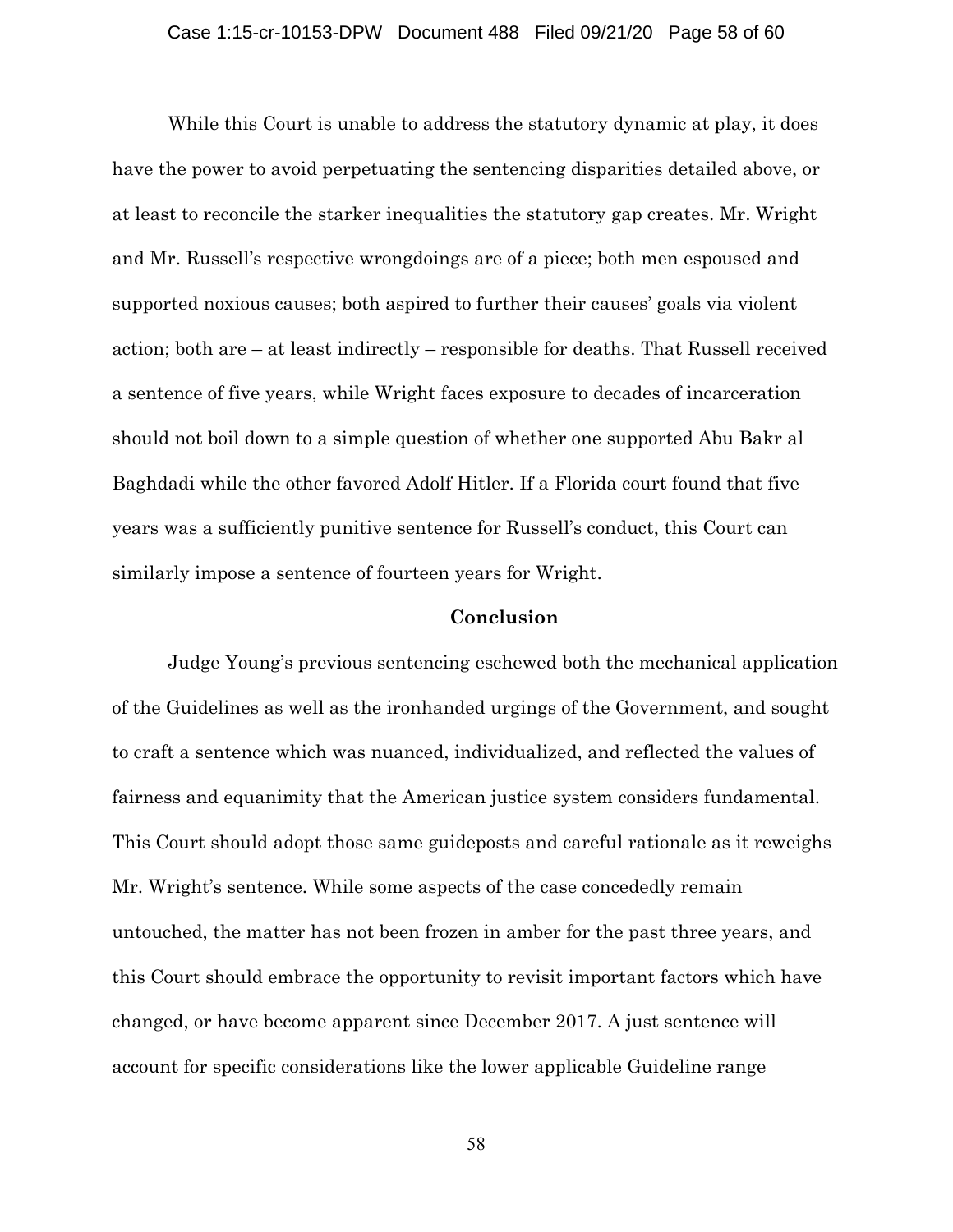While this Court is unable to address the statutory dynamic at play, it does have the power to avoid perpetuating the sentencing disparities detailed above, or at least to reconcile the starker inequalities the statutory gap creates. Mr. Wright and Mr. Russell's respective wrongdoings are of a piece; both men espoused and supported noxious causes; both aspired to further their causes' goals via violent action; both are – at least indirectly – responsible for deaths. That Russell received a sentence of five years, while Wright faces exposure to decades of incarceration should not boil down to a simple question of whether one supported Abu Bakr al Baghdadi while the other favored Adolf Hitler. If a Florida court found that five years was a sufficiently punitive sentence for Russell's conduct, this Court can similarly impose a sentence of fourteen years for Wright.

**Conclusion**

Judge Young's previous sentencing eschewed both the mechanical application of the Guidelines as well as the ironhanded urgings of the Government, and sought to craft a sentence which was nuanced, individualized, and reflected the values of fairness and equanimity that the American justice system considers fundamental. This Court should adopt those same guideposts and careful rationale as it reweighs Mr. Wright's sentence. While some aspects of the case concededly remain untouched, the matter has not been frozen in amber for the past three years, and this Court should embrace the opportunity to revisit important factors which have changed, or have become apparent since December 2017. A just sentence will account for specific considerations like the lower applicable Guideline range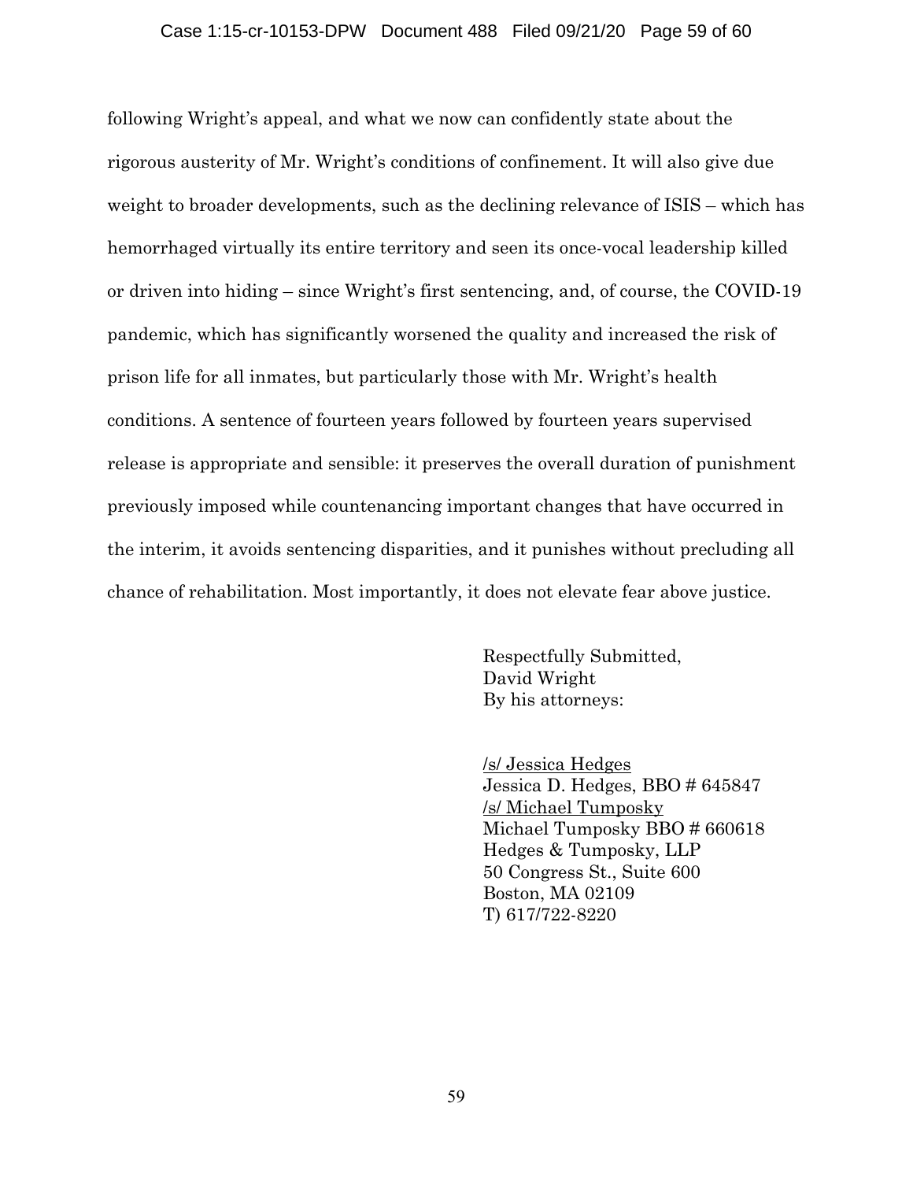following Wright's appeal, and what we now can confidently state about the rigorous austerity of Mr. Wright's conditions of confinement. It will also give due weight to broader developments, such as the declining relevance of ISIS – which has hemorrhaged virtually its entire territory and seen its once-vocal leadership killed or driven into hiding – since Wright's first sentencing, and, of course, the COVID-19 pandemic, which has significantly worsened the quality and increased the risk of prison life for all inmates, but particularly those with Mr. Wright's health conditions. A sentence of fourteen years followed by fourteen years supervised release is appropriate and sensible: it preserves the overall duration of punishment previously imposed while countenancing important changes that have occurred in the interim, it avoids sentencing disparities, and it punishes without precluding all chance of rehabilitation. Most importantly, it does not elevate fear above justice.

Respectfully Submitted,
David Wright
By his attorneys:

/s/ Jessica Hedges
Jessica D. Hedges, BBO # 645847
/s/ Michael Tumposky
Michael Tumposky BBO # 660618
Hedges & Tumposky, LLP
50 Congress St., Suite 600
Boston, MA 02109
T) 617/722-8220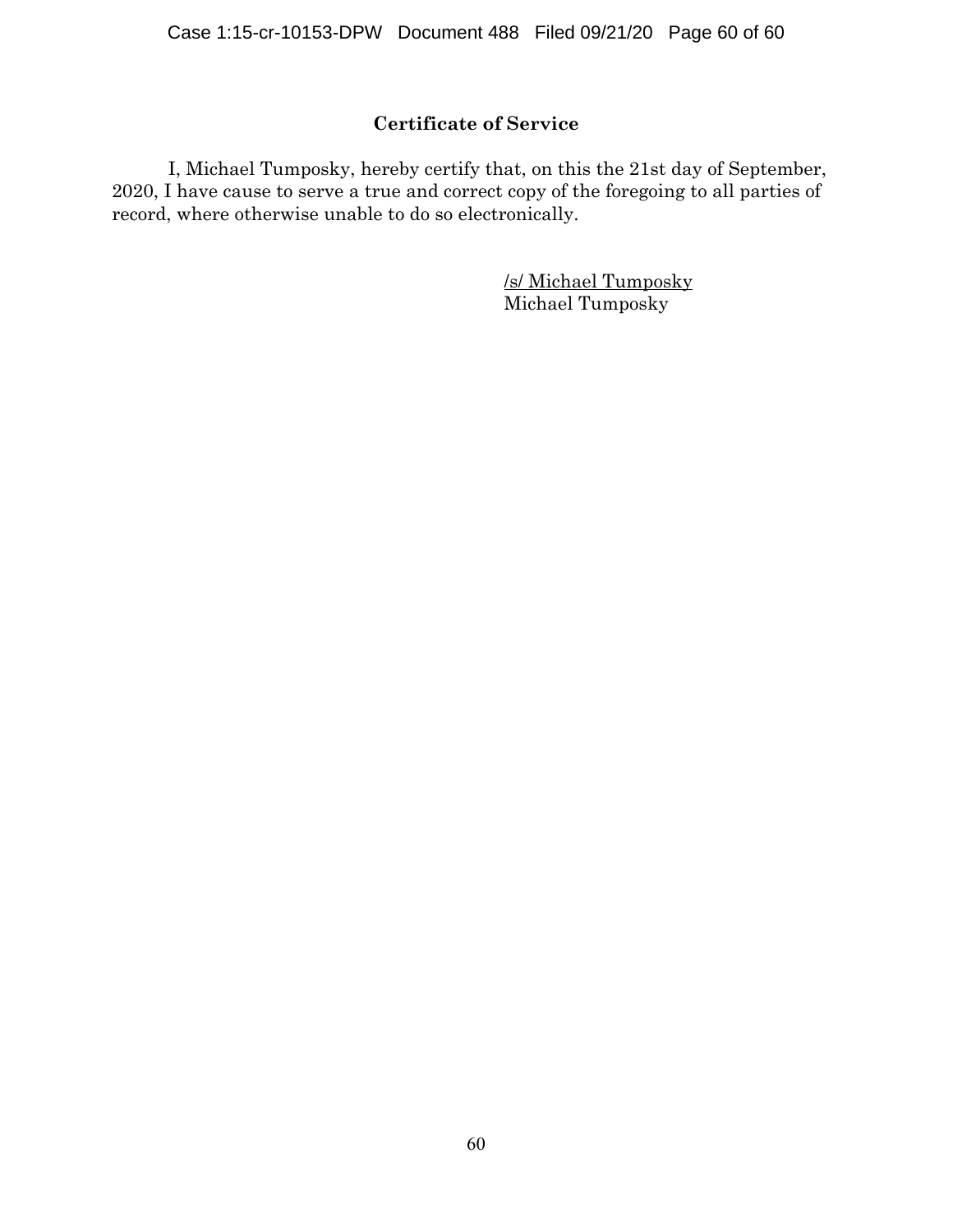# Certificate of Service

I, Michael Tumposky, hereby certify that, on this the 21st day of September, 2020, I have cause to serve a true and correct copy of the foregoing to all parties of record, where otherwise unable to do so electronically.

/s/ Michael Tumposky
Michael Tumposky